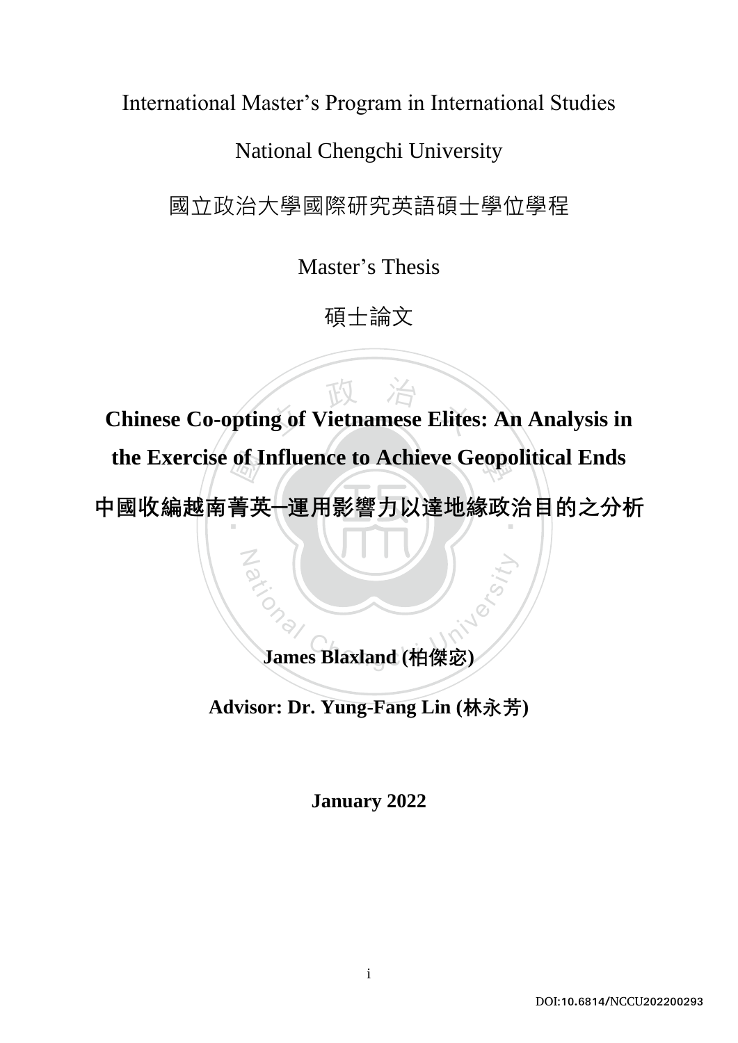International Master's Program in International Studies

National Chengchi University

國立政治大學國際研究英語碩士學位學程

Master's Thesis

碩士論文

# Chinese Co-opting of Vietnamese Elites: An Analysis in the Exercise of Influence to Achieve Geopolitical Ends

# 中國收編越南菁英─運用影響力以達地緣政治目的之分析

**James Blaxland (柏傑宓)**

**Advisor: Dr. Yung-Fang Lin (林永芳)**

**January 2022**

DOI:10.6814/NCCU202200293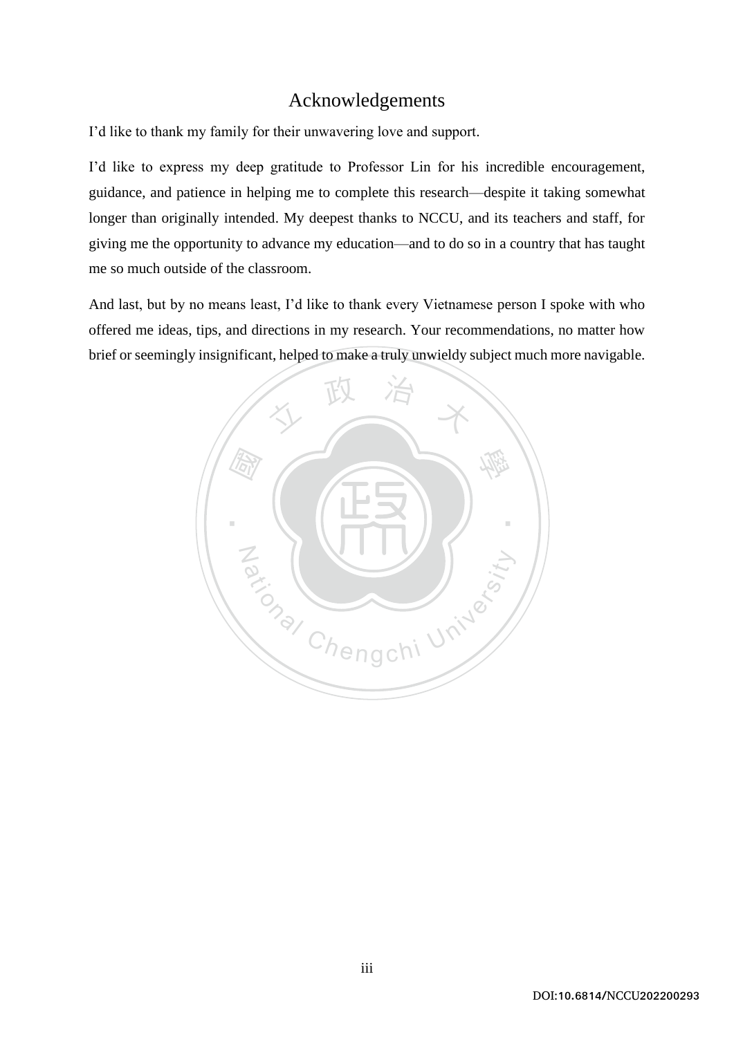# Acknowledgements

I'd like to thank my family for their unwavering love and support.

I'd like to express my deep gratitude to Professor Lin for his incredible encouragement, guidance, and patience in helping me to complete this research—despite it taking somewhat longer than originally intended. My deepest thanks to NCCU, and its teachers and staff, for giving me the opportunity to advance my education—and to do so in a country that has taught me so much outside of the classroom.

And last, but by no means least, I'd like to thank every Vietnamese person I spoke with who offered me ideas, tips, and directions in my research. Your recommendations, no matter how brief or seemingly insignificant, helped to make a truly unwieldy subject much more navigable.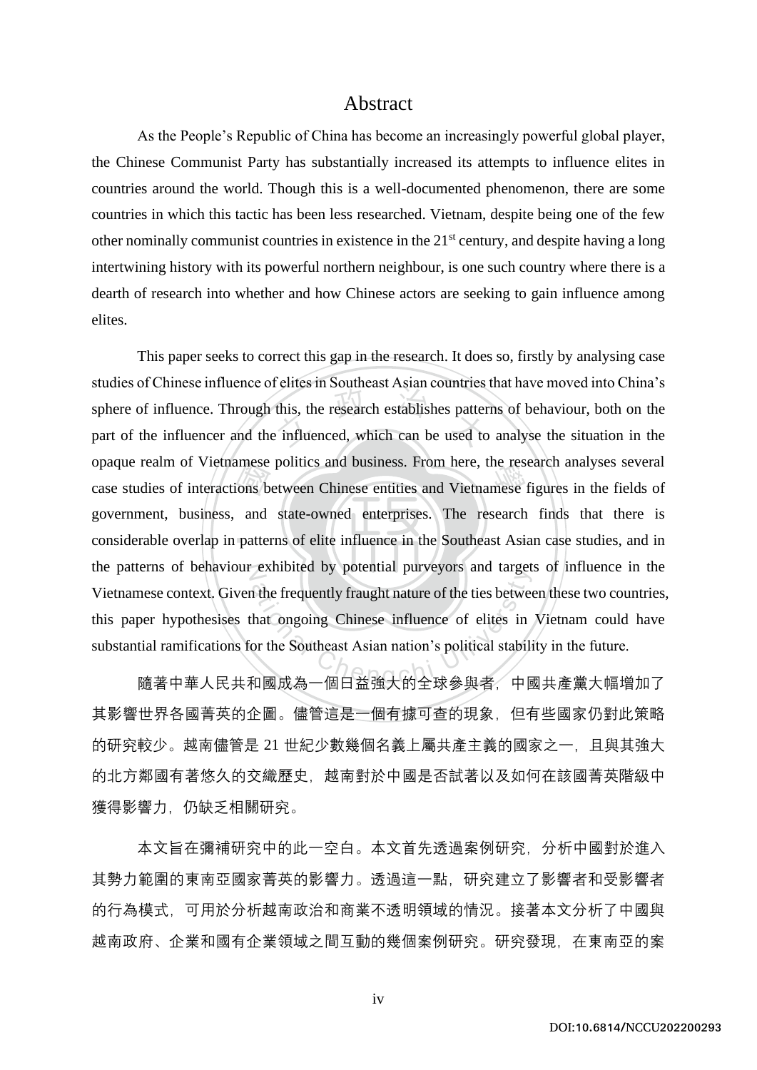# Abstract

As the People's Republic of China has become an increasingly powerful global player, the Chinese Communist Party has substantially increased its attempts to influence elites in countries around the world. Though this is a well-documented phenomenon, there are some countries in which this tactic has been less researched. Vietnam, despite being one of the few other nominally communist countries in existence in the 21st century, and despite having a long intertwining history with its powerful northern neighbour, is one such country where there is a dearth of research into whether and how Chinese actors are seeking to gain influence among elites.

This paper seeks to correct this gap in the research. It does so, firstly by analysing case studies of Chinese influence of elites in Southeast Asian countries that have moved into China's sphere of influence. Through this, the research establishes patterns of behaviour, both on the part of the influencer and the influenced, which can be used to analyse the situation in the opaque realm of Vietnamese politics and business. From here, the research analyses several case studies of interactions between Chinese entities and Vietnamese figures in the fields of government, business, and state-owned enterprises. The research finds that there is considerable overlap in patterns of elite influence in the Southeast Asian case studies, and in the patterns of behaviour exhibited by potential purveyors and targets of influence in the Vietnamese context. Given the frequently fraught nature of the ties between these two countries, this paper hypothesises that ongoing Chinese influence of elites in Vietnam could have substantial ramifications for the Southeast Asian nation's political stability in the future.

隨著中華人民共和國成為一個日益強大的全球參與者，中國共產黨大幅增加了其影響世界各國菁英的企圖。儘管這是一個有據可查的現象，但有些國家仍對此策略的研究較少。越南儘管是 21 世紀少數幾個名義上屬共產主義的國家之一，且與其強大的北方鄰國有著悠久的交織歷史，越南對於中國是否試著以及如何在該國菁英階級中獲得影響力，仍缺乏相關研究。

本文旨在彌補研究中的此一空白。本文首先透過案例研究，分析中國對於進入其勢力範圍的東南亞國家菁英的影響力。透過這一點，研究建立了影響者和受影響者的行為模式，可用於分析越南政治和商業不透明領域的情況。接著本文分析了中國與越南政府、企業和國有企業領域之間互動的幾個案例研究。研究發現，在東南亞的案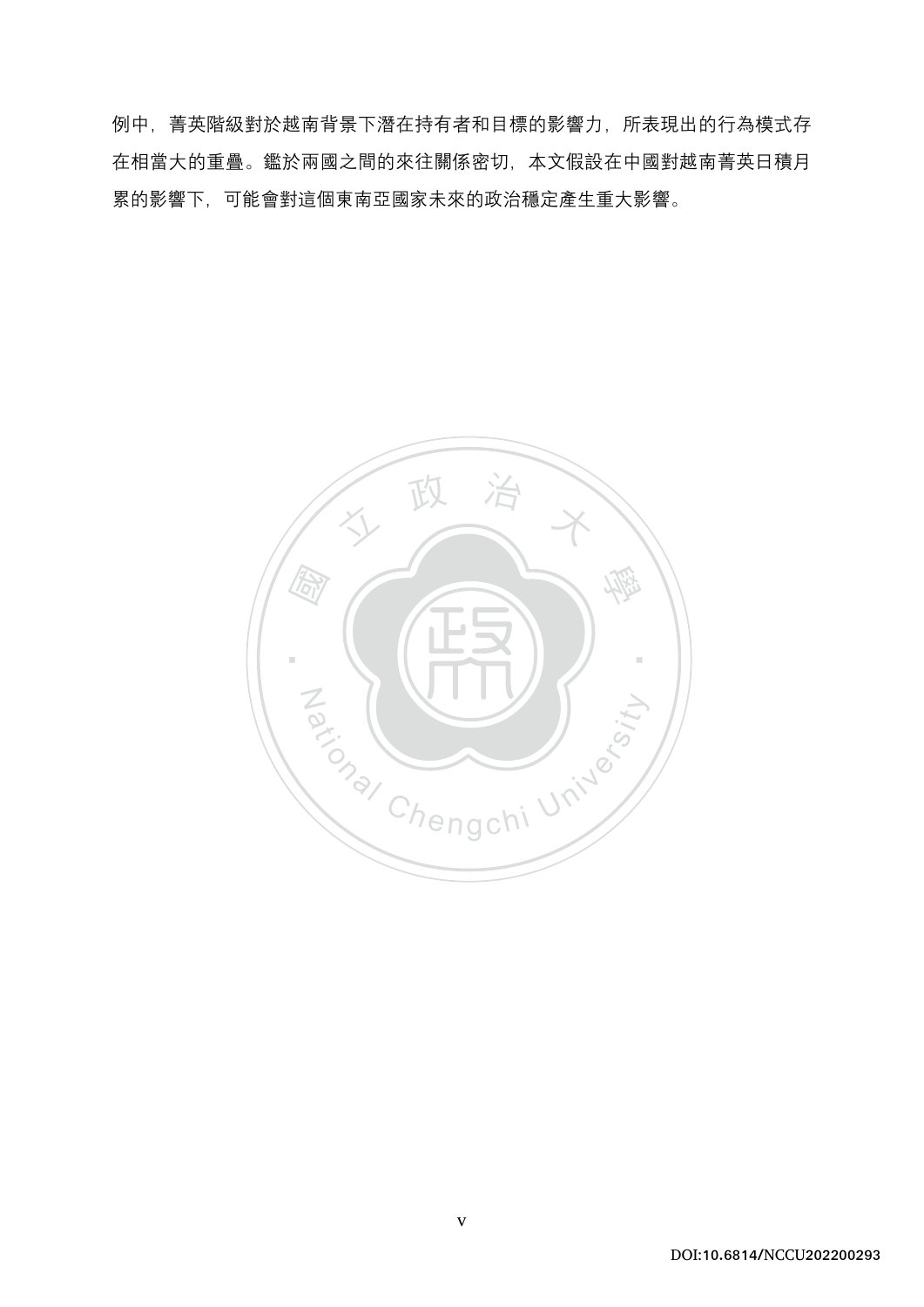例中，菁英階級對於越南背景下潛在持有者和目標的影響力，所表現出的行為模式存在相當大的重疊。鑑於兩國之間的來往關係密切，本文假設在中國對越南菁英日積月累的影響下，可能會對這個東南亞國家未來的政治穩定產生重大影響。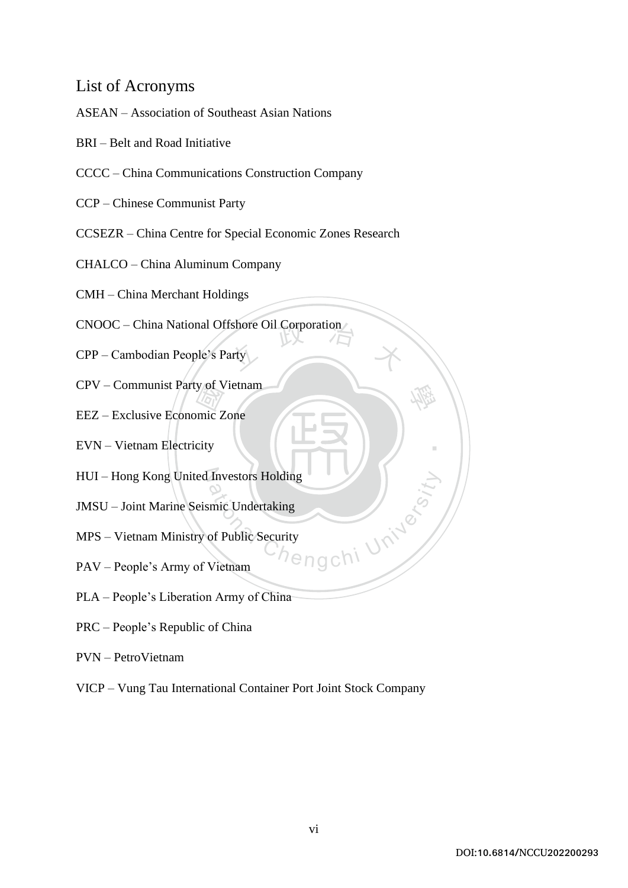## List of Acronyms

ASEAN – Association of Southeast Asian Nations

BRI – Belt and Road Initiative

CCCC – China Communications Construction Company

CCP – Chinese Communist Party

CCSEZR – China Centre for Special Economic Zones Research

CHALCO – China Aluminum Company

CMH – China Merchant Holdings

CNOOC – China National Offshore Oil Corporation

CPP – Cambodian People's Party

CPV – Communist Party of Vietnam

EEZ – Exclusive Economic Zone

EVN – Vietnam Electricity

HUI – Hong Kong United Investors Holding

JMSU – Joint Marine Seismic Undertaking

MPS – Vietnam Ministry of Public Security

PAV – People's Army of Vietnam

PLA – People's Liberation Army of China

PRC – People's Republic of China

PVN – PetroVietnam

VICP – Vung Tau International Container Port Joint Stock Company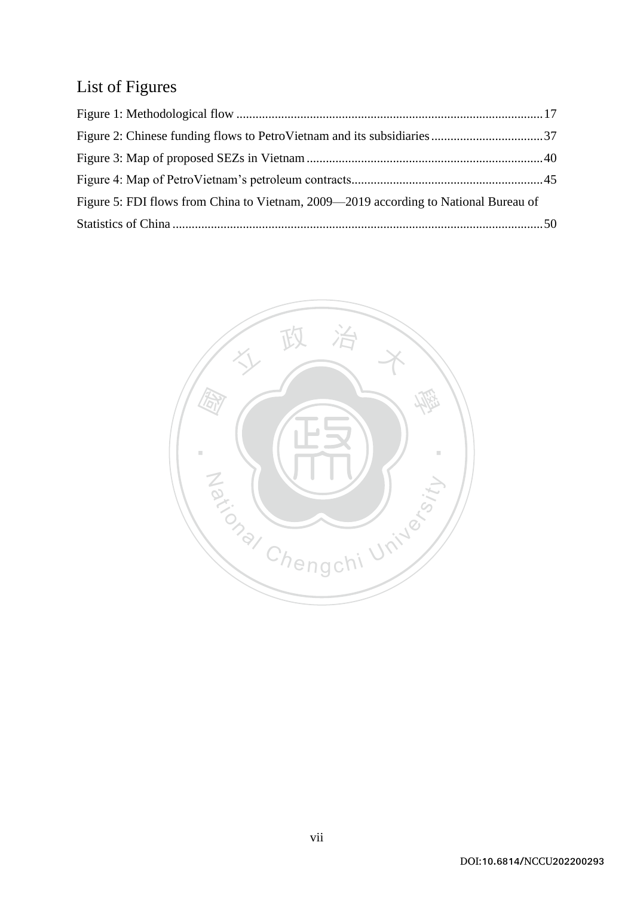# List of Figures

Figure 1: Methodological flow ................................................................................................17

Figure 2: Chinese funding flows to PetroVietnam and its subsidiaries....................................37

Figure 3: Map of proposed SEZs in Vietnam ..........................................................................40

Figure 4: Map of PetroVietnam's petroleum contracts............................................................45

Figure 5: FDI flows from China to Vietnam, 2009—2019 according to National Bureau of Statistics of China ....................................................................................................................50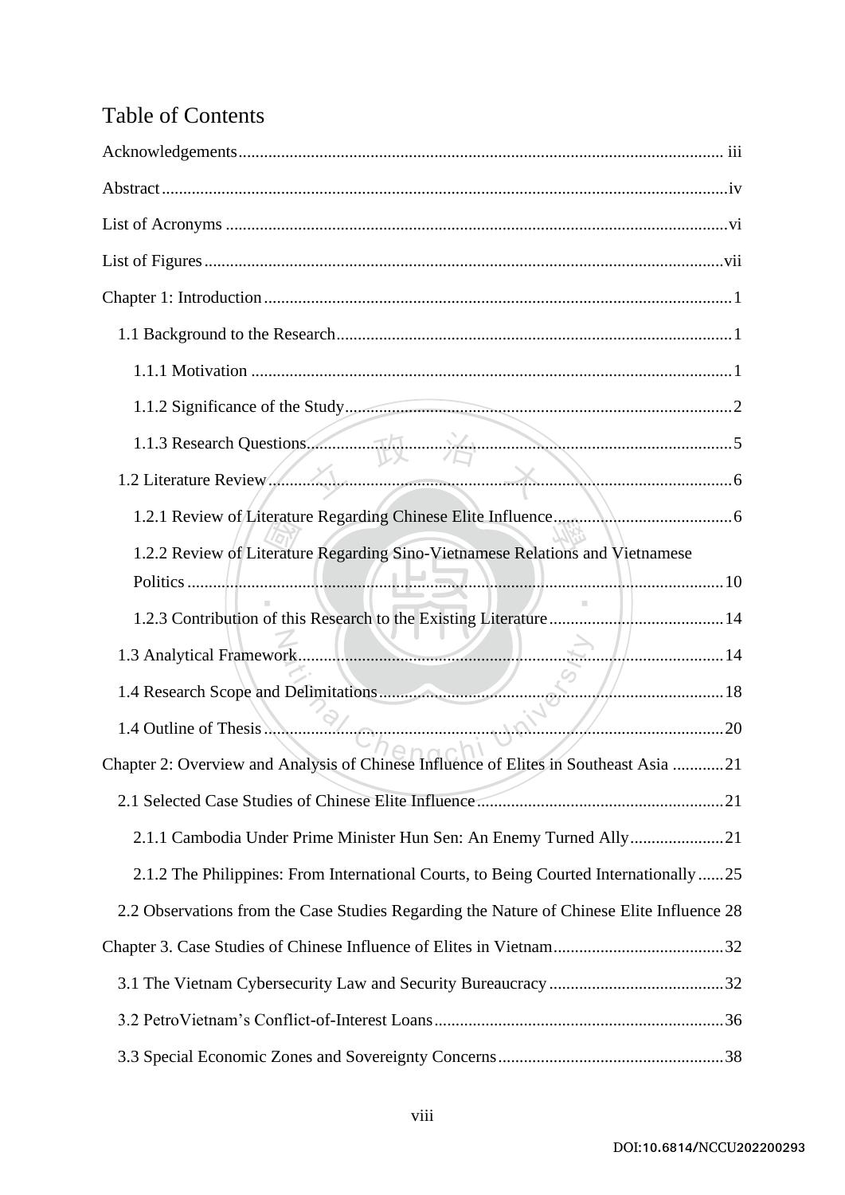# Table of Contents

Acknowledgements ........ iii

Abstract ........ iv

List of Acronyms ........ vi

List of Figures ........ vii

Chapter 1: Introduction ........ 1

- 1.1 Background to the Research ........ 1
  - 1.1.1 Motivation ........ 1
  - 1.1.2 Significance of the Study ........ 2
  - 1.1.3 Research Questions ........ 5
- 1.2 Literature Review ........ 6
  - 1.2.1 Review of Literature Regarding Chinese Elite Influence ........ 6
  - 1.2.2 Review of Literature Regarding Sino-Vietnamese Relations and Vietnamese Politics ........ 10
  - 1.2.3 Contribution of this Research to the Existing Literature ........ 14
- 1.3 Analytical Framework ........ 14
- 1.4 Research Scope and Delimitations ........ 18
- 1.4 Outline of Thesis ........ 20

Chapter 2: Overview and Analysis of Chinese Influence of Elites in Southeast Asia ........ 21

- 2.1 Selected Case Studies of Chinese Elite Influence ........ 21
  - 2.1.1 Cambodia Under Prime Minister Hun Sen: An Enemy Turned Ally ........ 21
  - 2.1.2 The Philippines: From International Courts, to Being Courted Internationally ........ 25
- 2.2 Observations from the Case Studies Regarding the Nature of Chinese Elite Influence 28

Chapter 3. Case Studies of Chinese Influence of Elites in Vietnam ........ 32

- 3.1 The Vietnam Cybersecurity Law and Security Bureaucracy ........ 32
- 3.2 PetroVietnam's Conflict-of-Interest Loans ........ 36
- 3.3 Special Economic Zones and Sovereignty Concerns ........ 38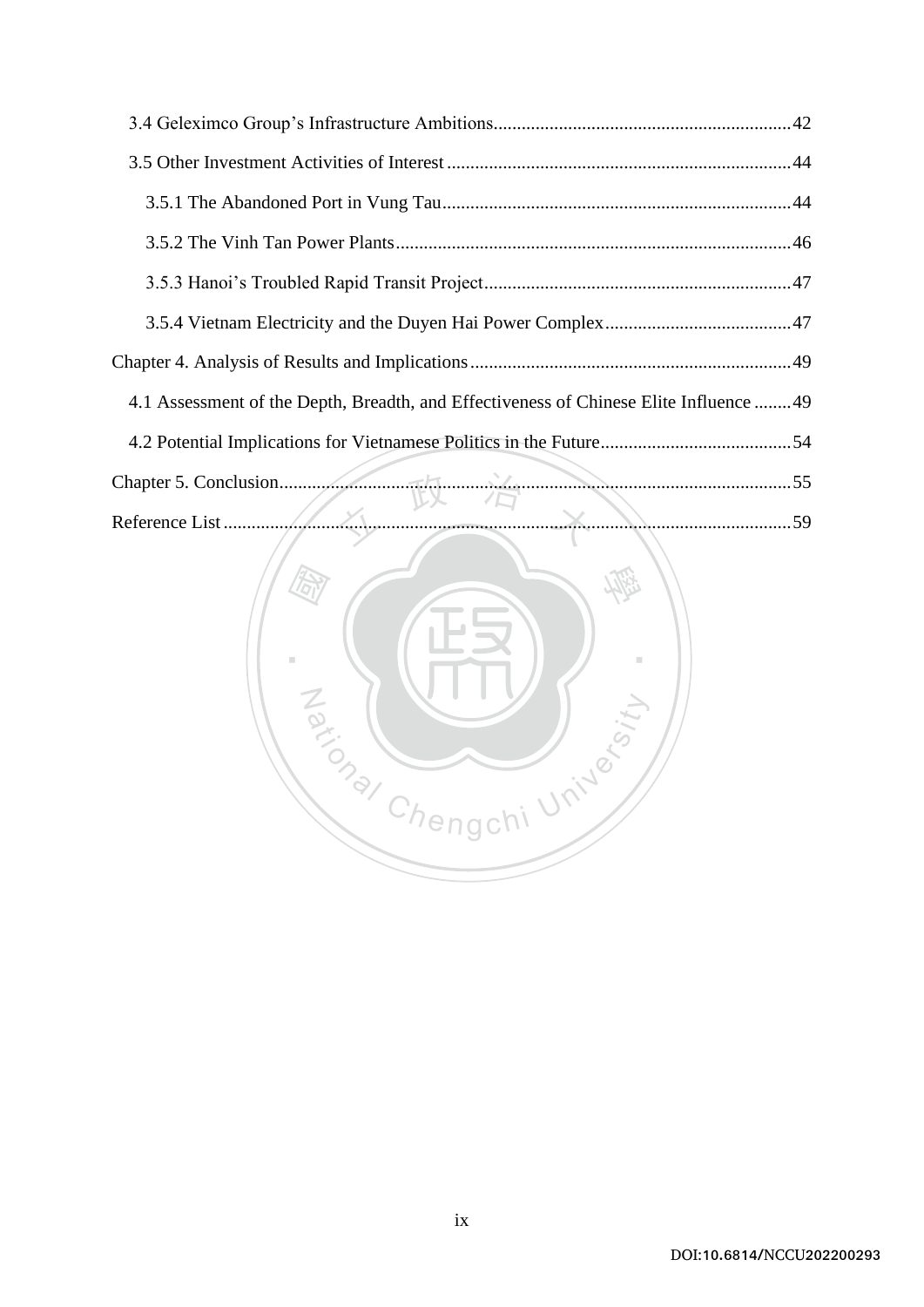3.4 Geleximco Group's Infrastructure Ambitions....................................................................42

3.5 Other Investment Activities of Interest ..........................................................................44

3.5.1 The Abandoned Port in Vung Tau...........................................................................44

3.5.2 The Vinh Tan Power Plants......................................................................................46

3.5.3 Hanoi's Troubled Rapid Transit Project...................................................................47

3.5.4 Vietnam Electricity and the Duyen Hai Power Complex........................................47

Chapter 4. Analysis of Results and Implications.....................................................................49

4.1 Assessment of the Depth, Breadth, and Effectiveness of Chinese Elite Influence ........49

4.2 Potential Implications for Vietnamese Politics in the Future.........................................54

Chapter 5. Conclusion.............................................................................................................55

Reference List..........................................................................................................................59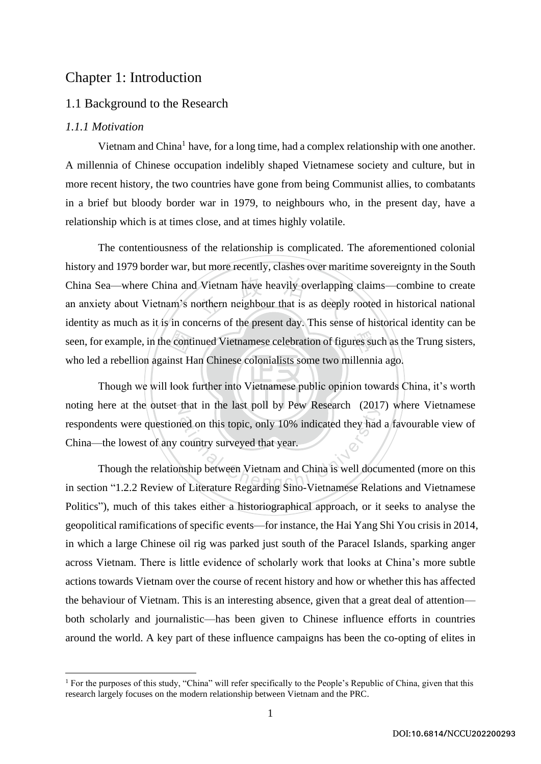# Chapter 1: Introduction

## 1.1 Background to the Research

### *1.1.1 Motivation*

Vietnam and China[1] have, for a long time, had a complex relationship with one another. A millennia of Chinese occupation indelibly shaped Vietnamese society and culture, but in more recent history, the two countries have gone from being Communist allies, to combatants in a brief but bloody border war in 1979, to neighbours who, in the present day, have a relationship which is at times close, and at times highly volatile.

The contentiousness of the relationship is complicated. The aforementioned colonial history and 1979 border war, but more recently, clashes over maritime sovereignty in the South China Sea—where China and Vietnam have heavily overlapping claims—combine to create an anxiety about Vietnam's northern neighbour that is as deeply rooted in historical national identity as much as it is in concerns of the present day. This sense of historical identity can be seen, for example, in the continued Vietnamese celebration of figures such as the Trung sisters, who led a rebellion against Han Chinese colonialists some two millennia ago.

Though we will look further into Vietnamese public opinion towards China, it's worth noting here at the outset that in the last poll by Pew Research (2017) where Vietnamese respondents were questioned on this topic, only 10% indicated they had a favourable view of China—the lowest of any country surveyed that year.

Though the relationship between Vietnam and China is well documented (more on this in section "1.2.2 Review of Literature Regarding Sino-Vietnamese Relations and Vietnamese Politics"), much of this takes either a historiographical approach, or it seeks to analyse the geopolitical ramifications of specific events—for instance, the Hai Yang Shi You crisis in 2014, in which a large Chinese oil rig was parked just south of the Paracel Islands, sparking anger across Vietnam. There is little evidence of scholarly work that looks at China's more subtle actions towards Vietnam over the course of recent history and how or whether this has affected the behaviour of Vietnam. This is an interesting absence, given that a great deal of attention—both scholarly and journalistic—has been given to Chinese influence efforts in countries around the world. A key part of these influence campaigns has been the co-opting of elites in

[1] For the purposes of this study, "China" will refer specifically to the People's Republic of China, given that this research largely focuses on the modern relationship between Vietnam and the PRC.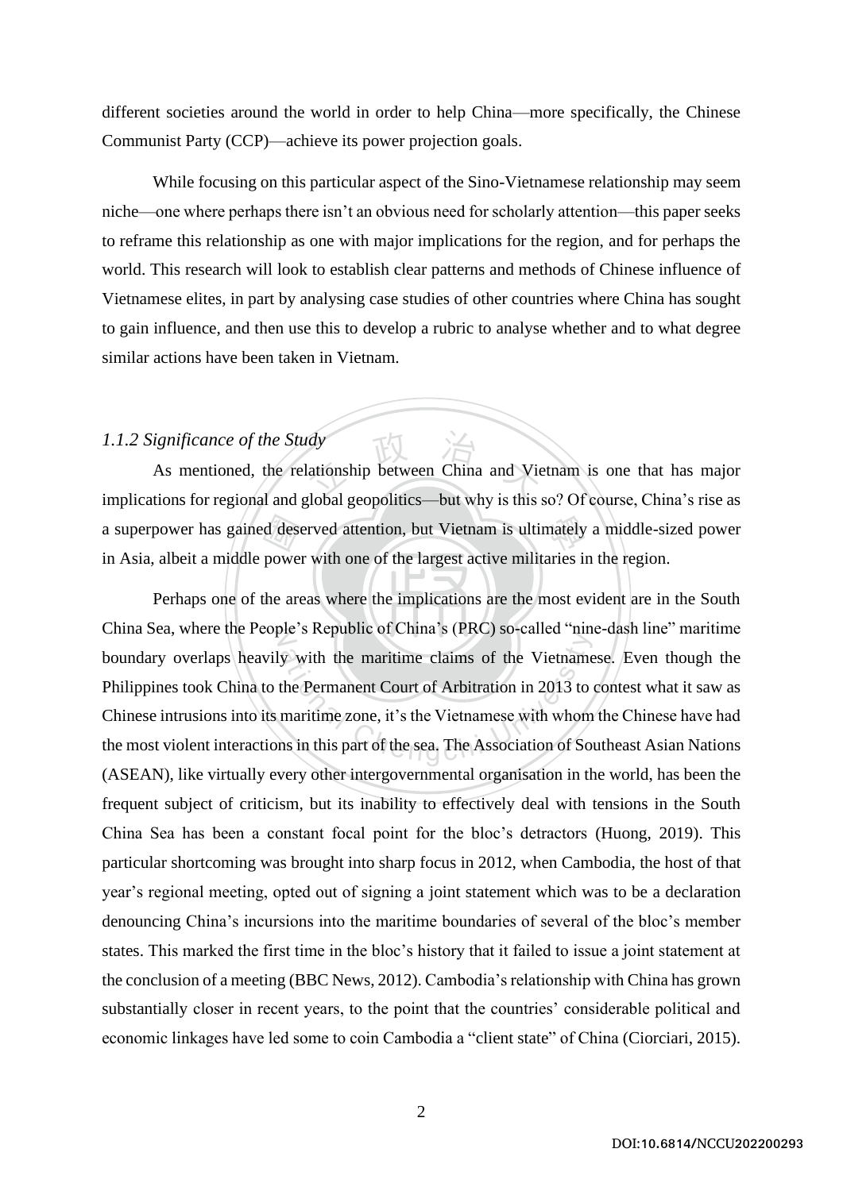different societies around the world in order to help China—more specifically, the Chinese Communist Party (CCP)—achieve its power projection goals.

While focusing on this particular aspect of the Sino-Vietnamese relationship may seem niche—one where perhaps there isn't an obvious need for scholarly attention—this paper seeks to reframe this relationship as one with major implications for the region, and for perhaps the world. This research will look to establish clear patterns and methods of Chinese influence of Vietnamese elites, in part by analysing case studies of other countries where China has sought to gain influence, and then use this to develop a rubric to analyse whether and to what degree similar actions have been taken in Vietnam.

### *1.1.2 Significance of the Study*

As mentioned, the relationship between China and Vietnam is one that has major implications for regional and global geopolitics—but why is this so? Of course, China's rise as a superpower has gained deserved attention, but Vietnam is ultimately a middle-sized power in Asia, albeit a middle power with one of the largest active militaries in the region.

Perhaps one of the areas where the implications are the most evident are in the South China Sea, where the People's Republic of China's (PRC) so-called "nine-dash line" maritime boundary overlaps heavily with the maritime claims of the Vietnamese. Even though the Philippines took China to the Permanent Court of Arbitration in 2013 to contest what it saw as Chinese intrusions into its maritime zone, it's the Vietnamese with whom the Chinese have had the most violent interactions in this part of the sea. The Association of Southeast Asian Nations (ASEAN), like virtually every other intergovernmental organisation in the world, has been the frequent subject of criticism, but its inability to effectively deal with tensions in the South China Sea has been a constant focal point for the bloc's detractors (Huong, 2019). This particular shortcoming was brought into sharp focus in 2012, when Cambodia, the host of that year's regional meeting, opted out of signing a joint statement which was to be a declaration denouncing China's incursions into the maritime boundaries of several of the bloc's member states. This marked the first time in the bloc's history that it failed to issue a joint statement at the conclusion of a meeting (BBC News, 2012). Cambodia's relationship with China has grown substantially closer in recent years, to the point that the countries' considerable political and economic linkages have led some to coin Cambodia a "client state" of China (Ciorciari, 2015).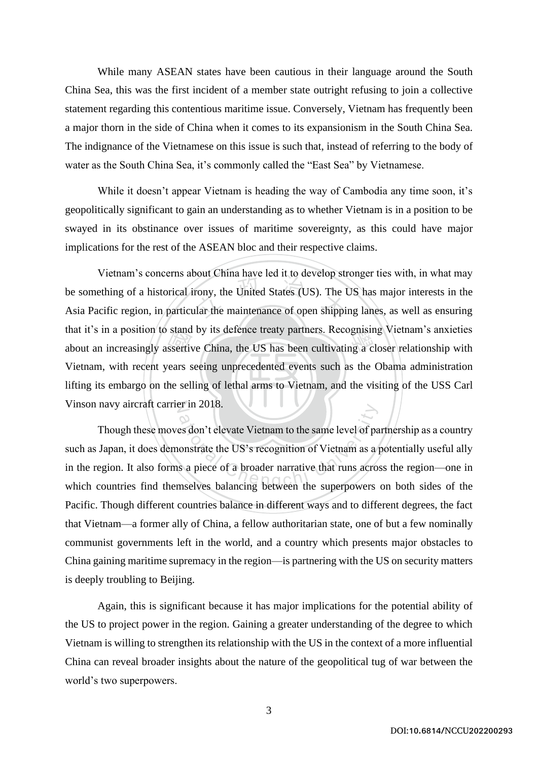While many ASEAN states have been cautious in their language around the South China Sea, this was the first incident of a member state outright refusing to join a collective statement regarding this contentious maritime issue. Conversely, Vietnam has frequently been a major thorn in the side of China when it comes to its expansionism in the South China Sea. The indignance of the Vietnamese on this issue is such that, instead of referring to the body of water as the South China Sea, it's commonly called the "East Sea" by Vietnamese.

While it doesn't appear Vietnam is heading the way of Cambodia any time soon, it's geopolitically significant to gain an understanding as to whether Vietnam is in a position to be swayed in its obstinance over issues of maritime sovereignty, as this could have major implications for the rest of the ASEAN bloc and their respective claims.

Vietnam's concerns about China have led it to develop stronger ties with, in what may be something of a historical irony, the United States (US). The US has major interests in the Asia Pacific region, in particular the maintenance of open shipping lanes, as well as ensuring that it's in a position to stand by its defence treaty partners. Recognising Vietnam's anxieties about an increasingly assertive China, the US has been cultivating a closer relationship with Vietnam, with recent years seeing unprecedented events such as the Obama administration lifting its embargo on the selling of lethal arms to Vietnam, and the visiting of the USS Carl Vinson navy aircraft carrier in 2018.

Though these moves don't elevate Vietnam to the same level of partnership as a country such as Japan, it does demonstrate the US's recognition of Vietnam as a potentially useful ally in the region. It also forms a piece of a broader narrative that runs across the region—one in which countries find themselves balancing between the superpowers on both sides of the Pacific. Though different countries balance in different ways and to different degrees, the fact that Vietnam—a former ally of China, a fellow authoritarian state, one of but a few nominally communist governments left in the world, and a country which presents major obstacles to China gaining maritime supremacy in the region—is partnering with the US on security matters is deeply troubling to Beijing.

Again, this is significant because it has major implications for the potential ability of the US to project power in the region. Gaining a greater understanding of the degree to which Vietnam is willing to strengthen its relationship with the US in the context of a more influential China can reveal broader insights about the nature of the geopolitical tug of war between the world's two superpowers.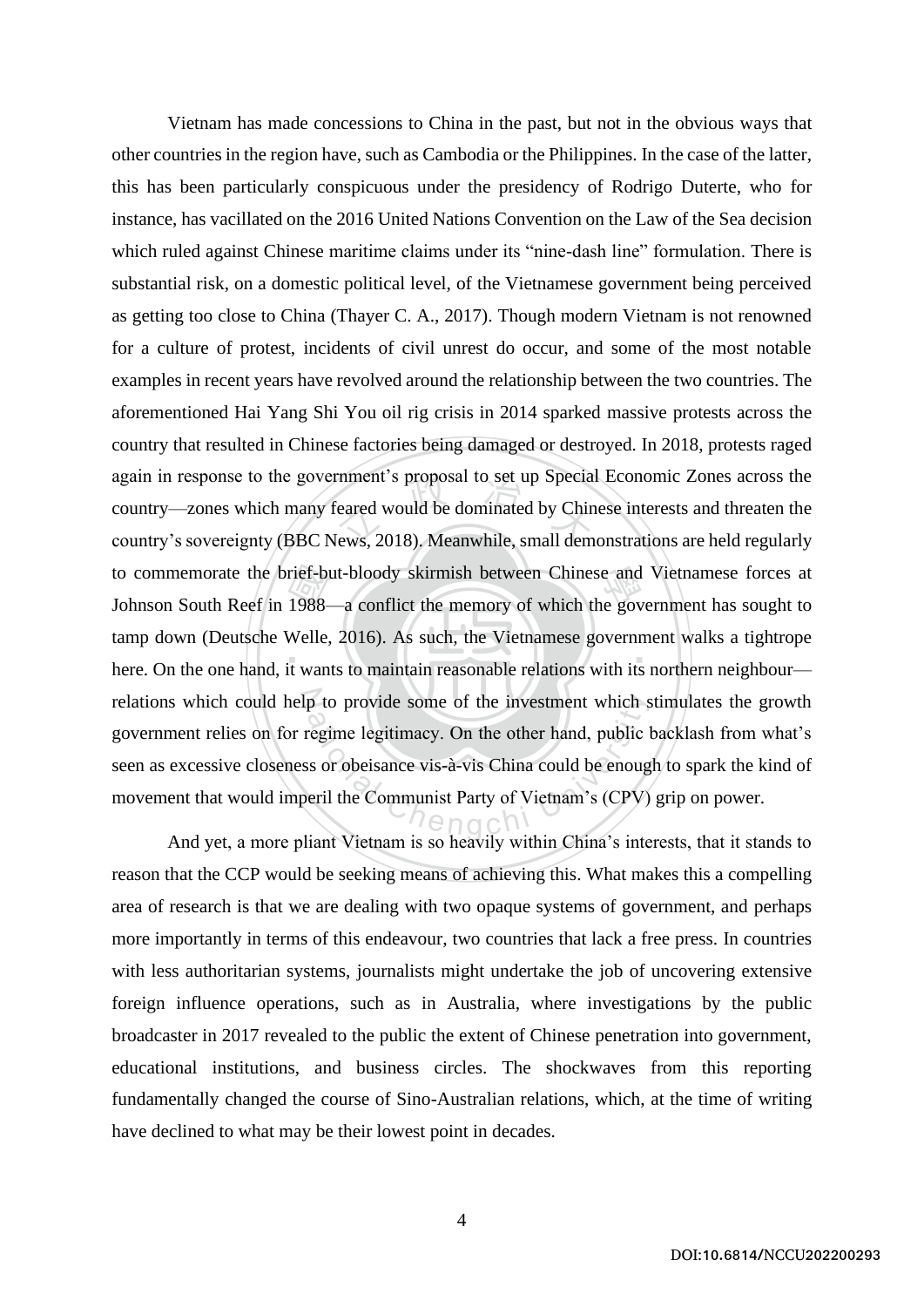Vietnam has made concessions to China in the past, but not in the obvious ways that other countries in the region have, such as Cambodia or the Philippines. In the case of the latter, this has been particularly conspicuous under the presidency of Rodrigo Duterte, who for instance, has vacillated on the 2016 United Nations Convention on the Law of the Sea decision which ruled against Chinese maritime claims under its "nine-dash line" formulation. There is substantial risk, on a domestic political level, of the Vietnamese government being perceived as getting too close to China (Thayer C. A., 2017). Though modern Vietnam is not renowned for a culture of protest, incidents of civil unrest do occur, and some of the most notable examples in recent years have revolved around the relationship between the two countries. The aforementioned Hai Yang Shi You oil rig crisis in 2014 sparked massive protests across the country that resulted in Chinese factories being damaged or destroyed. In 2018, protests raged again in response to the government's proposal to set up Special Economic Zones across the country—zones which many feared would be dominated by Chinese interests and threaten the country's sovereignty (BBC News, 2018). Meanwhile, small demonstrations are held regularly to commemorate the brief-but-bloody skirmish between Chinese and Vietnamese forces at Johnson South Reef in 1988—a conflict the memory of which the government has sought to tamp down (Deutsche Welle, 2016). As such, the Vietnamese government walks a tightrope here. On the one hand, it wants to maintain reasonable relations with its northern neighbour—relations which could help to provide some of the investment which stimulates the growth government relies on for regime legitimacy. On the other hand, public backlash from what's seen as excessive closeness or obeisance vis-à-vis China could be enough to spark the kind of movement that would imperil the Communist Party of Vietnam's (CPV) grip on power.

And yet, a more pliant Vietnam is so heavily within China's interests, that it stands to reason that the CCP would be seeking means of achieving this. What makes this a compelling area of research is that we are dealing with two opaque systems of government, and perhaps more importantly in terms of this endeavour, two countries that lack a free press. In countries with less authoritarian systems, journalists might undertake the job of uncovering extensive foreign influence operations, such as in Australia, where investigations by the public broadcaster in 2017 revealed to the public the extent of Chinese penetration into government, educational institutions, and business circles. The shockwaves from this reporting fundamentally changed the course of Sino-Australian relations, which, at the time of writing have declined to what may be their lowest point in decades.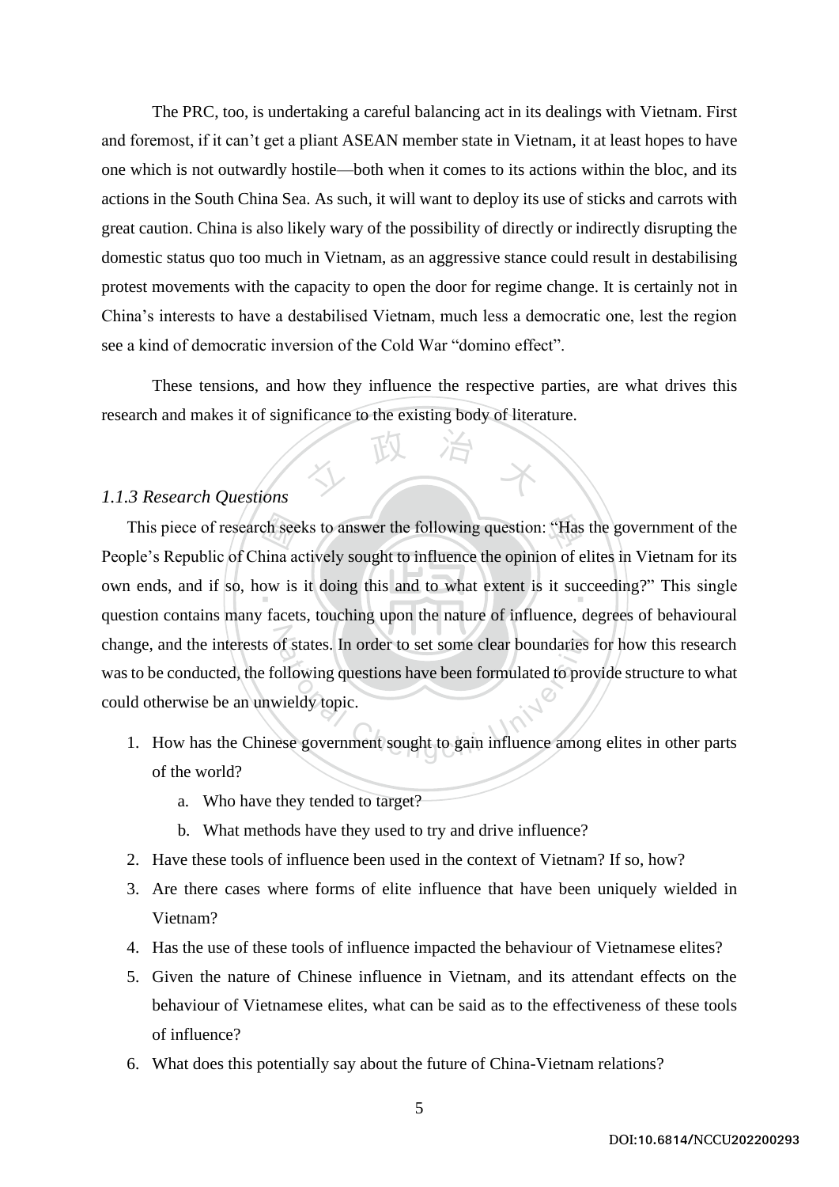The PRC, too, is undertaking a careful balancing act in its dealings with Vietnam. First and foremost, if it can't get a pliant ASEAN member state in Vietnam, it at least hopes to have one which is not outwardly hostile—both when it comes to its actions within the bloc, and its actions in the South China Sea. As such, it will want to deploy its use of sticks and carrots with great caution. China is also likely wary of the possibility of directly or indirectly disrupting the domestic status quo too much in Vietnam, as an aggressive stance could result in destabilising protest movements with the capacity to open the door for regime change. It is certainly not in China's interests to have a destabilised Vietnam, much less a democratic one, lest the region see a kind of democratic inversion of the Cold War "domino effect".

These tensions, and how they influence the respective parties, are what drives this research and makes it of significance to the existing body of literature.

### *1.1.3 Research Questions*

This piece of research seeks to answer the following question: "Has the government of the People's Republic of China actively sought to influence the opinion of elites in Vietnam for its own ends, and if so, how is it doing this and to what extent is it succeeding?" This single question contains many facets, touching upon the nature of influence, degrees of behavioural change, and the interests of states. In order to set some clear boundaries for how this research was to be conducted, the following questions have been formulated to provide structure to what could otherwise be an unwieldy topic.

1. How has the Chinese government sought to gain influence among elites in other parts of the world?
    a. Who have they tended to target?
    b. What methods have they used to try and drive influence?
2. Have these tools of influence been used in the context of Vietnam? If so, how?
3. Are there cases where forms of elite influence that have been uniquely wielded in Vietnam?
4. Has the use of these tools of influence impacted the behaviour of Vietnamese elites?
5. Given the nature of Chinese influence in Vietnam, and its attendant effects on the behaviour of Vietnamese elites, what can be said as to the effectiveness of these tools of influence?
6. What does this potentially say about the future of China-Vietnam relations?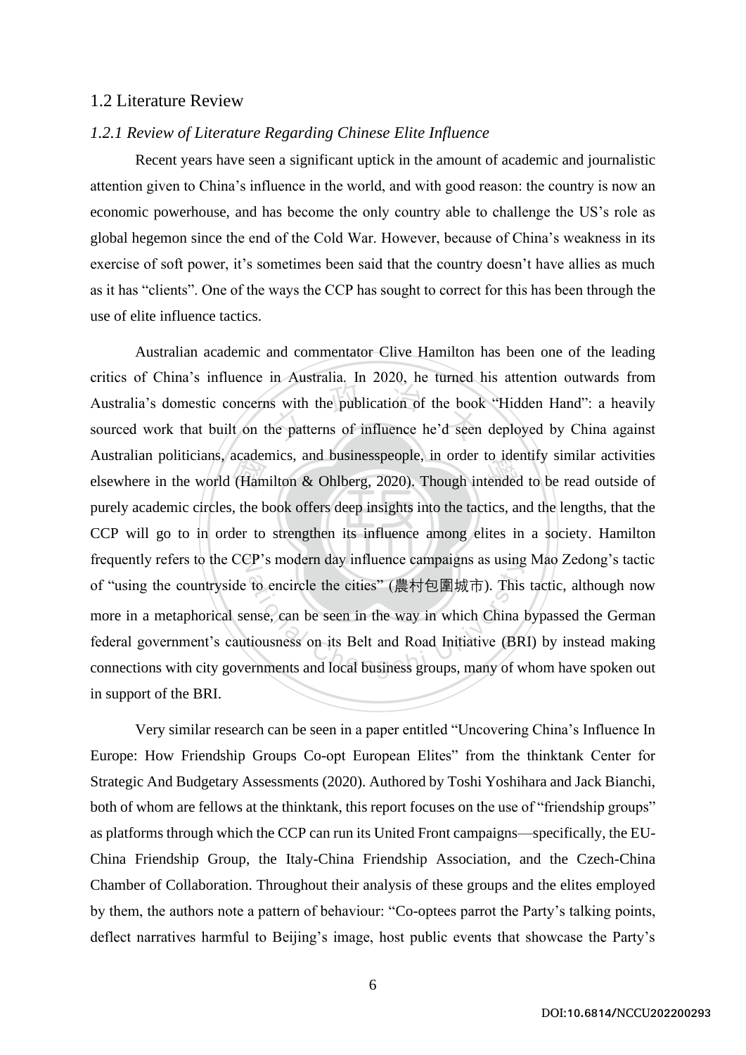## 1.2 Literature Review

### *1.2.1 Review of Literature Regarding Chinese Elite Influence*

Recent years have seen a significant uptick in the amount of academic and journalistic attention given to China's influence in the world, and with good reason: the country is now an economic powerhouse, and has become the only country able to challenge the US's role as global hegemon since the end of the Cold War. However, because of China's weakness in its exercise of soft power, it's sometimes been said that the country doesn't have allies as much as it has "clients". One of the ways the CCP has sought to correct for this has been through the use of elite influence tactics.

Australian academic and commentator Clive Hamilton has been one of the leading critics of China's influence in Australia. In 2020, he turned his attention outwards from Australia's domestic concerns with the publication of the book "Hidden Hand": a heavily sourced work that built on the patterns of influence he'd seen deployed by China against Australian politicians, academics, and businesspeople, in order to identify similar activities elsewhere in the world (Hamilton & Ohlberg, 2020). Though intended to be read outside of purely academic circles, the book offers deep insights into the tactics, and the lengths, that the CCP will go to in order to strengthen its influence among elites in a society. Hamilton frequently refers to the CCP's modern day influence campaigns as using Mao Zedong's tactic of "using the countryside to encircle the cities" (農村包圍城市). This tactic, although now more in a metaphorical sense, can be seen in the way in which China bypassed the German federal government's cautiousness on its Belt and Road Initiative (BRI) by instead making connections with city governments and local business groups, many of whom have spoken out in support of the BRI.

Very similar research can be seen in a paper entitled "Uncovering China's Influence In Europe: How Friendship Groups Co-opt European Elites" from the thinktank Center for Strategic And Budgetary Assessments (2020). Authored by Toshi Yoshihara and Jack Bianchi, both of whom are fellows at the thinktank, this report focuses on the use of "friendship groups" as platforms through which the CCP can run its United Front campaigns—specifically, the EU-China Friendship Group, the Italy-China Friendship Association, and the Czech-China Chamber of Collaboration. Throughout their analysis of these groups and the elites employed by them, the authors note a pattern of behaviour: "Co-optees parrot the Party's talking points, deflect narratives harmful to Beijing's image, host public events that showcase the Party's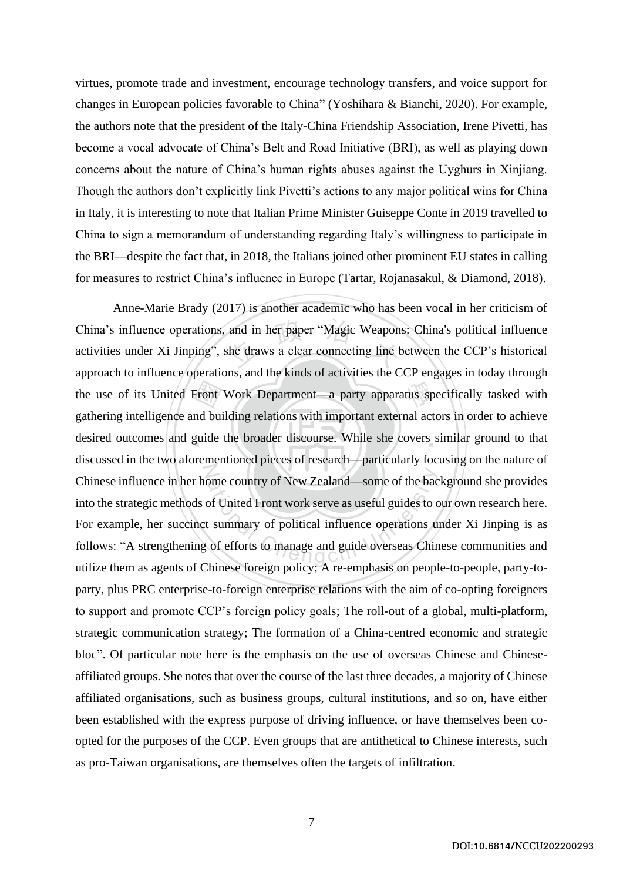virtues, promote trade and investment, encourage technology transfers, and voice support for changes in European policies favorable to China" (Yoshihara & Bianchi, 2020). For example, the authors note that the president of the Italy-China Friendship Association, Irene Pivetti, has become a vocal advocate of China's Belt and Road Initiative (BRI), as well as playing down concerns about the nature of China's human rights abuses against the Uyghurs in Xinjiang. Though the authors don't explicitly link Pivetti's actions to any major political wins for China in Italy, it is interesting to note that Italian Prime Minister Guiseppe Conte in 2019 travelled to China to sign a memorandum of understanding regarding Italy's willingness to participate in the BRI—despite the fact that, in 2018, the Italians joined other prominent EU states in calling for measures to restrict China's influence in Europe (Tartar, Rojanasakul, & Diamond, 2018).

Anne-Marie Brady (2017) is another academic who has been vocal in her criticism of China's influence operations, and in her paper "Magic Weapons: China's political influence activities under Xi Jinping", she draws a clear connecting line between the CCP's historical approach to influence operations, and the kinds of activities the CCP engages in today through the use of its United Front Work Department—a party apparatus specifically tasked with gathering intelligence and building relations with important external actors in order to achieve desired outcomes and guide the broader discourse. While she covers similar ground to that discussed in the two aforementioned pieces of research—particularly focusing on the nature of Chinese influence in her home country of New Zealand—some of the background she provides into the strategic methods of United Front work serve as useful guides to our own research here. For example, her succinct summary of political influence operations under Xi Jinping is as follows: "A strengthening of efforts to manage and guide overseas Chinese communities and utilize them as agents of Chinese foreign policy; A re-emphasis on people-to-people, party-to-party, plus PRC enterprise-to-foreign enterprise relations with the aim of co-opting foreigners to support and promote CCP's foreign policy goals; The roll-out of a global, multi-platform, strategic communication strategy; The formation of a China-centred economic and strategic bloc". Of particular note here is the emphasis on the use of overseas Chinese and Chinese-affiliated groups. She notes that over the course of the last three decades, a majority of Chinese affiliated organisations, such as business groups, cultural institutions, and so on, have either been established with the express purpose of driving influence, or have themselves been co-opted for the purposes of the CCP. Even groups that are antithetical to Chinese interests, such as pro-Taiwan organisations, are themselves often the targets of infiltration.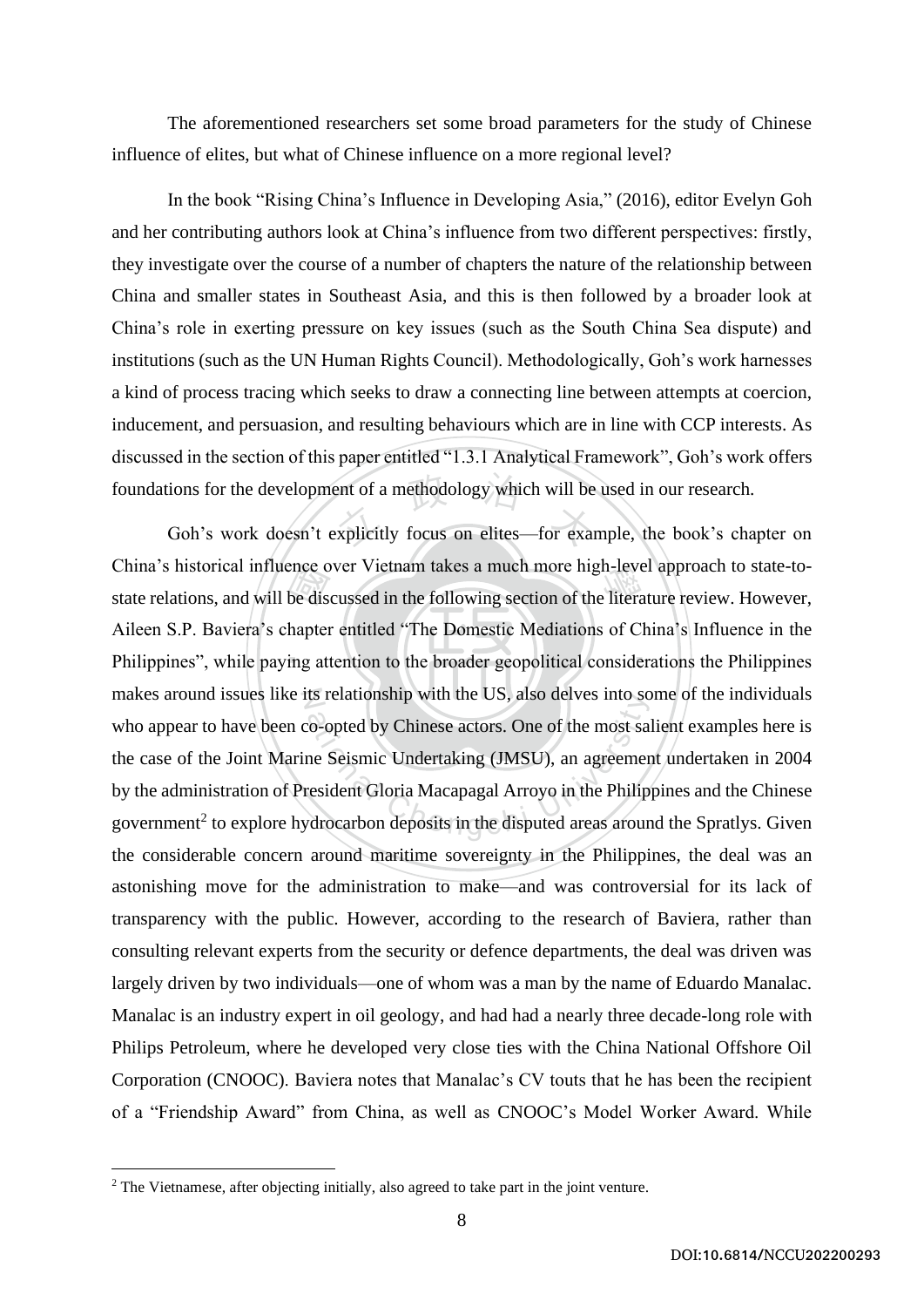The aforementioned researchers set some broad parameters for the study of Chinese influence of elites, but what of Chinese influence on a more regional level?

In the book "Rising China's Influence in Developing Asia," (2016), editor Evelyn Goh and her contributing authors look at China's influence from two different perspectives: firstly, they investigate over the course of a number of chapters the nature of the relationship between China and smaller states in Southeast Asia, and this is then followed by a broader look at China's role in exerting pressure on key issues (such as the South China Sea dispute) and institutions (such as the UN Human Rights Council). Methodologically, Goh's work harnesses a kind of process tracing which seeks to draw a connecting line between attempts at coercion, inducement, and persuasion, and resulting behaviours which are in line with CCP interests. As discussed in the section of this paper entitled "1.3.1 Analytical Framework", Goh's work offers foundations for the development of a methodology which will be used in our research.

Goh's work doesn't explicitly focus on elites—for example, the book's chapter on China's historical influence over Vietnam takes a much more high-level approach to state-to-state relations, and will be discussed in the following section of the literature review. However, Aileen S.P. Baviera's chapter entitled "The Domestic Mediations of China's Influence in the Philippines", while paying attention to the broader geopolitical considerations the Philippines makes around issues like its relationship with the US, also delves into some of the individuals who appear to have been co-opted by Chinese actors. One of the most salient examples here is the case of the Joint Marine Seismic Undertaking (JMSU), an agreement undertaken in 2004 by the administration of President Gloria Macapagal Arroyo in the Philippines and the Chinese government[2] to explore hydrocarbon deposits in the disputed areas around the Spratlys. Given the considerable concern around maritime sovereignty in the Philippines, the deal was an astonishing move for the administration to make—and was controversial for its lack of transparency with the public. However, according to the research of Baviera, rather than consulting relevant experts from the security or defence departments, the deal was driven was largely driven by two individuals—one of whom was a man by the name of Eduardo Manalac. Manalac is an industry expert in oil geology, and had had a nearly three decade-long role with Philips Petroleum, where he developed very close ties with the China National Offshore Oil Corporation (CNOOC). Baviera notes that Manalac's CV touts that he has been the recipient of a "Friendship Award" from China, as well as CNOOC's Model Worker Award. While

[2] The Vietnamese, after objecting initially, also agreed to take part in the joint venture.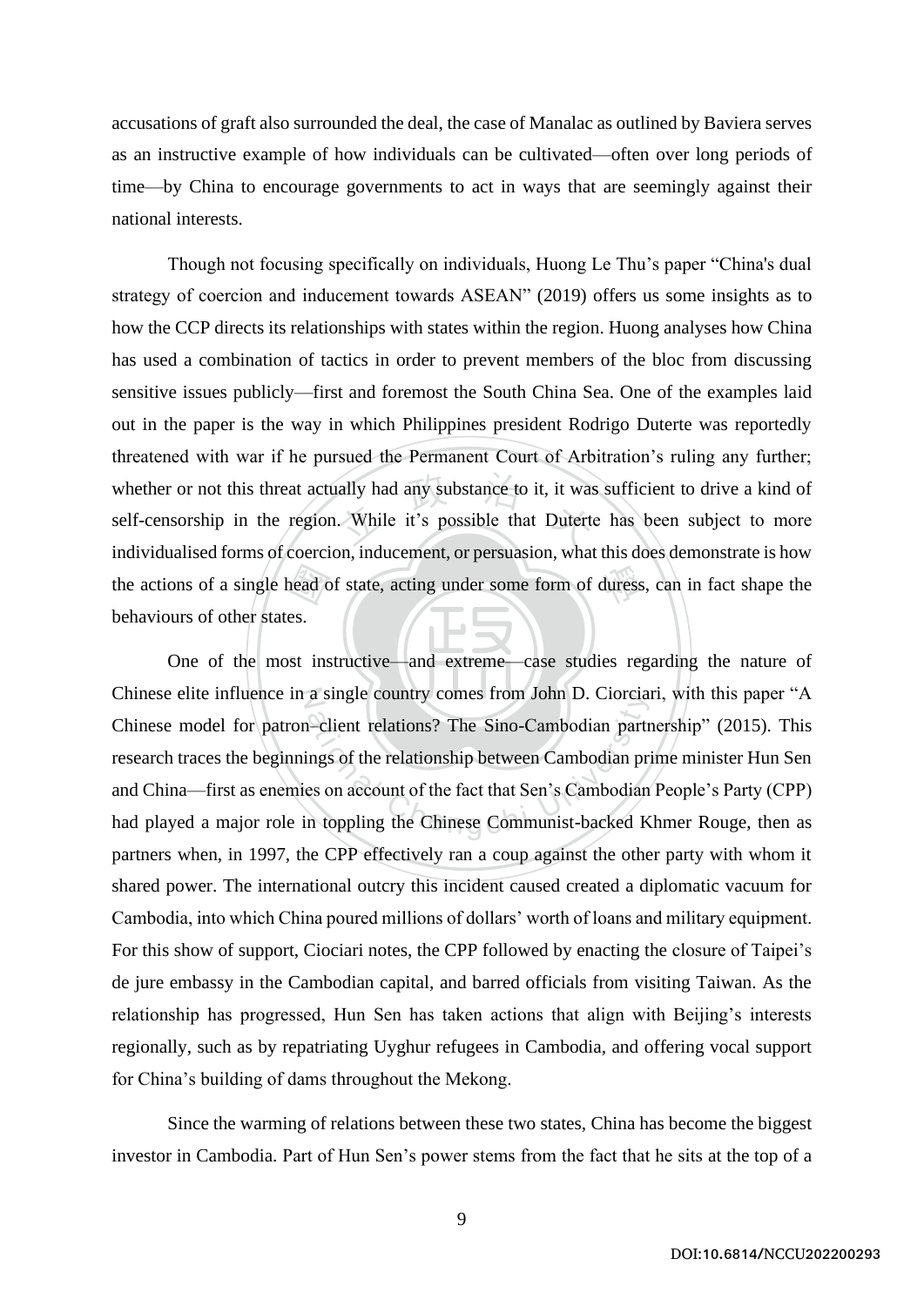accusations of graft also surrounded the deal, the case of Manalac as outlined by Baviera serves as an instructive example of how individuals can be cultivated—often over long periods of time—by China to encourage governments to act in ways that are seemingly against their national interests.

Though not focusing specifically on individuals, Huong Le Thu's paper "China's dual strategy of coercion and inducement towards ASEAN" (2019) offers us some insights as to how the CCP directs its relationships with states within the region. Huong analyses how China has used a combination of tactics in order to prevent members of the bloc from discussing sensitive issues publicly—first and foremost the South China Sea. One of the examples laid out in the paper is the way in which Philippines president Rodrigo Duterte was reportedly threatened with war if he pursued the Permanent Court of Arbitration's ruling any further; whether or not this threat actually had any substance to it, it was sufficient to drive a kind of self-censorship in the region. While it's possible that Duterte has been subject to more individualised forms of coercion, inducement, or persuasion, what this does demonstrate is how the actions of a single head of state, acting under some form of duress, can in fact shape the behaviours of other states.

One of the most instructive—and extreme—case studies regarding the nature of Chinese elite influence in a single country comes from John D. Ciorciari, with this paper "A Chinese model for patron–client relations? The Sino-Cambodian partnership" (2015). This research traces the beginnings of the relationship between Cambodian prime minister Hun Sen and China—first as enemies on account of the fact that Sen's Cambodian People's Party (CPP) had played a major role in toppling the Chinese Communist-backed Khmer Rouge, then as partners when, in 1997, the CPP effectively ran a coup against the other party with whom it shared power. The international outcry this incident caused created a diplomatic vacuum for Cambodia, into which China poured millions of dollars' worth of loans and military equipment. For this show of support, Ciociari notes, the CPP followed by enacting the closure of Taipei's de jure embassy in the Cambodian capital, and barred officials from visiting Taiwan. As the relationship has progressed, Hun Sen has taken actions that align with Beijing's interests regionally, such as by repatriating Uyghur refugees in Cambodia, and offering vocal support for China's building of dams throughout the Mekong.

Since the warming of relations between these two states, China has become the biggest investor in Cambodia. Part of Hun Sen's power stems from the fact that he sits at the top of a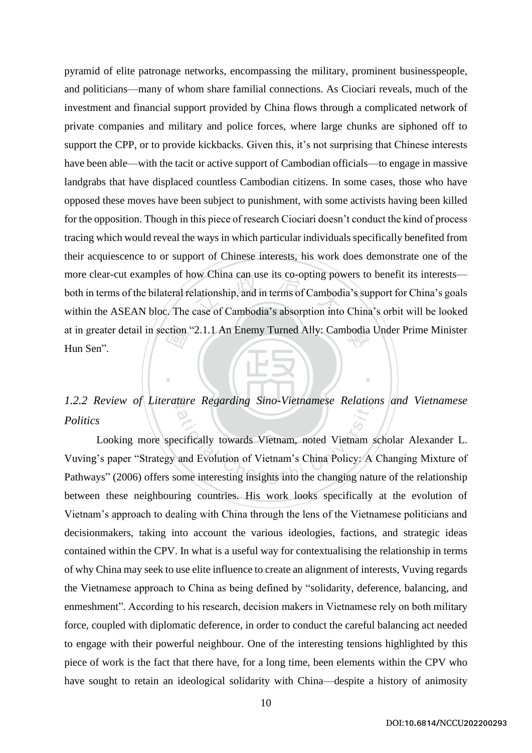pyramid of elite patronage networks, encompassing the military, prominent businesspeople, and politicians—many of whom share familial connections. As Ciociari reveals, much of the investment and financial support provided by China flows through a complicated network of private companies and military and police forces, where large chunks are siphoned off to support the CPP, or to provide kickbacks. Given this, it's not surprising that Chinese interests have been able—with the tacit or active support of Cambodian officials—to engage in massive landgrabs that have displaced countless Cambodian citizens. In some cases, those who have opposed these moves have been subject to punishment, with some activists having been killed for the opposition. Though in this piece of research Ciociari doesn't conduct the kind of process tracing which would reveal the ways in which particular individuals specifically benefited from their acquiescence to or support of Chinese interests, his work does demonstrate one of the more clear-cut examples of how China can use its co-opting powers to benefit its interests—both in terms of the bilateral relationship, and in terms of Cambodia's support for China's goals within the ASEAN bloc. The case of Cambodia's absorption into China's orbit will be looked at in greater detail in section "2.1.1 An Enemy Turned Ally: Cambodia Under Prime Minister Hun Sen".

### *1.2.2 Review of Literature Regarding Sino-Vietnamese Relations and Vietnamese Politics*

Looking more specifically towards Vietnam, noted Vietnam scholar Alexander L. Vuving's paper "Strategy and Evolution of Vietnam's China Policy: A Changing Mixture of Pathways" (2006) offers some interesting insights into the changing nature of the relationship between these neighbouring countries. His work looks specifically at the evolution of Vietnam's approach to dealing with China through the lens of the Vietnamese politicians and decisionmakers, taking into account the various ideologies, factions, and strategic ideas contained within the CPV. In what is a useful way for contextualising the relationship in terms of why China may seek to use elite influence to create an alignment of interests, Vuving regards the Vietnamese approach to China as being defined by "solidarity, deference, balancing, and enmeshment". According to his research, decision makers in Vietnamese rely on both military force, coupled with diplomatic deference, in order to conduct the careful balancing act needed to engage with their powerful neighbour. One of the interesting tensions highlighted by this piece of work is the fact that there have, for a long time, been elements within the CPV who have sought to retain an ideological solidarity with China—despite a history of animosity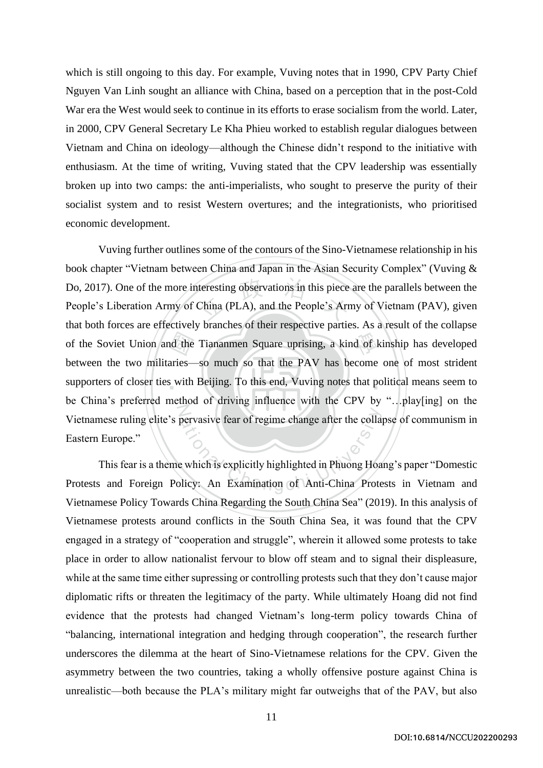which is still ongoing to this day. For example, Vuving notes that in 1990, CPV Party Chief Nguyen Van Linh sought an alliance with China, based on a perception that in the post-Cold War era the West would seek to continue in its efforts to erase socialism from the world. Later, in 2000, CPV General Secretary Le Kha Phieu worked to establish regular dialogues between Vietnam and China on ideology—although the Chinese didn't respond to the initiative with enthusiasm. At the time of writing, Vuving stated that the CPV leadership was essentially broken up into two camps: the anti-imperialists, who sought to preserve the purity of their socialist system and to resist Western overtures; and the integrationists, who prioritised economic development.

Vuving further outlines some of the contours of the Sino-Vietnamese relationship in his book chapter "Vietnam between China and Japan in the Asian Security Complex" (Vuving & Do, 2017). One of the more interesting observations in this piece are the parallels between the People's Liberation Army of China (PLA), and the People's Army of Vietnam (PAV), given that both forces are effectively branches of their respective parties. As a result of the collapse of the Soviet Union and the Tiananmen Square uprising, a kind of kinship has developed between the two militaries—so much so that the PAV has become one of most strident supporters of closer ties with Beijing. To this end, Vuving notes that political means seem to be China's preferred method of driving influence with the CPV by "…play[ing] on the Vietnamese ruling elite's pervasive fear of regime change after the collapse of communism in Eastern Europe."

This fear is a theme which is explicitly highlighted in Phuong Hoang's paper "Domestic Protests and Foreign Policy: An Examination of Anti-China Protests in Vietnam and Vietnamese Policy Towards China Regarding the South China Sea" (2019). In this analysis of Vietnamese protests around conflicts in the South China Sea, it was found that the CPV engaged in a strategy of "cooperation and struggle", wherein it allowed some protests to take place in order to allow nationalist fervour to blow off steam and to signal their displeasure, while at the same time either supressing or controlling protests such that they don't cause major diplomatic rifts or threaten the legitimacy of the party. While ultimately Hoang did not find evidence that the protests had changed Vietnam's long-term policy towards China of "balancing, international integration and hedging through cooperation", the research further underscores the dilemma at the heart of Sino-Vietnamese relations for the CPV. Given the asymmetry between the two countries, taking a wholly offensive posture against China is unrealistic—both because the PLA's military might far outweighs that of the PAV, but also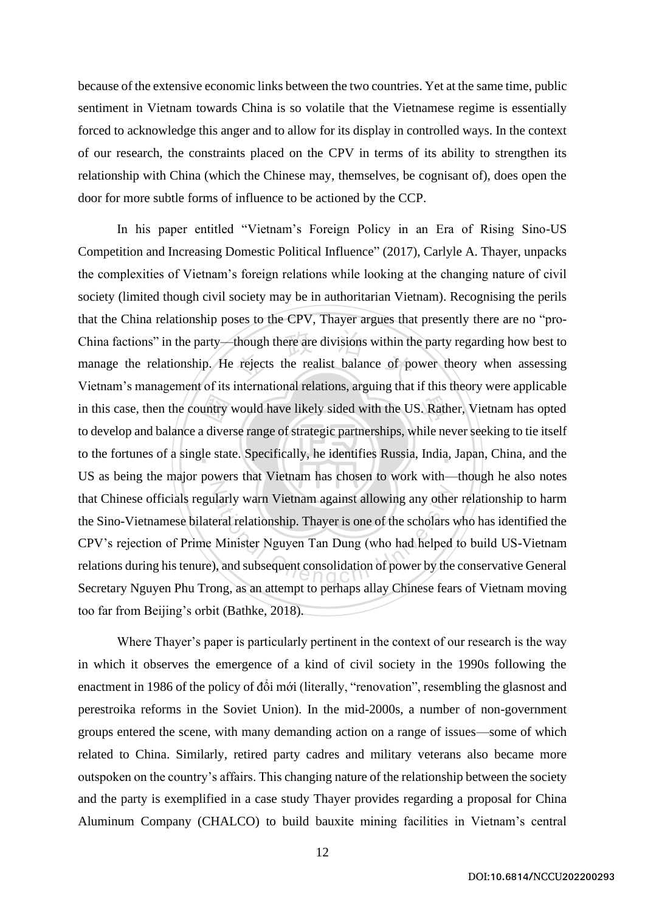because of the extensive economic links between the two countries. Yet at the same time, public sentiment in Vietnam towards China is so volatile that the Vietnamese regime is essentially forced to acknowledge this anger and to allow for its display in controlled ways. In the context of our research, the constraints placed on the CPV in terms of its ability to strengthen its relationship with China (which the Chinese may, themselves, be cognisant of), does open the door for more subtle forms of influence to be actioned by the CCP.

In his paper entitled "Vietnam's Foreign Policy in an Era of Rising Sino-US Competition and Increasing Domestic Political Influence" (2017), Carlyle A. Thayer, unpacks the complexities of Vietnam's foreign relations while looking at the changing nature of civil society (limited though civil society may be in authoritarian Vietnam). Recognising the perils that the China relationship poses to the CPV, Thayer argues that presently there are no "pro-China factions" in the party—though there are divisions within the party regarding how best to manage the relationship. He rejects the realist balance of power theory when assessing Vietnam's management of its international relations, arguing that if this theory were applicable in this case, then the country would have likely sided with the US. Rather, Vietnam has opted to develop and balance a diverse range of strategic partnerships, while never seeking to tie itself to the fortunes of a single state. Specifically, he identifies Russia, India, Japan, China, and the US as being the major powers that Vietnam has chosen to work with—though he also notes that Chinese officials regularly warn Vietnam against allowing any other relationship to harm the Sino-Vietnamese bilateral relationship. Thayer is one of the scholars who has identified the CPV's rejection of Prime Minister Nguyen Tan Dung (who had helped to build US-Vietnam relations during his tenure), and subsequent consolidation of power by the conservative General Secretary Nguyen Phu Trong, as an attempt to perhaps allay Chinese fears of Vietnam moving too far from Beijing's orbit (Bathke, 2018).

Where Thayer's paper is particularly pertinent in the context of our research is the way in which it observes the emergence of a kind of civil society in the 1990s following the enactment in 1986 of the policy of đổi mới (literally, "renovation", resembling the glasnost and perestroika reforms in the Soviet Union). In the mid-2000s, a number of non-government groups entered the scene, with many demanding action on a range of issues—some of which related to China. Similarly, retired party cadres and military veterans also became more outspoken on the country's affairs. This changing nature of the relationship between the society and the party is exemplified in a case study Thayer provides regarding a proposal for China Aluminum Company (CHALCO) to build bauxite mining facilities in Vietnam's central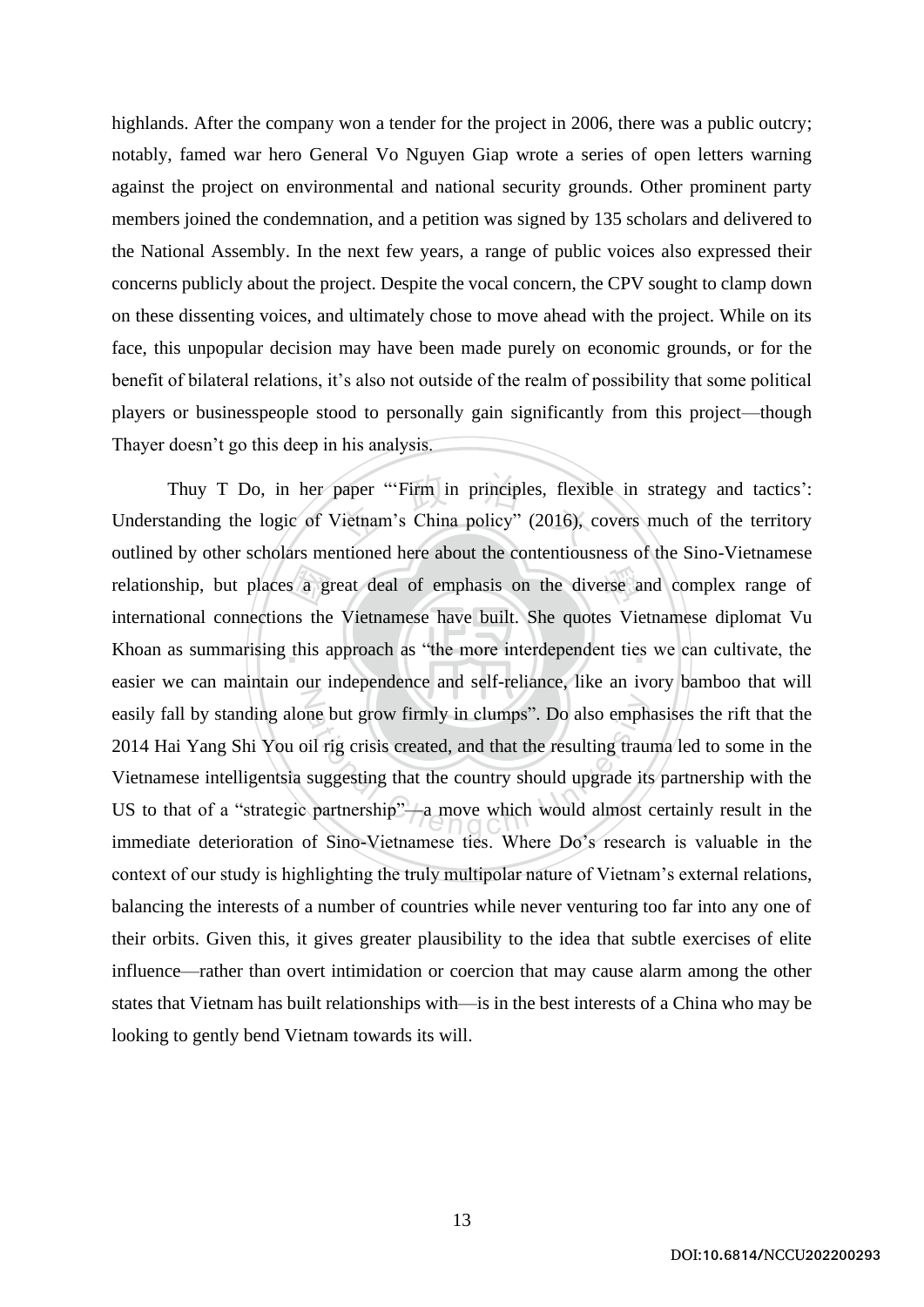highlands. After the company won a tender for the project in 2006, there was a public outcry; notably, famed war hero General Vo Nguyen Giap wrote a series of open letters warning against the project on environmental and national security grounds. Other prominent party members joined the condemnation, and a petition was signed by 135 scholars and delivered to the National Assembly. In the next few years, a range of public voices also expressed their concerns publicly about the project. Despite the vocal concern, the CPV sought to clamp down on these dissenting voices, and ultimately chose to move ahead with the project. While on its face, this unpopular decision may have been made purely on economic grounds, or for the benefit of bilateral relations, it's also not outside of the realm of possibility that some political players or businesspeople stood to personally gain significantly from this project—though Thayer doesn't go this deep in his analysis.

Thuy T Do, in her paper "'Firm in principles, flexible in strategy and tactics': Understanding the logic of Vietnam's China policy" (2016), covers much of the territory outlined by other scholars mentioned here about the contentiousness of the Sino-Vietnamese relationship, but places a great deal of emphasis on the diverse and complex range of international connections the Vietnamese have built. She quotes Vietnamese diplomat Vu Khoan as summarising this approach as "the more interdependent ties we can cultivate, the easier we can maintain our independence and self-reliance, like an ivory bamboo that will easily fall by standing alone but grow firmly in clumps". Do also emphasises the rift that the 2014 Hai Yang Shi You oil rig crisis created, and that the resulting trauma led to some in the Vietnamese intelligentsia suggesting that the country should upgrade its partnership with the US to that of a "strategic partnership"—a move which would almost certainly result in the immediate deterioration of Sino-Vietnamese ties. Where Do's research is valuable in the context of our study is highlighting the truly multipolar nature of Vietnam's external relations, balancing the interests of a number of countries while never venturing too far into any one of their orbits. Given this, it gives greater plausibility to the idea that subtle exercises of elite influence—rather than overt intimidation or coercion that may cause alarm among the other states that Vietnam has built relationships with—is in the best interests of a China who may be looking to gently bend Vietnam towards its will.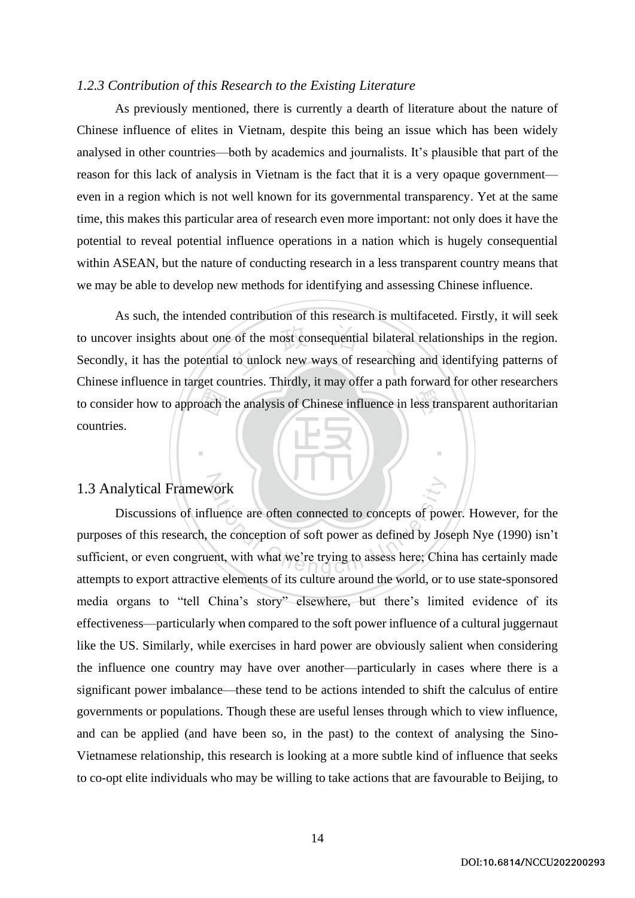### *1.2.3 Contribution of this Research to the Existing Literature*

As previously mentioned, there is currently a dearth of literature about the nature of Chinese influence of elites in Vietnam, despite this being an issue which has been widely analysed in other countries—both by academics and journalists. It's plausible that part of the reason for this lack of analysis in Vietnam is the fact that it is a very opaque government—even in a region which is not well known for its governmental transparency. Yet at the same time, this makes this particular area of research even more important: not only does it have the potential to reveal potential influence operations in a nation which is hugely consequential within ASEAN, but the nature of conducting research in a less transparent country means that we may be able to develop new methods for identifying and assessing Chinese influence.

As such, the intended contribution of this research is multifaceted. Firstly, it will seek to uncover insights about one of the most consequential bilateral relationships in the region. Secondly, it has the potential to unlock new ways of researching and identifying patterns of Chinese influence in target countries. Thirdly, it may offer a path forward for other researchers to consider how to approach the analysis of Chinese influence in less transparent authoritarian countries.

## 1.3 Analytical Framework

Discussions of influence are often connected to concepts of power. However, for the purposes of this research, the conception of soft power as defined by Joseph Nye (1990) isn't sufficient, or even congruent, with what we're trying to assess here; China has certainly made attempts to export attractive elements of its culture around the world, or to use state-sponsored media organs to "tell China's story" elsewhere, but there's limited evidence of its effectiveness—particularly when compared to the soft power influence of a cultural juggernaut like the US. Similarly, while exercises in hard power are obviously salient when considering the influence one country may have over another—particularly in cases where there is a significant power imbalance—these tend to be actions intended to shift the calculus of entire governments or populations. Though these are useful lenses through which to view influence, and can be applied (and have been so, in the past) to the context of analysing the Sino-Vietnamese relationship, this research is looking at a more subtle kind of influence that seeks to co-opt elite individuals who may be willing to take actions that are favourable to Beijing, to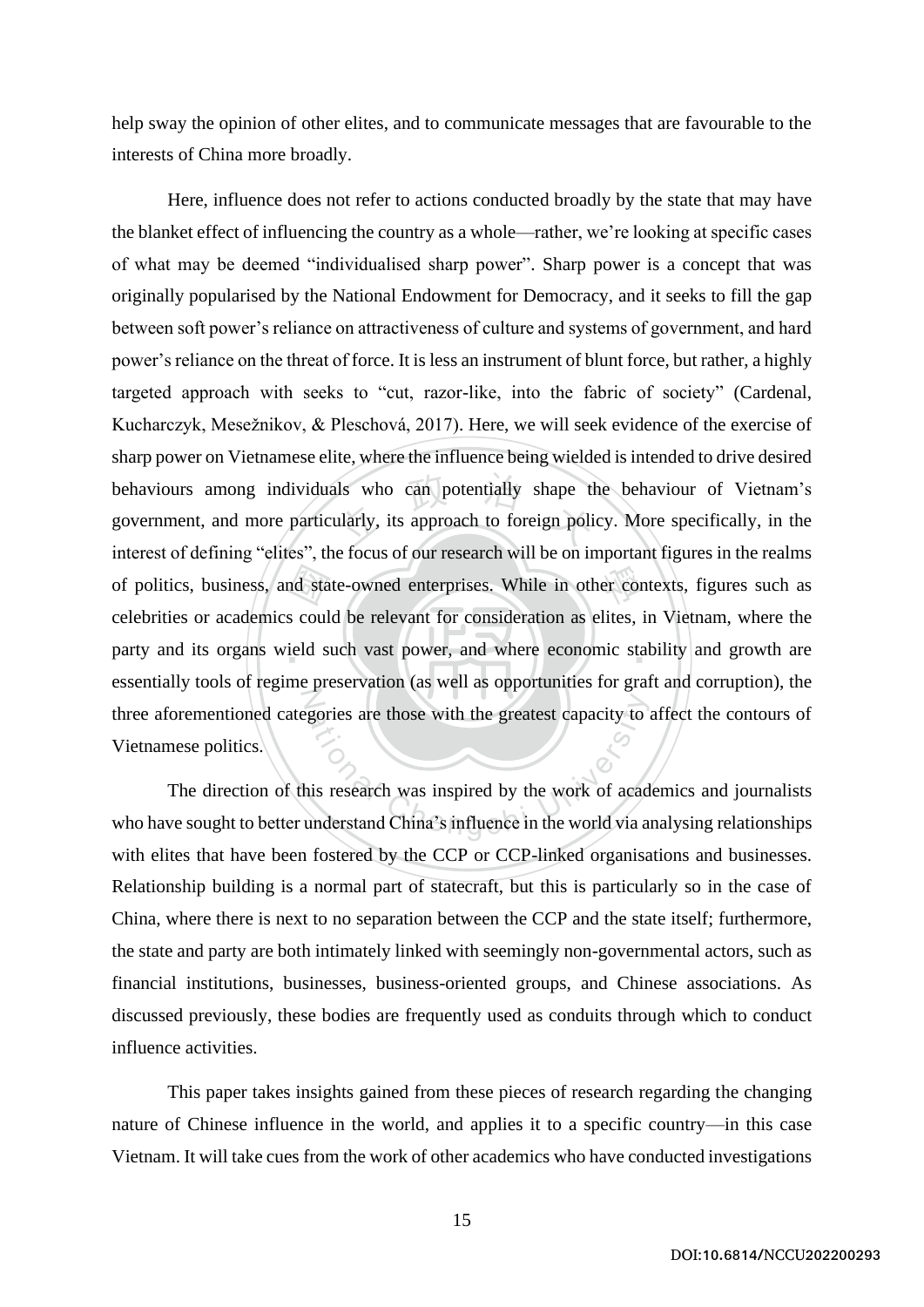help sway the opinion of other elites, and to communicate messages that are favourable to the interests of China more broadly.

Here, influence does not refer to actions conducted broadly by the state that may have the blanket effect of influencing the country as a whole—rather, we're looking at specific cases of what may be deemed "individualised sharp power". Sharp power is a concept that was originally popularised by the National Endowment for Democracy, and it seeks to fill the gap between soft power's reliance on attractiveness of culture and systems of government, and hard power's reliance on the threat of force. It is less an instrument of blunt force, but rather, a highly targeted approach with seeks to "cut, razor-like, into the fabric of society" (Cardenal, Kucharczyk, Mesežnikov, & Pleschová, 2017). Here, we will seek evidence of the exercise of sharp power on Vietnamese elite, where the influence being wielded is intended to drive desired behaviours among individuals who can potentially shape the behaviour of Vietnam's government, and more particularly, its approach to foreign policy. More specifically, in the interest of defining "elites", the focus of our research will be on important figures in the realms of politics, business, and state-owned enterprises. While in other contexts, figures such as celebrities or academics could be relevant for consideration as elites, in Vietnam, where the party and its organs wield such vast power, and where economic stability and growth are essentially tools of regime preservation (as well as opportunities for graft and corruption), the three aforementioned categories are those with the greatest capacity to affect the contours of Vietnamese politics.

The direction of this research was inspired by the work of academics and journalists who have sought to better understand China's influence in the world via analysing relationships with elites that have been fostered by the CCP or CCP-linked organisations and businesses. Relationship building is a normal part of statecraft, but this is particularly so in the case of China, where there is next to no separation between the CCP and the state itself; furthermore, the state and party are both intimately linked with seemingly non-governmental actors, such as financial institutions, businesses, business-oriented groups, and Chinese associations. As discussed previously, these bodies are frequently used as conduits through which to conduct influence activities.

This paper takes insights gained from these pieces of research regarding the changing nature of Chinese influence in the world, and applies it to a specific country—in this case Vietnam. It will take cues from the work of other academics who have conducted investigations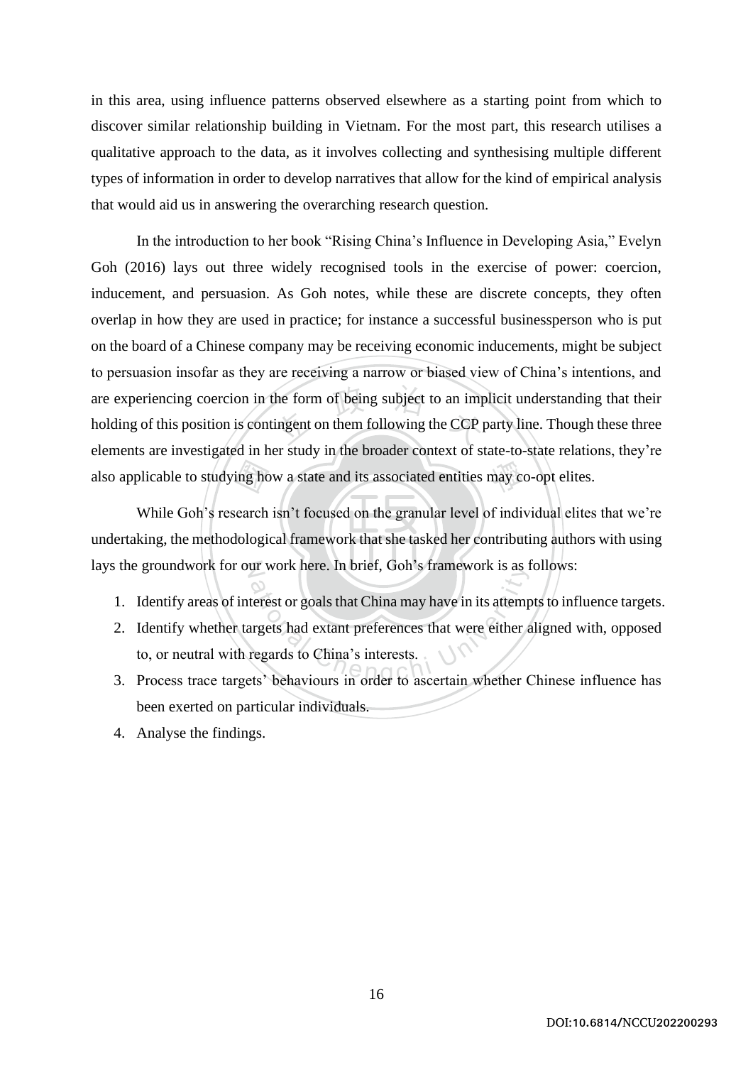in this area, using influence patterns observed elsewhere as a starting point from which to discover similar relationship building in Vietnam. For the most part, this research utilises a qualitative approach to the data, as it involves collecting and synthesising multiple different types of information in order to develop narratives that allow for the kind of empirical analysis that would aid us in answering the overarching research question.

In the introduction to her book "Rising China's Influence in Developing Asia," Evelyn Goh (2016) lays out three widely recognised tools in the exercise of power: coercion, inducement, and persuasion. As Goh notes, while these are discrete concepts, they often overlap in how they are used in practice; for instance a successful businessperson who is put on the board of a Chinese company may be receiving economic inducements, might be subject to persuasion insofar as they are receiving a narrow or biased view of China's intentions, and are experiencing coercion in the form of being subject to an implicit understanding that their holding of this position is contingent on them following the CCP party line. Though these three elements are investigated in her study in the broader context of state-to-state relations, they're also applicable to studying how a state and its associated entities may co-opt elites.

While Goh's research isn't focused on the granular level of individual elites that we're undertaking, the methodological framework that she tasked her contributing authors with using lays the groundwork for our work here. In brief, Goh's framework is as follows:

1. Identify areas of interest or goals that China may have in its attempts to influence targets.
2. Identify whether targets had extant preferences that were either aligned with, opposed to, or neutral with regards to China's interests.
3. Process trace targets' behaviours in order to ascertain whether Chinese influence has been exerted on particular individuals.
4. Analyse the findings.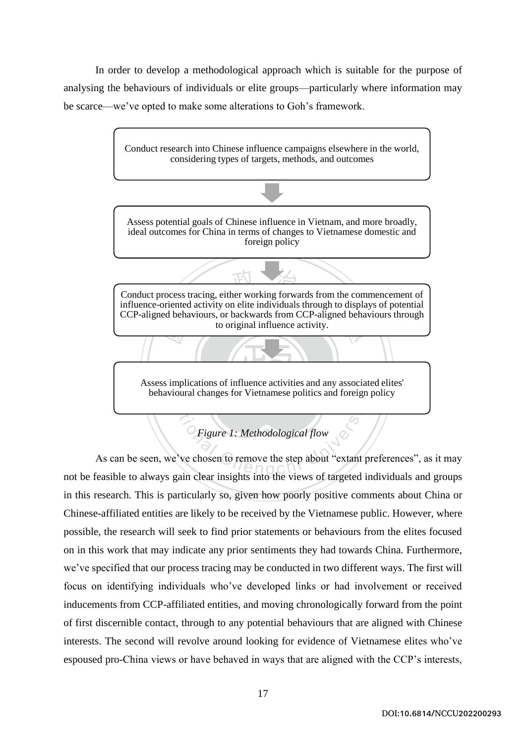In order to develop a methodological approach which is suitable for the purpose of analysing the behaviours of individuals or elite groups—particularly where information may be scarce—we've opted to make some alterations to Goh's framework.

Conduct research into Chinese influence campaigns elsewhere in the world, considering types of targets, methods, and outcomes

↓

Assess potential goals of Chinese influence in Vietnam, and more broadly, ideal outcomes for China in terms of changes to Vietnamese domestic and foreign policy

↓

Conduct process tracing, either working forwards from the commencement of influence-oriented activity on elite individuals through to displays of potential CCP-aligned behaviours, or backwards from CCP-aligned behaviours through to original influence activity.

↓

Assess implications of influence activities and any associated elites' behavioural changes for Vietnamese politics and foreign policy

*Figure 1: Methodological flow*

As can be seen, we've chosen to remove the step about "extant preferences", as it may not be feasible to always gain clear insights into the views of targeted individuals and groups in this research. This is particularly so, given how poorly positive comments about China or Chinese-affiliated entities are likely to be received by the Vietnamese public. However, where possible, the research will seek to find prior statements or behaviours from the elites focused on in this work that may indicate any prior sentiments they had towards China. Furthermore, we've specified that our process tracing may be conducted in two different ways. The first will focus on identifying individuals who've developed links or had involvement or received inducements from CCP-affiliated entities, and moving chronologically forward from the point of first discernible contact, through to any potential behaviours that are aligned with Chinese interests. The second will revolve around looking for evidence of Vietnamese elites who've espoused pro-China views or have behaved in ways that are aligned with the CCP's interests,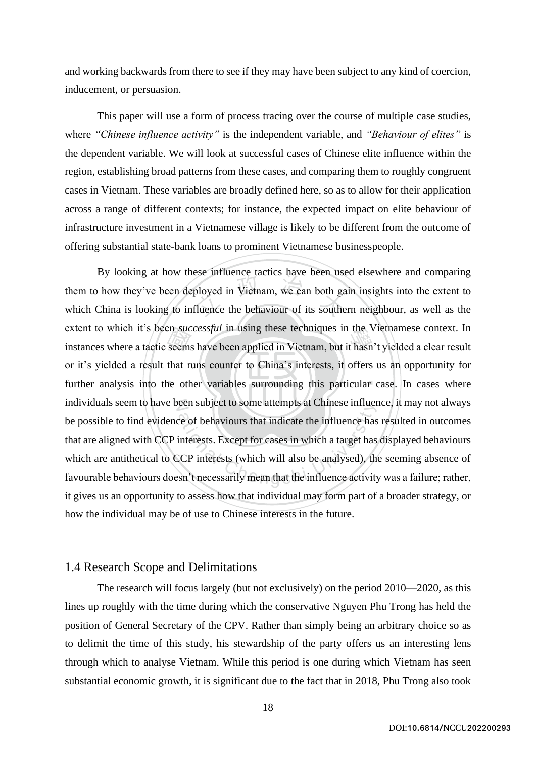and working backwards from there to see if they may have been subject to any kind of coercion, inducement, or persuasion.

This paper will use a form of process tracing over the course of multiple case studies, where *"Chinese influence activity"* is the independent variable, and *"Behaviour of elites"* is the dependent variable. We will look at successful cases of Chinese elite influence within the region, establishing broad patterns from these cases, and comparing them to roughly congruent cases in Vietnam. These variables are broadly defined here, so as to allow for their application across a range of different contexts; for instance, the expected impact on elite behaviour of infrastructure investment in a Vietnamese village is likely to be different from the outcome of offering substantial state-bank loans to prominent Vietnamese businesspeople.

By looking at how these influence tactics have been used elsewhere and comparing them to how they've been deployed in Vietnam, we can both gain insights into the extent to which China is looking to influence the behaviour of its southern neighbour, as well as the extent to which it's been *successful* in using these techniques in the Vietnamese context. In instances where a tactic seems have been applied in Vietnam, but it hasn't yielded a clear result or it's yielded a result that runs counter to China's interests, it offers us an opportunity for further analysis into the other variables surrounding this particular case. In cases where individuals seem to have been subject to some attempts at Chinese influence, it may not always be possible to find evidence of behaviours that indicate the influence has resulted in outcomes that are aligned with CCP interests. Except for cases in which a target has displayed behaviours which are antithetical to CCP interests (which will also be analysed), the seeming absence of favourable behaviours doesn't necessarily mean that the influence activity was a failure; rather, it gives us an opportunity to assess how that individual may form part of a broader strategy, or how the individual may be of use to Chinese interests in the future.

## 1.4 Research Scope and Delimitations

The research will focus largely (but not exclusively) on the period 2010—2020, as this lines up roughly with the time during which the conservative Nguyen Phu Trong has held the position of General Secretary of the CPV. Rather than simply being an arbitrary choice so as to delimit the time of this study, his stewardship of the party offers us an interesting lens through which to analyse Vietnam. While this period is one during which Vietnam has seen substantial economic growth, it is significant due to the fact that in 2018, Phu Trong also took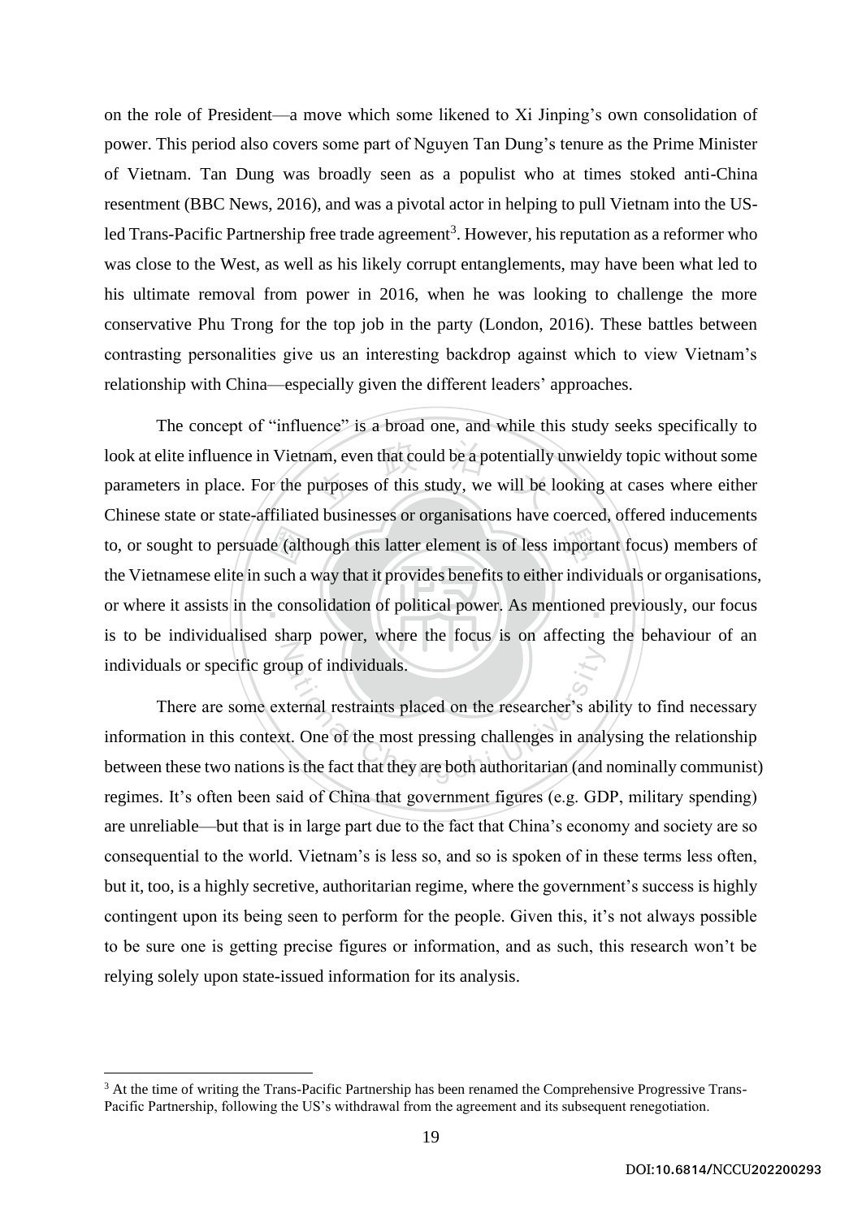on the role of President—a move which some likened to Xi Jinping's own consolidation of power. This period also covers some part of Nguyen Tan Dung's tenure as the Prime Minister of Vietnam. Tan Dung was broadly seen as a populist who at times stoked anti-China resentment (BBC News, 2016), and was a pivotal actor in helping to pull Vietnam into the US-led Trans-Pacific Partnership free trade agreement[3]. However, his reputation as a reformer who was close to the West, as well as his likely corrupt entanglements, may have been what led to his ultimate removal from power in 2016, when he was looking to challenge the more conservative Phu Trong for the top job in the party (London, 2016). These battles between contrasting personalities give us an interesting backdrop against which to view Vietnam's relationship with China—especially given the different leaders' approaches.

The concept of "influence" is a broad one, and while this study seeks specifically to look at elite influence in Vietnam, even that could be a potentially unwieldy topic without some parameters in place. For the purposes of this study, we will be looking at cases where either Chinese state or state-affiliated businesses or organisations have coerced, offered inducements to, or sought to persuade (although this latter element is of less important focus) members of the Vietnamese elite in such a way that it provides benefits to either individuals or organisations, or where it assists in the consolidation of political power. As mentioned previously, our focus is to be individualised sharp power, where the focus is on affecting the behaviour of an individuals or specific group of individuals.

There are some external restraints placed on the researcher's ability to find necessary information in this context. One of the most pressing challenges in analysing the relationship between these two nations is the fact that they are both authoritarian (and nominally communist) regimes. It's often been said of China that government figures (e.g. GDP, military spending) are unreliable—but that is in large part due to the fact that China's economy and society are so consequential to the world. Vietnam's is less so, and so is spoken of in these terms less often, but it, too, is a highly secretive, authoritarian regime, where the government's success is highly contingent upon its being seen to perform for the people. Given this, it's not always possible to be sure one is getting precise figures or information, and as such, this research won't be relying solely upon state-issued information for its analysis.

[3] At the time of writing the Trans-Pacific Partnership has been renamed the Comprehensive Progressive Trans-Pacific Partnership, following the US's withdrawal from the agreement and its subsequent renegotiation.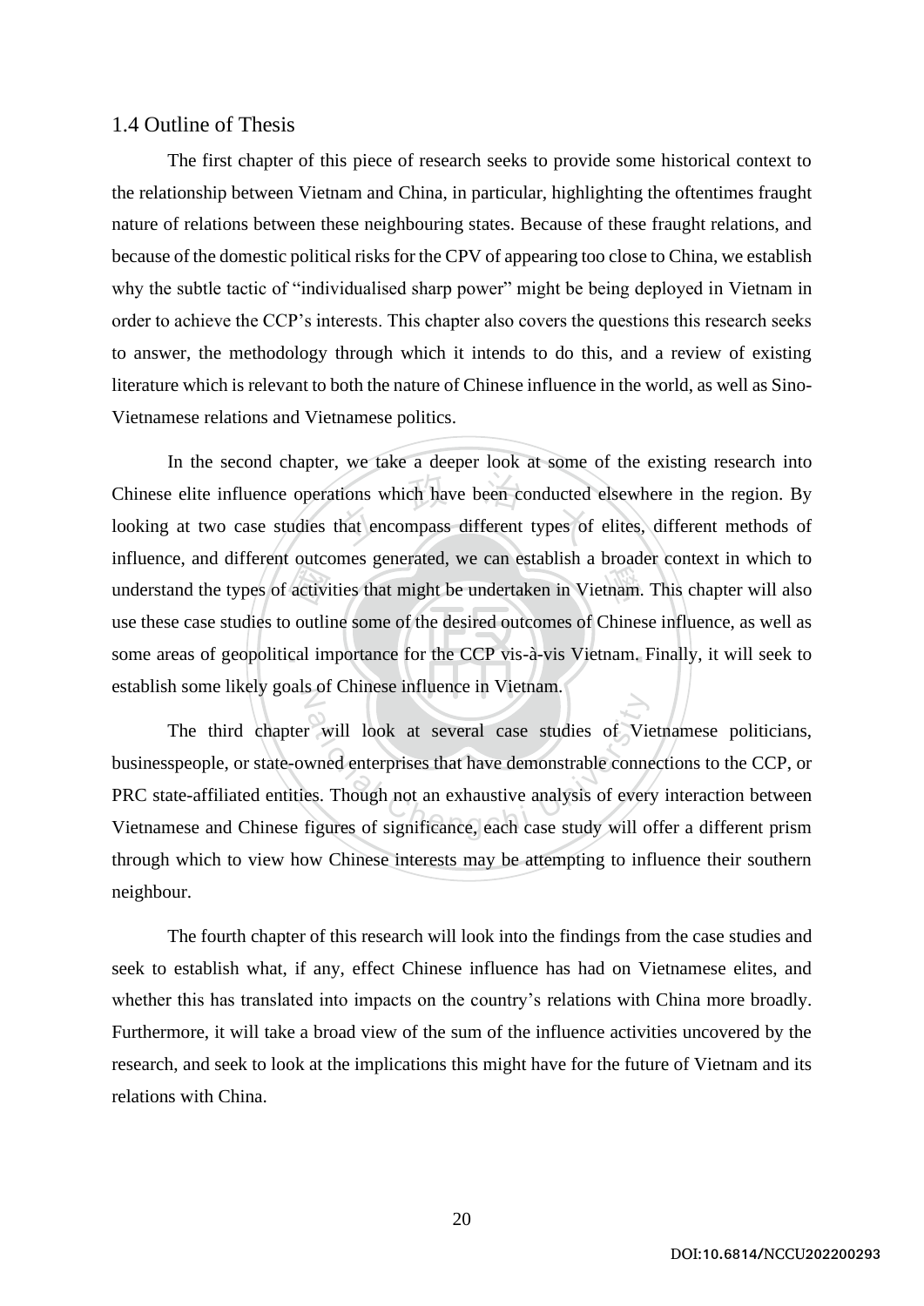## 1.4 Outline of Thesis

The first chapter of this piece of research seeks to provide some historical context to the relationship between Vietnam and China, in particular, highlighting the oftentimes fraught nature of relations between these neighbouring states. Because of these fraught relations, and because of the domestic political risks for the CPV of appearing too close to China, we establish why the subtle tactic of "individualised sharp power" might be being deployed in Vietnam in order to achieve the CCP's interests. This chapter also covers the questions this research seeks to answer, the methodology through which it intends to do this, and a review of existing literature which is relevant to both the nature of Chinese influence in the world, as well as Sino-Vietnamese relations and Vietnamese politics.

In the second chapter, we take a deeper look at some of the existing research into Chinese elite influence operations which have been conducted elsewhere in the region. By looking at two case studies that encompass different types of elites, different methods of influence, and different outcomes generated, we can establish a broader context in which to understand the types of activities that might be undertaken in Vietnam. This chapter will also use these case studies to outline some of the desired outcomes of Chinese influence, as well as some areas of geopolitical importance for the CCP vis-à-vis Vietnam. Finally, it will seek to establish some likely goals of Chinese influence in Vietnam.

The third chapter will look at several case studies of Vietnamese politicians, businesspeople, or state-owned enterprises that have demonstrable connections to the CCP, or PRC state-affiliated entities. Though not an exhaustive analysis of every interaction between Vietnamese and Chinese figures of significance, each case study will offer a different prism through which to view how Chinese interests may be attempting to influence their southern neighbour.

The fourth chapter of this research will look into the findings from the case studies and seek to establish what, if any, effect Chinese influence has had on Vietnamese elites, and whether this has translated into impacts on the country's relations with China more broadly. Furthermore, it will take a broad view of the sum of the influence activities uncovered by the research, and seek to look at the implications this might have for the future of Vietnam and its relations with China.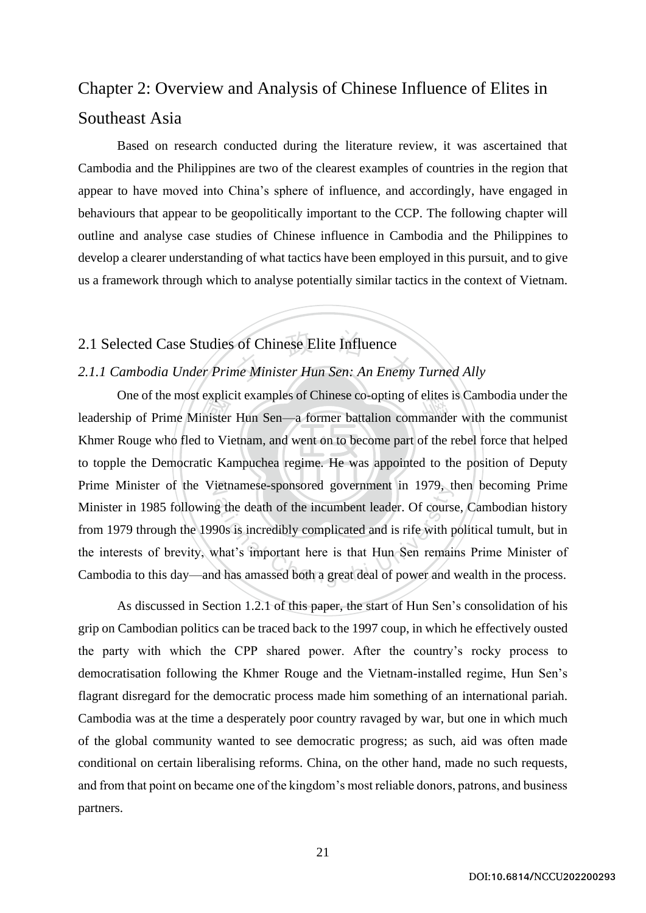# Chapter 2: Overview and Analysis of Chinese Influence of Elites in Southeast Asia

Based on research conducted during the literature review, it was ascertained that Cambodia and the Philippines are two of the clearest examples of countries in the region that appear to have moved into China's sphere of influence, and accordingly, have engaged in behaviours that appear to be geopolitically important to the CCP. The following chapter will outline and analyse case studies of Chinese influence in Cambodia and the Philippines to develop a clearer understanding of what tactics have been employed in this pursuit, and to give us a framework through which to analyse potentially similar tactics in the context of Vietnam.

## 2.1 Selected Case Studies of Chinese Elite Influence

### *2.1.1 Cambodia Under Prime Minister Hun Sen: An Enemy Turned Ally*

One of the most explicit examples of Chinese co-opting of elites is Cambodia under the leadership of Prime Minister Hun Sen—a former battalion commander with the communist Khmer Rouge who fled to Vietnam, and went on to become part of the rebel force that helped to topple the Democratic Kampuchea regime. He was appointed to the position of Deputy Prime Minister of the Vietnamese-sponsored government in 1979, then becoming Prime Minister in 1985 following the death of the incumbent leader. Of course, Cambodian history from 1979 through the 1990s is incredibly complicated and is rife with political tumult, but in the interests of brevity, what's important here is that Hun Sen remains Prime Minister of Cambodia to this day—and has amassed both a great deal of power and wealth in the process.

As discussed in Section 1.2.1 of this paper, the start of Hun Sen's consolidation of his grip on Cambodian politics can be traced back to the 1997 coup, in which he effectively ousted the party with which the CPP shared power. After the country's rocky process to democratisation following the Khmer Rouge and the Vietnam-installed regime, Hun Sen's flagrant disregard for the democratic process made him something of an international pariah. Cambodia was at the time a desperately poor country ravaged by war, but one in which much of the global community wanted to see democratic progress; as such, aid was often made conditional on certain liberalising reforms. China, on the other hand, made no such requests, and from that point on became one of the kingdom's most reliable donors, patrons, and business partners.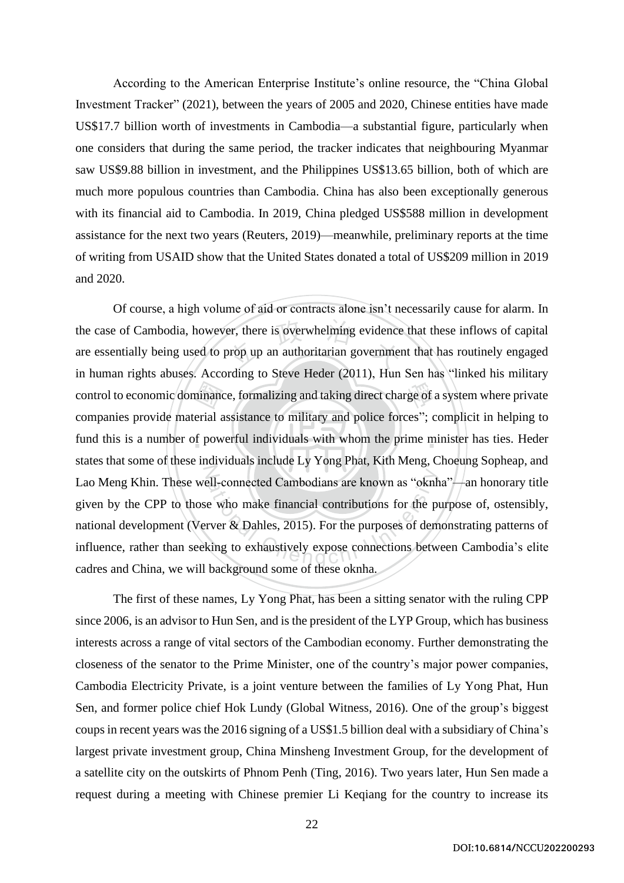According to the American Enterprise Institute's online resource, the "China Global Investment Tracker" (2021), between the years of 2005 and 2020, Chinese entities have made US$17.7 billion worth of investments in Cambodia—a substantial figure, particularly when one considers that during the same period, the tracker indicates that neighbouring Myanmar saw US$9.88 billion in investment, and the Philippines US$13.65 billion, both of which are much more populous countries than Cambodia. China has also been exceptionally generous with its financial aid to Cambodia. In 2019, China pledged US$588 million in development assistance for the next two years (Reuters, 2019)—meanwhile, preliminary reports at the time of writing from USAID show that the United States donated a total of US$209 million in 2019 and 2020.

Of course, a high volume of aid or contracts alone isn't necessarily cause for alarm. In the case of Cambodia, however, there is overwhelming evidence that these inflows of capital are essentially being used to prop up an authoritarian government that has routinely engaged in human rights abuses. According to Steve Heder (2011), Hun Sen has "linked his military control to economic dominance, formalizing and taking direct charge of a system where private companies provide material assistance to military and police forces"; complicit in helping to fund this is a number of powerful individuals with whom the prime minister has ties. Heder states that some of these individuals include Ly Yong Phat, Kith Meng, Choeung Sopheap, and Lao Meng Khin. These well-connected Cambodians are known as "oknha"—an honorary title given by the CPP to those who make financial contributions for the purpose of, ostensibly, national development (Verver & Dahles, 2015). For the purposes of demonstrating patterns of influence, rather than seeking to exhaustively expose connections between Cambodia's elite cadres and China, we will background some of these oknha.

The first of these names, Ly Yong Phat, has been a sitting senator with the ruling CPP since 2006, is an advisor to Hun Sen, and is the president of the LYP Group, which has business interests across a range of vital sectors of the Cambodian economy. Further demonstrating the closeness of the senator to the Prime Minister, one of the country's major power companies, Cambodia Electricity Private, is a joint venture between the families of Ly Yong Phat, Hun Sen, and former police chief Hok Lundy (Global Witness, 2016). One of the group's biggest coups in recent years was the 2016 signing of a US$1.5 billion deal with a subsidiary of China's largest private investment group, China Minsheng Investment Group, for the development of a satellite city on the outskirts of Phnom Penh (Ting, 2016). Two years later, Hun Sen made a request during a meeting with Chinese premier Li Keqiang for the country to increase its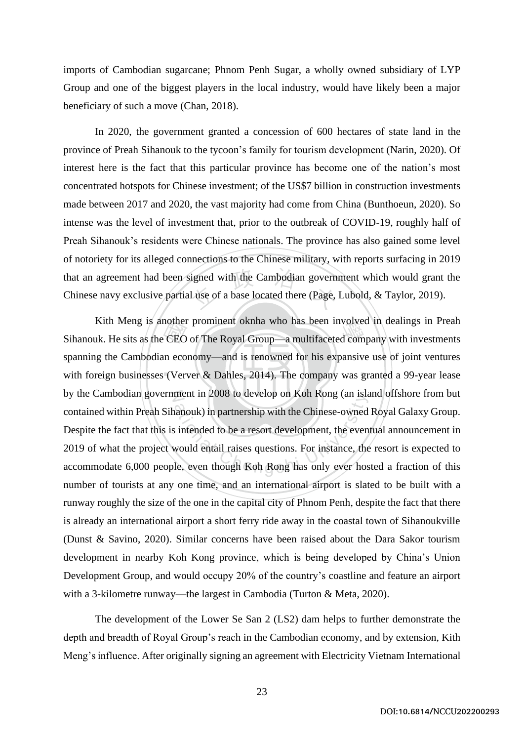imports of Cambodian sugarcane; Phnom Penh Sugar, a wholly owned subsidiary of LYP Group and one of the biggest players in the local industry, would have likely been a major beneficiary of such a move (Chan, 2018).

In 2020, the government granted a concession of 600 hectares of state land in the province of Preah Sihanouk to the tycoon's family for tourism development (Narin, 2020). Of interest here is the fact that this particular province has become one of the nation's most concentrated hotspots for Chinese investment; of the US$7 billion in construction investments made between 2017 and 2020, the vast majority had come from China (Bunthoeun, 2020). So intense was the level of investment that, prior to the outbreak of COVID-19, roughly half of Preah Sihanouk's residents were Chinese nationals. The province has also gained some level of notoriety for its alleged connections to the Chinese military, with reports surfacing in 2019 that an agreement had been signed with the Cambodian government which would grant the Chinese navy exclusive partial use of a base located there (Page, Lubold, & Taylor, 2019).

Kith Meng is another prominent oknha who has been involved in dealings in Preah Sihanouk. He sits as the CEO of The Royal Group—a multifaceted company with investments spanning the Cambodian economy—and is renowned for his expansive use of joint ventures with foreign businesses (Verver & Dahles, 2014). The company was granted a 99-year lease by the Cambodian government in 2008 to develop on Koh Rong (an island offshore from but contained within Preah Sihanouk) in partnership with the Chinese-owned Royal Galaxy Group. Despite the fact that this is intended to be a resort development, the eventual announcement in 2019 of what the project would entail raises questions. For instance, the resort is expected to accommodate 6,000 people, even though Koh Rong has only ever hosted a fraction of this number of tourists at any one time, and an international airport is slated to be built with a runway roughly the size of the one in the capital city of Phnom Penh, despite the fact that there is already an international airport a short ferry ride away in the coastal town of Sihanoukville (Dunst & Savino, 2020). Similar concerns have been raised about the Dara Sakor tourism development in nearby Koh Kong province, which is being developed by China's Union Development Group, and would occupy 20% of the country's coastline and feature an airport with a 3-kilometre runway—the largest in Cambodia (Turton & Meta, 2020).

The development of the Lower Se San 2 (LS2) dam helps to further demonstrate the depth and breadth of Royal Group's reach in the Cambodian economy, and by extension, Kith Meng's influence. After originally signing an agreement with Electricity Vietnam International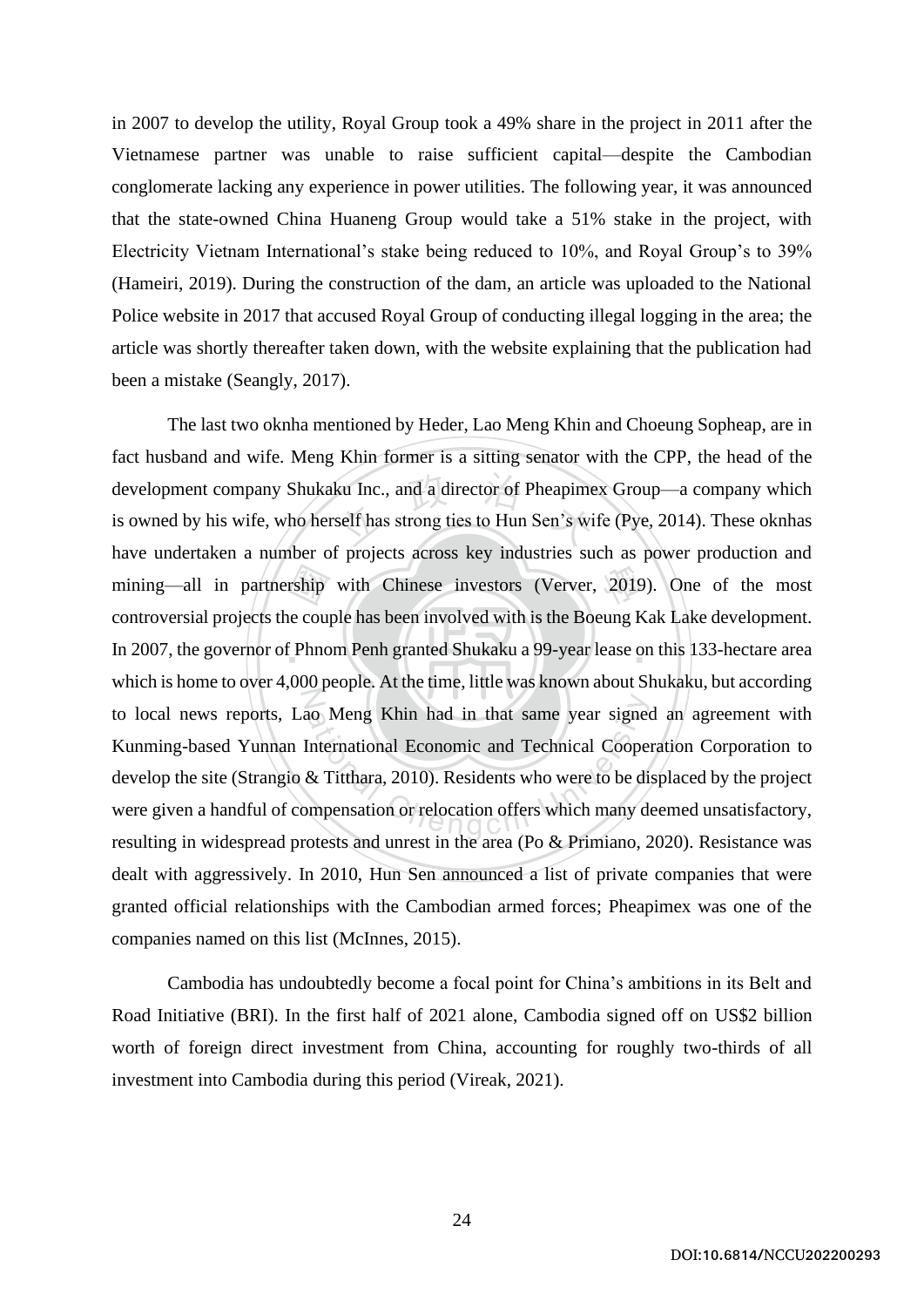in 2007 to develop the utility, Royal Group took a 49% share in the project in 2011 after the Vietnamese partner was unable to raise sufficient capital—despite the Cambodian conglomerate lacking any experience in power utilities. The following year, it was announced that the state-owned China Huaneng Group would take a 51% stake in the project, with Electricity Vietnam International's stake being reduced to 10%, and Royal Group's to 39% (Hameiri, 2019). During the construction of the dam, an article was uploaded to the National Police website in 2017 that accused Royal Group of conducting illegal logging in the area; the article was shortly thereafter taken down, with the website explaining that the publication had been a mistake (Seangly, 2017).

The last two oknha mentioned by Heder, Lao Meng Khin and Choeung Sopheap, are in fact husband and wife. Meng Khin former is a sitting senator with the CPP, the head of the development company Shukaku Inc., and a director of Pheapimex Group—a company which is owned by his wife, who herself has strong ties to Hun Sen's wife (Pye, 2014). These oknhas have undertaken a number of projects across key industries such as power production and mining—all in partnership with Chinese investors (Verver, 2019). One of the most controversial projects the couple has been involved with is the Boeung Kak Lake development. In 2007, the governor of Phnom Penh granted Shukaku a 99-year lease on this 133-hectare area which is home to over 4,000 people. At the time, little was known about Shukaku, but according to local news reports, Lao Meng Khin had in that same year signed an agreement with Kunming-based Yunnan International Economic and Technical Cooperation Corporation to develop the site (Strangio & Titthara, 2010). Residents who were to be displaced by the project were given a handful of compensation or relocation offers which many deemed unsatisfactory, resulting in widespread protests and unrest in the area (Po & Primiano, 2020). Resistance was dealt with aggressively. In 2010, Hun Sen announced a list of private companies that were granted official relationships with the Cambodian armed forces; Pheapimex was one of the companies named on this list (McInnes, 2015).

Cambodia has undoubtedly become a focal point for China's ambitions in its Belt and Road Initiative (BRI). In the first half of 2021 alone, Cambodia signed off on US$2 billion worth of foreign direct investment from China, accounting for roughly two-thirds of all investment into Cambodia during this period (Vireak, 2021).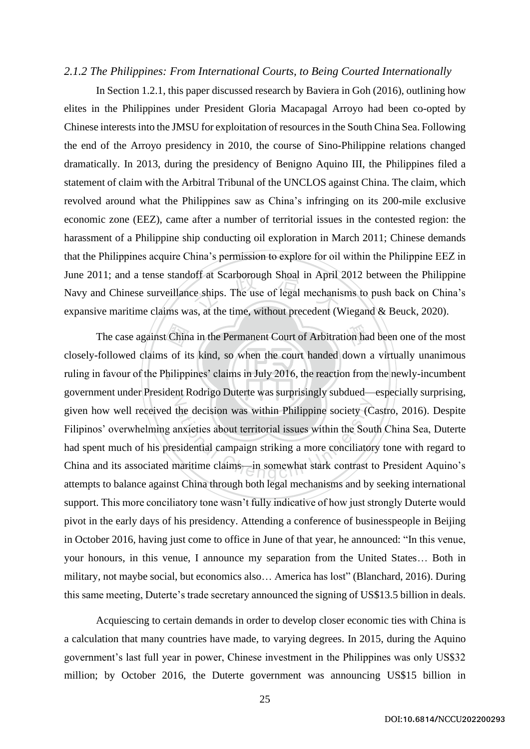### *2.1.2 The Philippines: From International Courts, to Being Courted Internationally*

In Section 1.2.1, this paper discussed research by Baviera in Goh (2016), outlining how elites in the Philippines under President Gloria Macapagal Arroyo had been co-opted by Chinese interests into the JMSU for exploitation of resources in the South China Sea. Following the end of the Arroyo presidency in 2010, the course of Sino-Philippine relations changed dramatically. In 2013, during the presidency of Benigno Aquino III, the Philippines filed a statement of claim with the Arbitral Tribunal of the UNCLOS against China. The claim, which revolved around what the Philippines saw as China's infringing on its 200-mile exclusive economic zone (EEZ), came after a number of territorial issues in the contested region: the harassment of a Philippine ship conducting oil exploration in March 2011; Chinese demands that the Philippines acquire China's permission to explore for oil within the Philippine EEZ in June 2011; and a tense standoff at Scarborough Shoal in April 2012 between the Philippine Navy and Chinese surveillance ships. The use of legal mechanisms to push back on China's expansive maritime claims was, at the time, without precedent (Wiegand & Beuck, 2020).

The case against China in the Permanent Court of Arbitration had been one of the most closely-followed claims of its kind, so when the court handed down a virtually unanimous ruling in favour of the Philippines' claims in July 2016, the reaction from the newly-incumbent government under President Rodrigo Duterte was surprisingly subdued—especially surprising, given how well received the decision was within Philippine society (Castro, 2016). Despite Filipinos' overwhelming anxieties about territorial issues within the South China Sea, Duterte had spent much of his presidential campaign striking a more conciliatory tone with regard to China and its associated maritime claims—in somewhat stark contrast to President Aquino's attempts to balance against China through both legal mechanisms and by seeking international support. This more conciliatory tone wasn't fully indicative of how just strongly Duterte would pivot in the early days of his presidency. Attending a conference of businesspeople in Beijing in October 2016, having just come to office in June of that year, he announced: "In this venue, your honours, in this venue, I announce my separation from the United States… Both in military, not maybe social, but economics also… America has lost" (Blanchard, 2016). During this same meeting, Duterte's trade secretary announced the signing of US$13.5 billion in deals.

Acquiescing to certain demands in order to develop closer economic ties with China is a calculation that many countries have made, to varying degrees. In 2015, during the Aquino government's last full year in power, Chinese investment in the Philippines was only US$32 million; by October 2016, the Duterte government was announcing US$15 billion in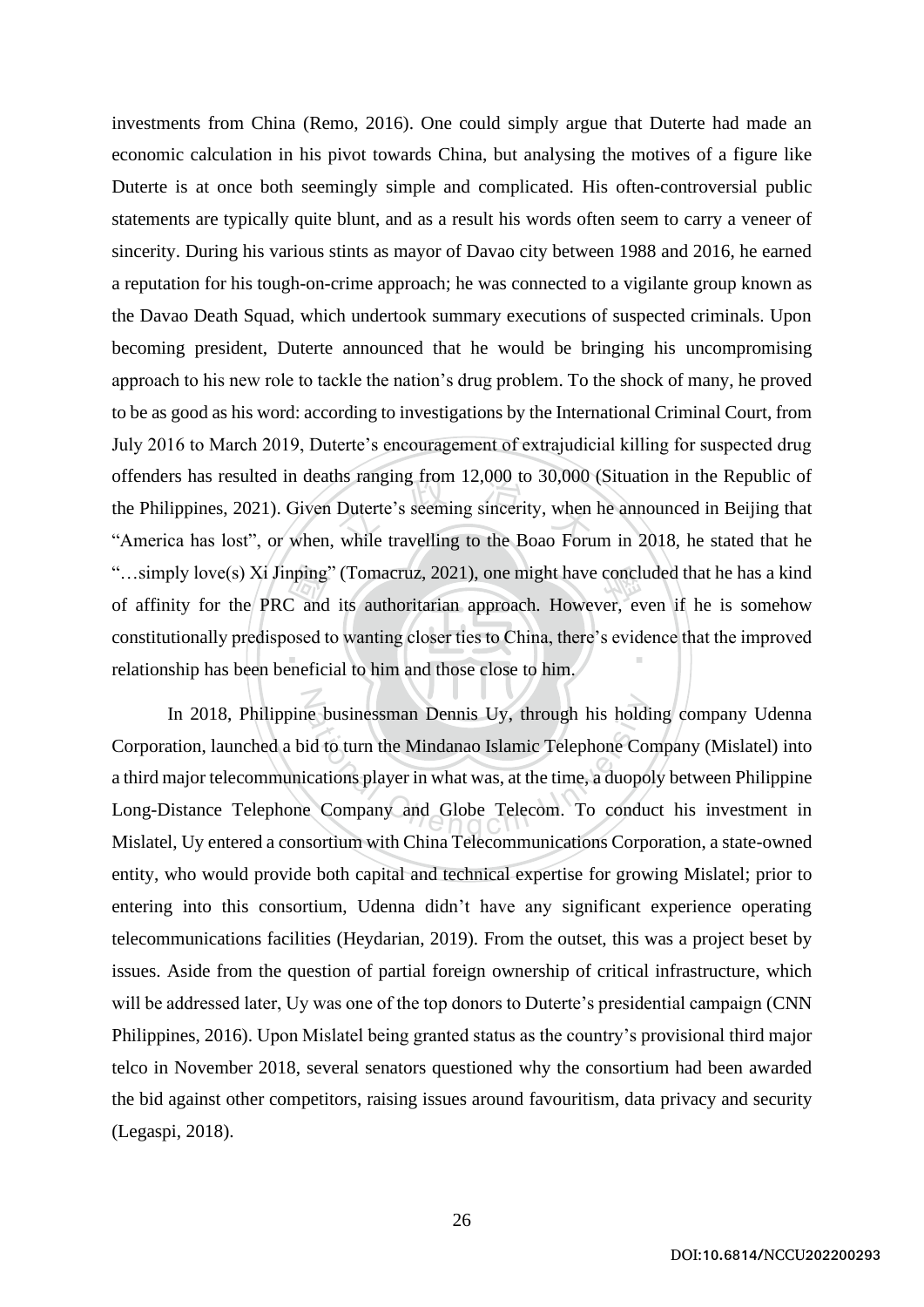investments from China (Remo, 2016). One could simply argue that Duterte had made an economic calculation in his pivot towards China, but analysing the motives of a figure like Duterte is at once both seemingly simple and complicated. His often-controversial public statements are typically quite blunt, and as a result his words often seem to carry a veneer of sincerity. During his various stints as mayor of Davao city between 1988 and 2016, he earned a reputation for his tough-on-crime approach; he was connected to a vigilante group known as the Davao Death Squad, which undertook summary executions of suspected criminals. Upon becoming president, Duterte announced that he would be bringing his uncompromising approach to his new role to tackle the nation's drug problem. To the shock of many, he proved to be as good as his word: according to investigations by the International Criminal Court, from July 2016 to March 2019, Duterte's encouragement of extrajudicial killing for suspected drug offenders has resulted in deaths ranging from 12,000 to 30,000 (Situation in the Republic of the Philippines, 2021). Given Duterte's seeming sincerity, when he announced in Beijing that "America has lost", or when, while travelling to the Boao Forum in 2018, he stated that he "…simply love(s) Xi Jinping" (Tomacruz, 2021), one might have concluded that he has a kind of affinity for the PRC and its authoritarian approach. However, even if he is somehow constitutionally predisposed to wanting closer ties to China, there's evidence that the improved relationship has been beneficial to him and those close to him.

In 2018, Philippine businessman Dennis Uy, through his holding company Udenna Corporation, launched a bid to turn the Mindanao Islamic Telephone Company (Mislatel) into a third major telecommunications player in what was, at the time, a duopoly between Philippine Long-Distance Telephone Company and Globe Telecom. To conduct his investment in Mislatel, Uy entered a consortium with China Telecommunications Corporation, a state-owned entity, who would provide both capital and technical expertise for growing Mislatel; prior to entering into this consortium, Udenna didn't have any significant experience operating telecommunications facilities (Heydarian, 2019). From the outset, this was a project beset by issues. Aside from the question of partial foreign ownership of critical infrastructure, which will be addressed later, Uy was one of the top donors to Duterte's presidential campaign (CNN Philippines, 2016). Upon Mislatel being granted status as the country's provisional third major telco in November 2018, several senators questioned why the consortium had been awarded the bid against other competitors, raising issues around favouritism, data privacy and security (Legaspi, 2018).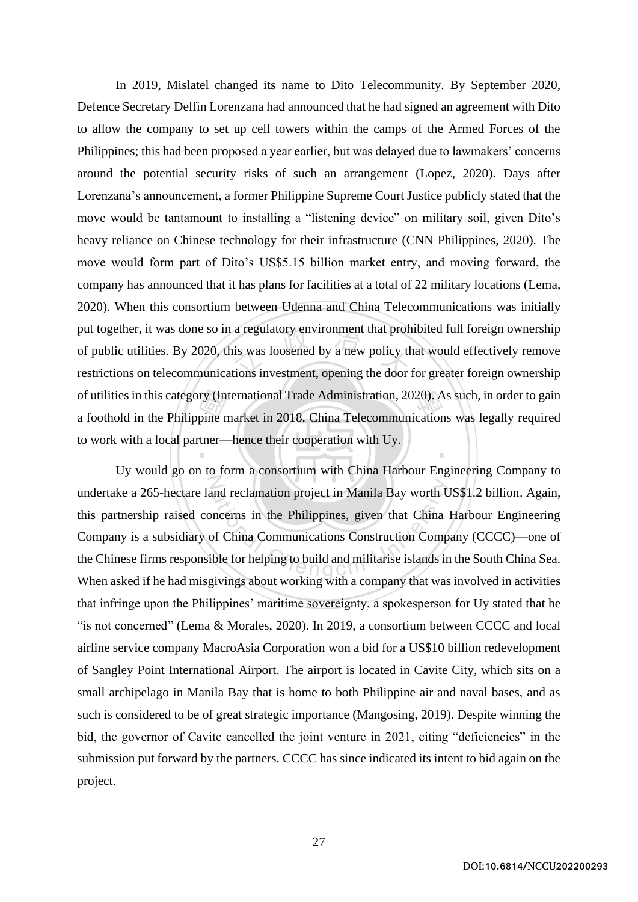In 2019, Mislatel changed its name to Dito Telecommunity. By September 2020, Defence Secretary Delfin Lorenzana had announced that he had signed an agreement with Dito to allow the company to set up cell towers within the camps of the Armed Forces of the Philippines; this had been proposed a year earlier, but was delayed due to lawmakers' concerns around the potential security risks of such an arrangement (Lopez, 2020). Days after Lorenzana's announcement, a former Philippine Supreme Court Justice publicly stated that the move would be tantamount to installing a "listening device" on military soil, given Dito's heavy reliance on Chinese technology for their infrastructure (CNN Philippines, 2020). The move would form part of Dito's US$5.15 billion market entry, and moving forward, the company has announced that it has plans for facilities at a total of 22 military locations (Lema, 2020). When this consortium between Udenna and China Telecommunications was initially put together, it was done so in a regulatory environment that prohibited full foreign ownership of public utilities. By 2020, this was loosened by a new policy that would effectively remove restrictions on telecommunications investment, opening the door for greater foreign ownership of utilities in this category (International Trade Administration, 2020). As such, in order to gain a foothold in the Philippine market in 2018, China Telecommunications was legally required to work with a local partner—hence their cooperation with Uy.

Uy would go on to form a consortium with China Harbour Engineering Company to undertake a 265-hectare land reclamation project in Manila Bay worth US$1.2 billion. Again, this partnership raised concerns in the Philippines, given that China Harbour Engineering Company is a subsidiary of China Communications Construction Company (CCCC)—one of the Chinese firms responsible for helping to build and militarise islands in the South China Sea. When asked if he had misgivings about working with a company that was involved in activities that infringe upon the Philippines' maritime sovereignty, a spokesperson for Uy stated that he "is not concerned" (Lema & Morales, 2020). In 2019, a consortium between CCCC and local airline service company MacroAsia Corporation won a bid for a US$10 billion redevelopment of Sangley Point International Airport. The airport is located in Cavite City, which sits on a small archipelago in Manila Bay that is home to both Philippine air and naval bases, and as such is considered to be of great strategic importance (Mangosing, 2019). Despite winning the bid, the governor of Cavite cancelled the joint venture in 2021, citing "deficiencies" in the submission put forward by the partners. CCCC has since indicated its intent to bid again on the project.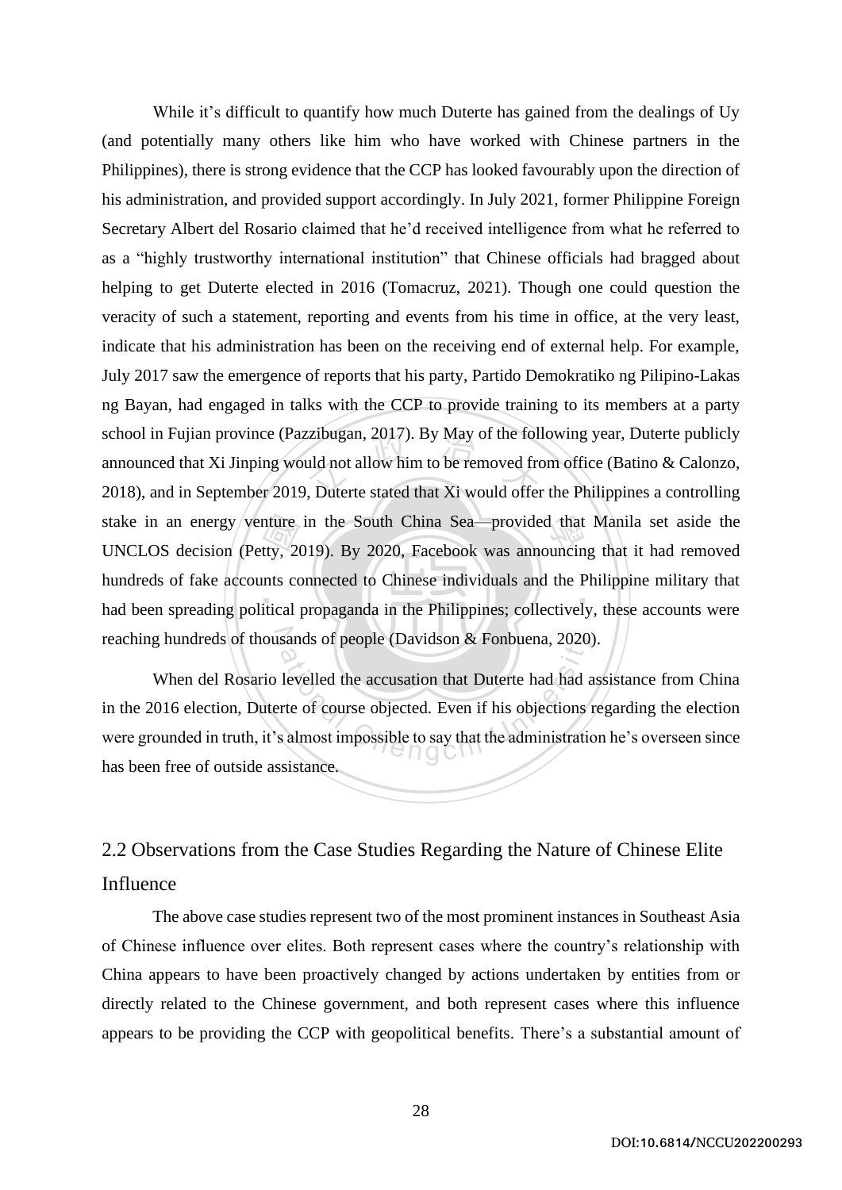While it's difficult to quantify how much Duterte has gained from the dealings of Uy (and potentially many others like him who have worked with Chinese partners in the Philippines), there is strong evidence that the CCP has looked favourably upon the direction of his administration, and provided support accordingly. In July 2021, former Philippine Foreign Secretary Albert del Rosario claimed that he'd received intelligence from what he referred to as a "highly trustworthy international institution" that Chinese officials had bragged about helping to get Duterte elected in 2016 (Tomacruz, 2021). Though one could question the veracity of such a statement, reporting and events from his time in office, at the very least, indicate that his administration has been on the receiving end of external help. For example, July 2017 saw the emergence of reports that his party, Partido Demokratiko ng Pilipino-Lakas ng Bayan, had engaged in talks with the CCP to provide training to its members at a party school in Fujian province (Pazzibugan, 2017). By May of the following year, Duterte publicly announced that Xi Jinping would not allow him to be removed from office (Batino & Calonzo, 2018), and in September 2019, Duterte stated that Xi would offer the Philippines a controlling stake in an energy venture in the South China Sea—provided that Manila set aside the UNCLOS decision (Petty, 2019). By 2020, Facebook was announcing that it had removed hundreds of fake accounts connected to Chinese individuals and the Philippine military that had been spreading political propaganda in the Philippines; collectively, these accounts were reaching hundreds of thousands of people (Davidson & Fonbuena, 2020).

When del Rosario levelled the accusation that Duterte had had assistance from China in the 2016 election, Duterte of course objected. Even if his objections regarding the election were grounded in truth, it's almost impossible to say that the administration he's overseen since has been free of outside assistance.

## 2.2 Observations from the Case Studies Regarding the Nature of Chinese Elite Influence

The above case studies represent two of the most prominent instances in Southeast Asia of Chinese influence over elites. Both represent cases where the country's relationship with China appears to have been proactively changed by actions undertaken by entities from or directly related to the Chinese government, and both represent cases where this influence appears to be providing the CCP with geopolitical benefits. There's a substantial amount of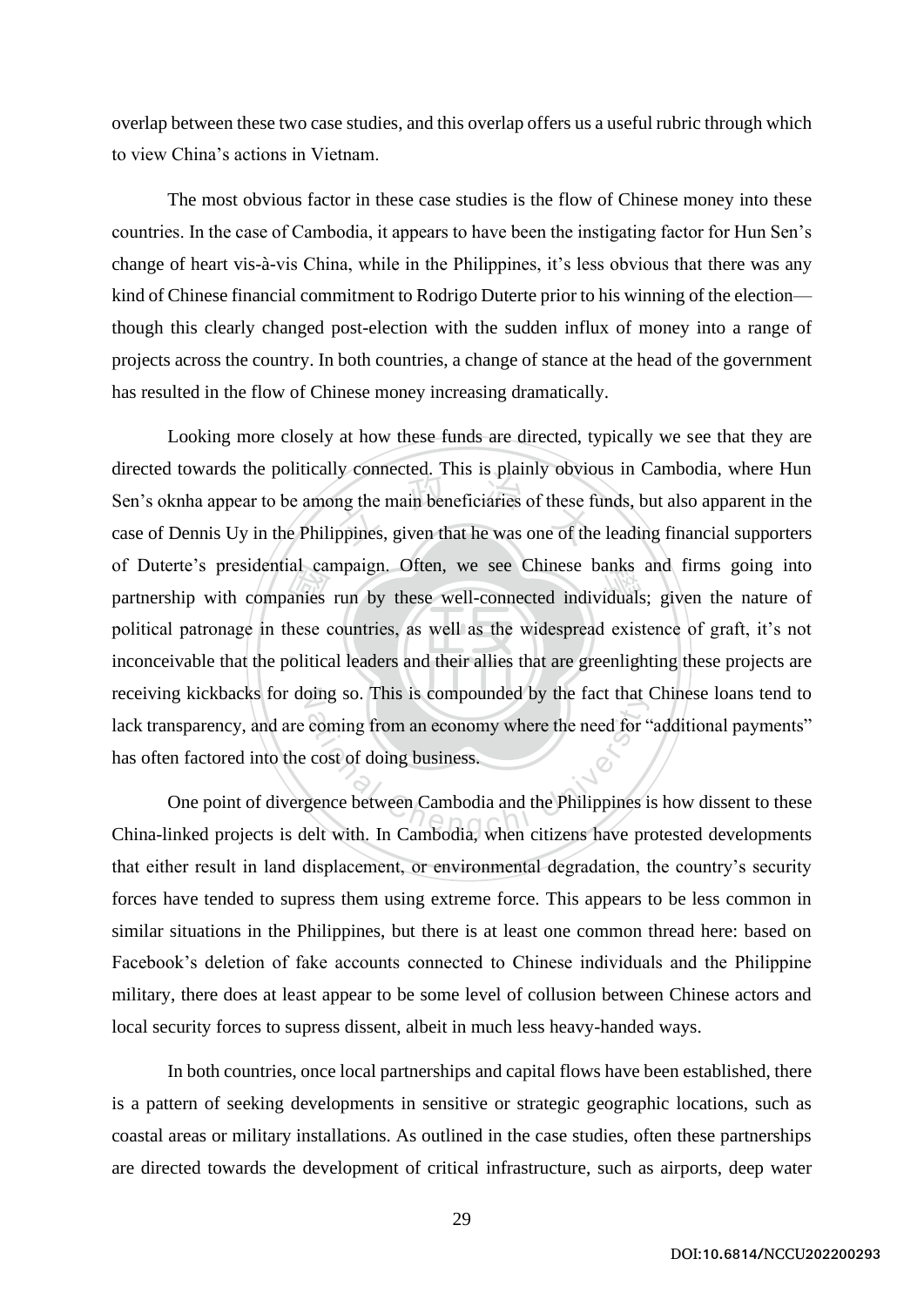overlap between these two case studies, and this overlap offers us a useful rubric through which to view China's actions in Vietnam.

The most obvious factor in these case studies is the flow of Chinese money into these countries. In the case of Cambodia, it appears to have been the instigating factor for Hun Sen's change of heart vis-à-vis China, while in the Philippines, it's less obvious that there was any kind of Chinese financial commitment to Rodrigo Duterte prior to his winning of the election—though this clearly changed post-election with the sudden influx of money into a range of projects across the country. In both countries, a change of stance at the head of the government has resulted in the flow of Chinese money increasing dramatically.

Looking more closely at how these funds are directed, typically we see that they are directed towards the politically connected. This is plainly obvious in Cambodia, where Hun Sen's oknha appear to be among the main beneficiaries of these funds, but also apparent in the case of Dennis Uy in the Philippines, given that he was one of the leading financial supporters of Duterte's presidential campaign. Often, we see Chinese banks and firms going into partnership with companies run by these well-connected individuals; given the nature of political patronage in these countries, as well as the widespread existence of graft, it's not inconceivable that the political leaders and their allies that are greenlighting these projects are receiving kickbacks for doing so. This is compounded by the fact that Chinese loans tend to lack transparency, and are coming from an economy where the need for "additional payments" has often factored into the cost of doing business.

One point of divergence between Cambodia and the Philippines is how dissent to these China-linked projects is delt with. In Cambodia, when citizens have protested developments that either result in land displacement, or environmental degradation, the country's security forces have tended to supress them using extreme force. This appears to be less common in similar situations in the Philippines, but there is at least one common thread here: based on Facebook's deletion of fake accounts connected to Chinese individuals and the Philippine military, there does at least appear to be some level of collusion between Chinese actors and local security forces to supress dissent, albeit in much less heavy-handed ways.

In both countries, once local partnerships and capital flows have been established, there is a pattern of seeking developments in sensitive or strategic geographic locations, such as coastal areas or military installations. As outlined in the case studies, often these partnerships are directed towards the development of critical infrastructure, such as airports, deep water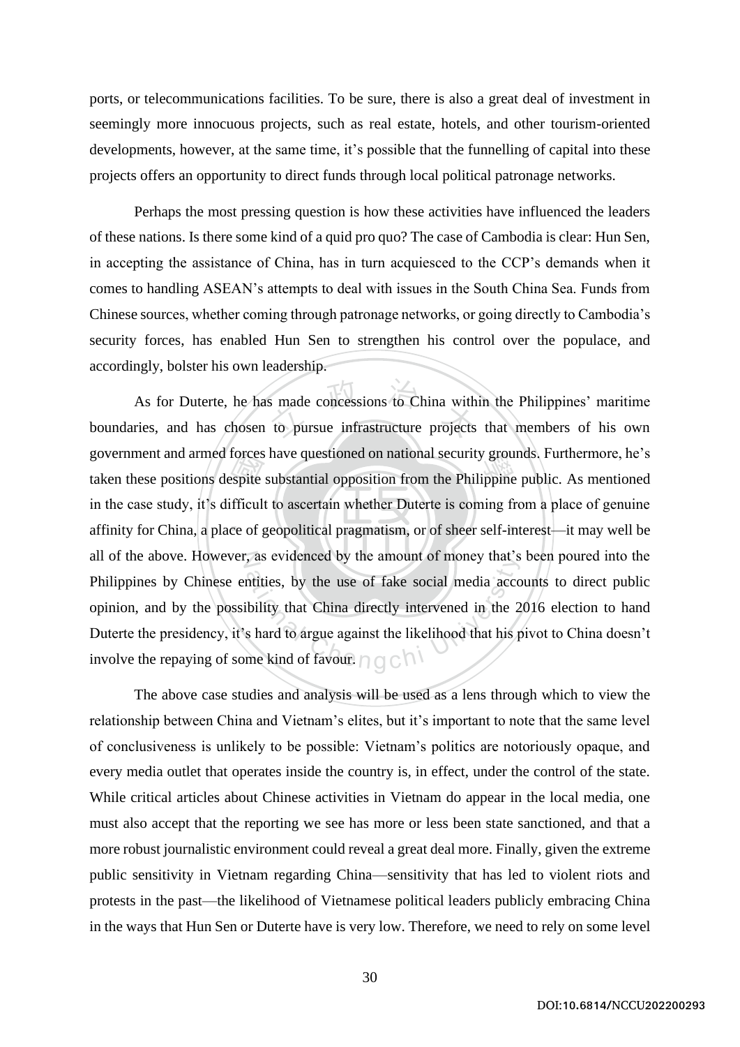ports, or telecommunications facilities. To be sure, there is also a great deal of investment in seemingly more innocuous projects, such as real estate, hotels, and other tourism-oriented developments, however, at the same time, it's possible that the funnelling of capital into these projects offers an opportunity to direct funds through local political patronage networks.

Perhaps the most pressing question is how these activities have influenced the leaders of these nations. Is there some kind of a quid pro quo? The case of Cambodia is clear: Hun Sen, in accepting the assistance of China, has in turn acquiesced to the CCP's demands when it comes to handling ASEAN's attempts to deal with issues in the South China Sea. Funds from Chinese sources, whether coming through patronage networks, or going directly to Cambodia's security forces, has enabled Hun Sen to strengthen his control over the populace, and accordingly, bolster his own leadership.

As for Duterte, he has made concessions to China within the Philippines' maritime boundaries, and has chosen to pursue infrastructure projects that members of his own government and armed forces have questioned on national security grounds. Furthermore, he's taken these positions despite substantial opposition from the Philippine public. As mentioned in the case study, it's difficult to ascertain whether Duterte is coming from a place of genuine affinity for China, a place of geopolitical pragmatism, or of sheer self-interest—it may well be all of the above. However, as evidenced by the amount of money that's been poured into the Philippines by Chinese entities, by the use of fake social media accounts to direct public opinion, and by the possibility that China directly intervened in the 2016 election to hand Duterte the presidency, it's hard to argue against the likelihood that his pivot to China doesn't involve the repaying of some kind of favour.

The above case studies and analysis will be used as a lens through which to view the relationship between China and Vietnam's elites, but it's important to note that the same level of conclusiveness is unlikely to be possible: Vietnam's politics are notoriously opaque, and every media outlet that operates inside the country is, in effect, under the control of the state. While critical articles about Chinese activities in Vietnam do appear in the local media, one must also accept that the reporting we see has more or less been state sanctioned, and that a more robust journalistic environment could reveal a great deal more. Finally, given the extreme public sensitivity in Vietnam regarding China—sensitivity that has led to violent riots and protests in the past—the likelihood of Vietnamese political leaders publicly embracing China in the ways that Hun Sen or Duterte have is very low. Therefore, we need to rely on some level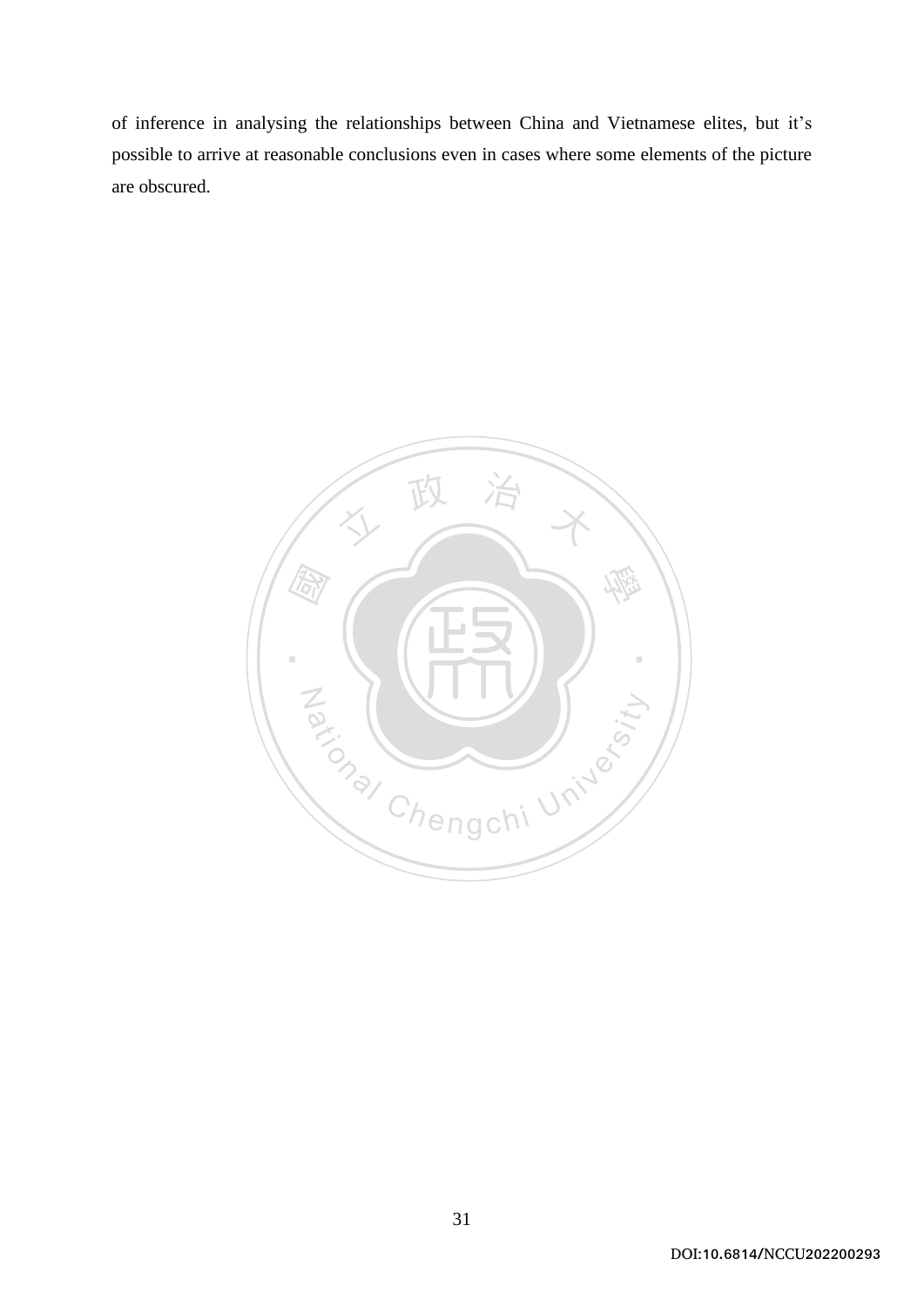of inference in analysing the relationships between China and Vietnamese elites, but it's possible to arrive at reasonable conclusions even in cases where some elements of the picture are obscured.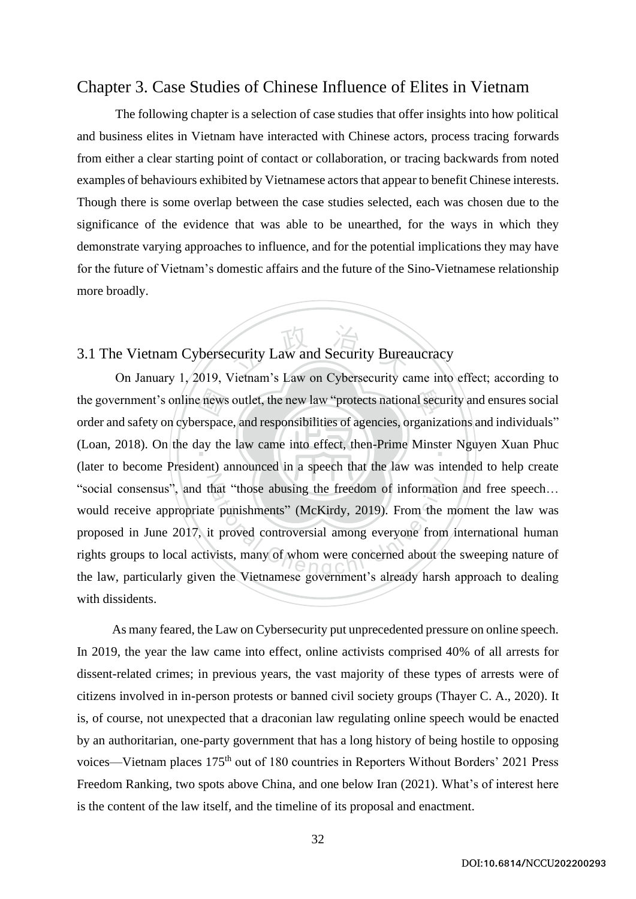# Chapter 3. Case Studies of Chinese Influence of Elites in Vietnam

The following chapter is a selection of case studies that offer insights into how political and business elites in Vietnam have interacted with Chinese actors, process tracing forwards from either a clear starting point of contact or collaboration, or tracing backwards from noted examples of behaviours exhibited by Vietnamese actors that appear to benefit Chinese interests. Though there is some overlap between the case studies selected, each was chosen due to the significance of the evidence that was able to be unearthed, for the ways in which they demonstrate varying approaches to influence, and for the potential implications they may have for the future of Vietnam's domestic affairs and the future of the Sino-Vietnamese relationship more broadly.

## 3.1 The Vietnam Cybersecurity Law and Security Bureaucracy

On January 1, 2019, Vietnam's Law on Cybersecurity came into effect; according to the government's online news outlet, the new law "protects national security and ensures social order and safety on cyberspace, and responsibilities of agencies, organizations and individuals" (Loan, 2018). On the day the law came into effect, then-Prime Minster Nguyen Xuan Phuc (later to become President) announced in a speech that the law was intended to help create "social consensus", and that "those abusing the freedom of information and free speech… would receive appropriate punishments" (McKirdy, 2019). From the moment the law was proposed in June 2017, it proved controversial among everyone from international human rights groups to local activists, many of whom were concerned about the sweeping nature of the law, particularly given the Vietnamese government's already harsh approach to dealing with dissidents.

As many feared, the Law on Cybersecurity put unprecedented pressure on online speech. In 2019, the year the law came into effect, online activists comprised 40% of all arrests for dissent-related crimes; in previous years, the vast majority of these types of arrests were of citizens involved in in-person protests or banned civil society groups (Thayer C. A., 2020). It is, of course, not unexpected that a draconian law regulating online speech would be enacted by an authoritarian, one-party government that has a long history of being hostile to opposing voices—Vietnam places 175th out of 180 countries in Reporters Without Borders' 2021 Press Freedom Ranking, two spots above China, and one below Iran (2021). What's of interest here is the content of the law itself, and the timeline of its proposal and enactment.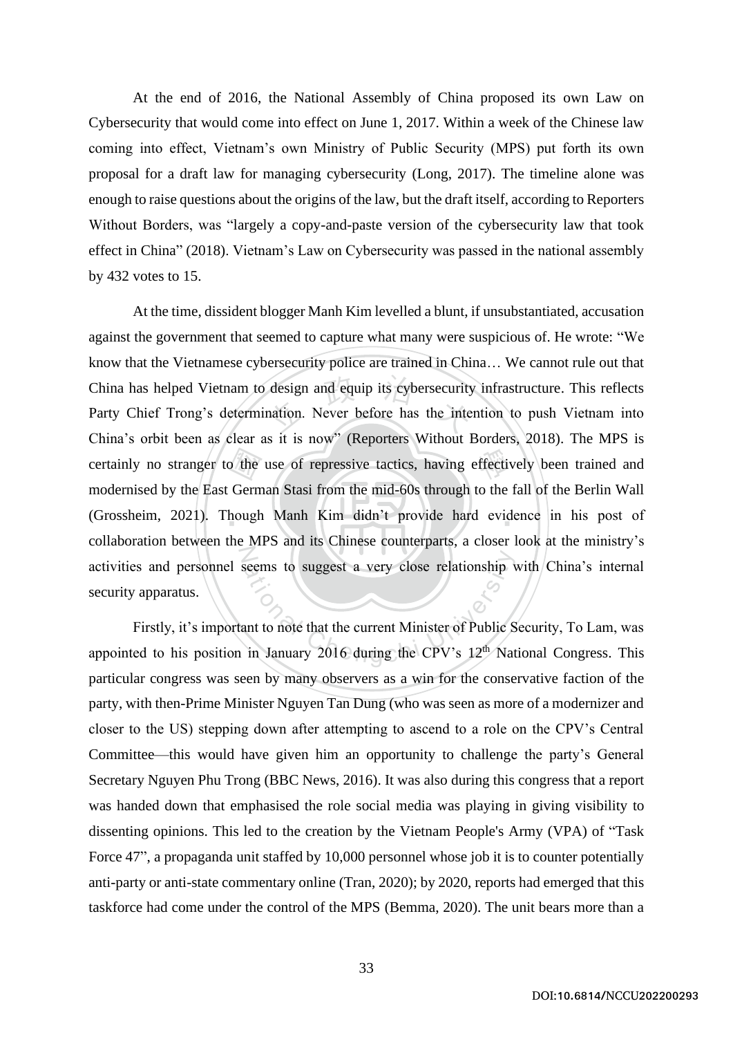At the end of 2016, the National Assembly of China proposed its own Law on Cybersecurity that would come into effect on June 1, 2017. Within a week of the Chinese law coming into effect, Vietnam's own Ministry of Public Security (MPS) put forth its own proposal for a draft law for managing cybersecurity (Long, 2017). The timeline alone was enough to raise questions about the origins of the law, but the draft itself, according to Reporters Without Borders, was "largely a copy-and-paste version of the cybersecurity law that took effect in China" (2018). Vietnam's Law on Cybersecurity was passed in the national assembly by 432 votes to 15.

At the time, dissident blogger Manh Kim levelled a blunt, if unsubstantiated, accusation against the government that seemed to capture what many were suspicious of. He wrote: "We know that the Vietnamese cybersecurity police are trained in China… We cannot rule out that China has helped Vietnam to design and equip its cybersecurity infrastructure. This reflects Party Chief Trong's determination. Never before has the intention to push Vietnam into China's orbit been as clear as it is now" (Reporters Without Borders, 2018). The MPS is certainly no stranger to the use of repressive tactics, having effectively been trained and modernised by the East German Stasi from the mid-60s through to the fall of the Berlin Wall (Grossheim, 2021). Though Manh Kim didn't provide hard evidence in his post of collaboration between the MPS and its Chinese counterparts, a closer look at the ministry's activities and personnel seems to suggest a very close relationship with China's internal security apparatus.

Firstly, it's important to note that the current Minister of Public Security, To Lam, was appointed to his position in January 2016 during the CPV's 12th National Congress. This particular congress was seen by many observers as a win for the conservative faction of the party, with then-Prime Minister Nguyen Tan Dung (who was seen as more of a modernizer and closer to the US) stepping down after attempting to ascend to a role on the CPV's Central Committee—this would have given him an opportunity to challenge the party's General Secretary Nguyen Phu Trong (BBC News, 2016). It was also during this congress that a report was handed down that emphasised the role social media was playing in giving visibility to dissenting opinions. This led to the creation by the Vietnam People's Army (VPA) of "Task Force 47", a propaganda unit staffed by 10,000 personnel whose job it is to counter potentially anti-party or anti-state commentary online (Tran, 2020); by 2020, reports had emerged that this taskforce had come under the control of the MPS (Bemma, 2020). The unit bears more than a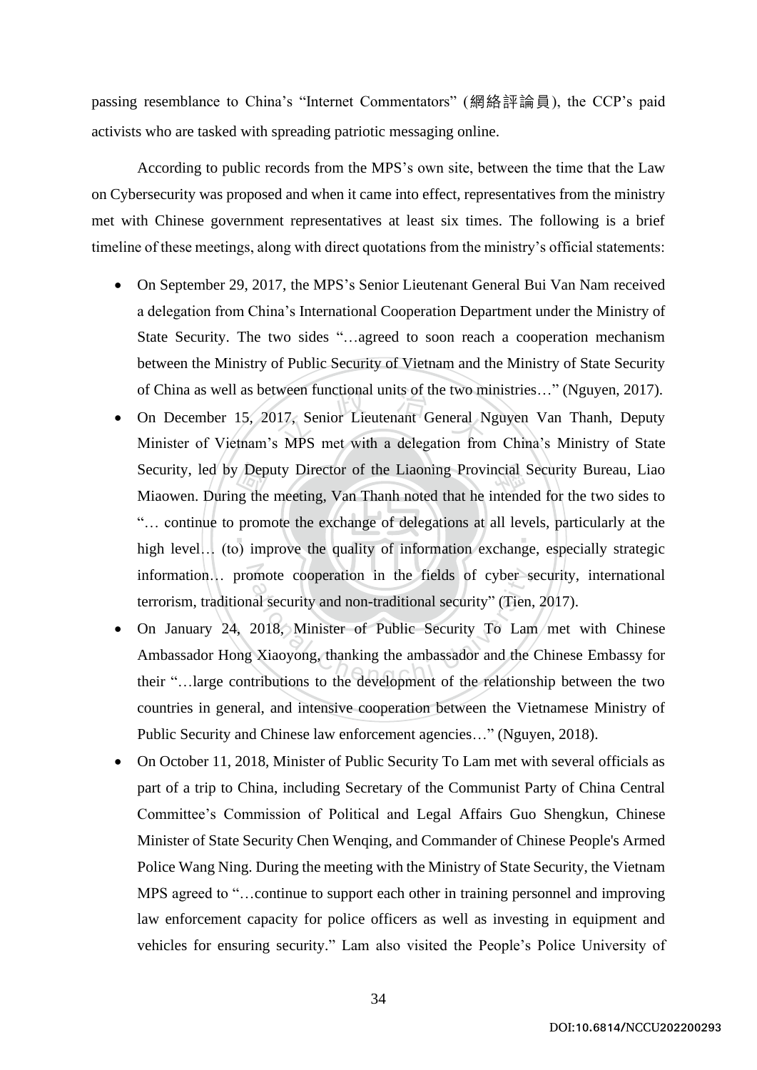passing resemblance to China's "Internet Commentators" (網絡評論員), the CCP's paid activists who are tasked with spreading patriotic messaging online.

According to public records from the MPS's own site, between the time that the Law on Cybersecurity was proposed and when it came into effect, representatives from the ministry met with Chinese government representatives at least six times. The following is a brief timeline of these meetings, along with direct quotations from the ministry's official statements:

- On September 29, 2017, the MPS's Senior Lieutenant General Bui Van Nam received a delegation from China's International Cooperation Department under the Ministry of State Security. The two sides "…agreed to soon reach a cooperation mechanism between the Ministry of Public Security of Vietnam and the Ministry of State Security of China as well as between functional units of the two ministries…" (Nguyen, 2017).
- On December 15, 2017, Senior Lieutenant General Nguyen Van Thanh, Deputy Minister of Vietnam's MPS met with a delegation from China's Ministry of State Security, led by Deputy Director of the Liaoning Provincial Security Bureau, Liao Miaowen. During the meeting, Van Thanh noted that he intended for the two sides to "… continue to promote the exchange of delegations at all levels, particularly at the high level… (to) improve the quality of information exchange, especially strategic information… promote cooperation in the fields of cyber security, international terrorism, traditional security and non-traditional security" (Tien, 2017).
- On January 24, 2018, Minister of Public Security To Lam met with Chinese Ambassador Hong Xiaoyong, thanking the ambassador and the Chinese Embassy for their "…large contributions to the development of the relationship between the two countries in general, and intensive cooperation between the Vietnamese Ministry of Public Security and Chinese law enforcement agencies…" (Nguyen, 2018).
- On October 11, 2018, Minister of Public Security To Lam met with several officials as part of a trip to China, including Secretary of the Communist Party of China Central Committee's Commission of Political and Legal Affairs Guo Shengkun, Chinese Minister of State Security Chen Wenqing, and Commander of Chinese People's Armed Police Wang Ning. During the meeting with the Ministry of State Security, the Vietnam MPS agreed to "…continue to support each other in training personnel and improving law enforcement capacity for police officers as well as investing in equipment and vehicles for ensuring security." Lam also visited the People's Police University of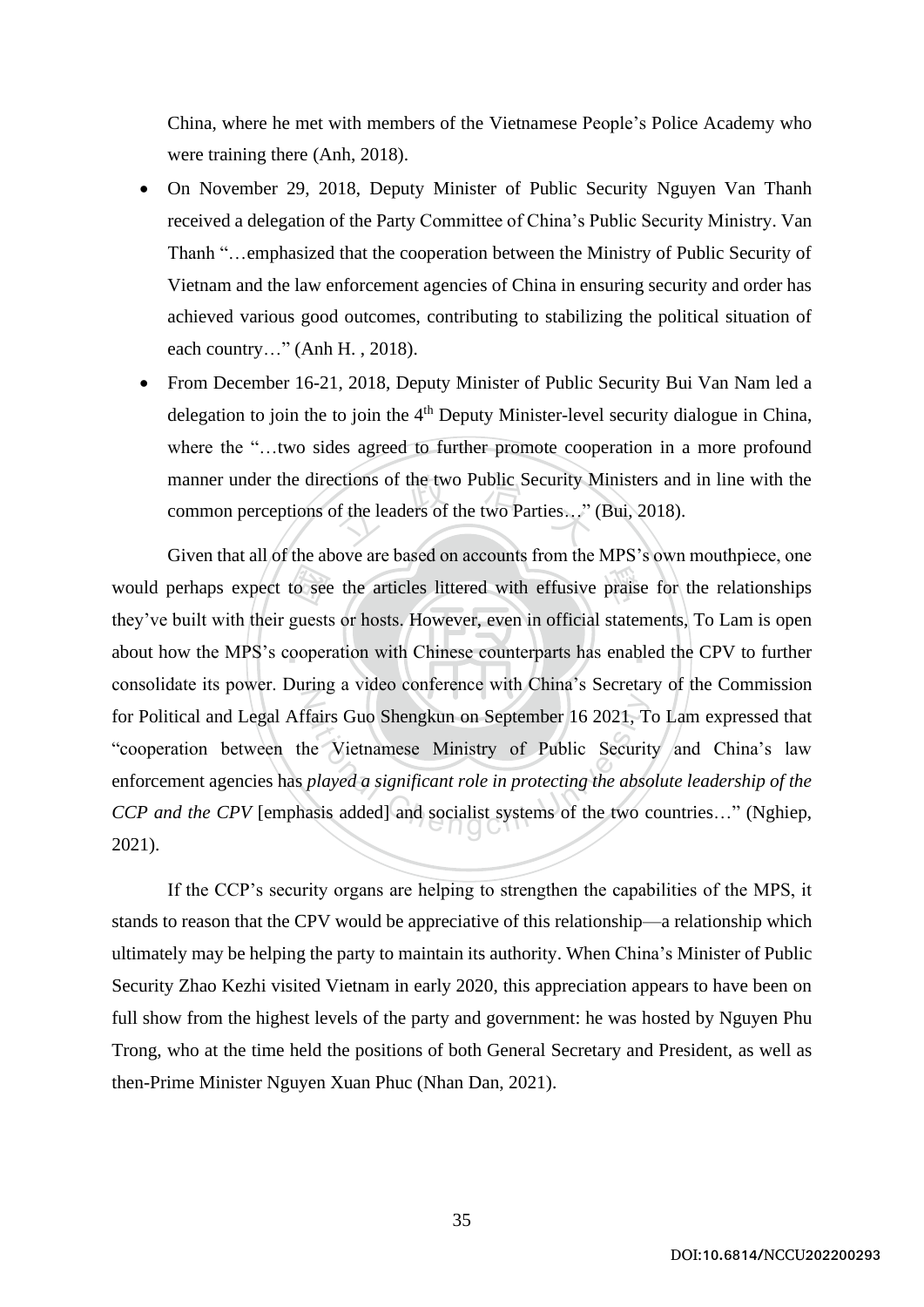China, where he met with members of the Vietnamese People's Police Academy who were training there (Anh, 2018).

- On November 29, 2018, Deputy Minister of Public Security Nguyen Van Thanh received a delegation of the Party Committee of China's Public Security Ministry. Van Thanh "…emphasized that the cooperation between the Ministry of Public Security of Vietnam and the law enforcement agencies of China in ensuring security and order has achieved various good outcomes, contributing to stabilizing the political situation of each country…" (Anh H. , 2018).
- From December 16-21, 2018, Deputy Minister of Public Security Bui Van Nam led a delegation to join the to join the 4th Deputy Minister-level security dialogue in China, where the "…two sides agreed to further promote cooperation in a more profound manner under the directions of the two Public Security Ministers and in line with the common perceptions of the leaders of the two Parties…" (Bui, 2018).

Given that all of the above are based on accounts from the MPS's own mouthpiece, one would perhaps expect to see the articles littered with effusive praise for the relationships they've built with their guests or hosts. However, even in official statements, To Lam is open about how the MPS's cooperation with Chinese counterparts has enabled the CPV to further consolidate its power. During a video conference with China's Secretary of the Commission for Political and Legal Affairs Guo Shengkun on September 16 2021, To Lam expressed that "cooperation between the Vietnamese Ministry of Public Security and China's law enforcement agencies has *played a significant role in protecting the absolute leadership of the CCP and the CPV* [emphasis added] and socialist systems of the two countries…" (Nghiep, 2021).

If the CCP's security organs are helping to strengthen the capabilities of the MPS, it stands to reason that the CPV would be appreciative of this relationship—a relationship which ultimately may be helping the party to maintain its authority. When China's Minister of Public Security Zhao Kezhi visited Vietnam in early 2020, this appreciation appears to have been on full show from the highest levels of the party and government: he was hosted by Nguyen Phu Trong, who at the time held the positions of both General Secretary and President, as well as then-Prime Minister Nguyen Xuan Phuc (Nhan Dan, 2021).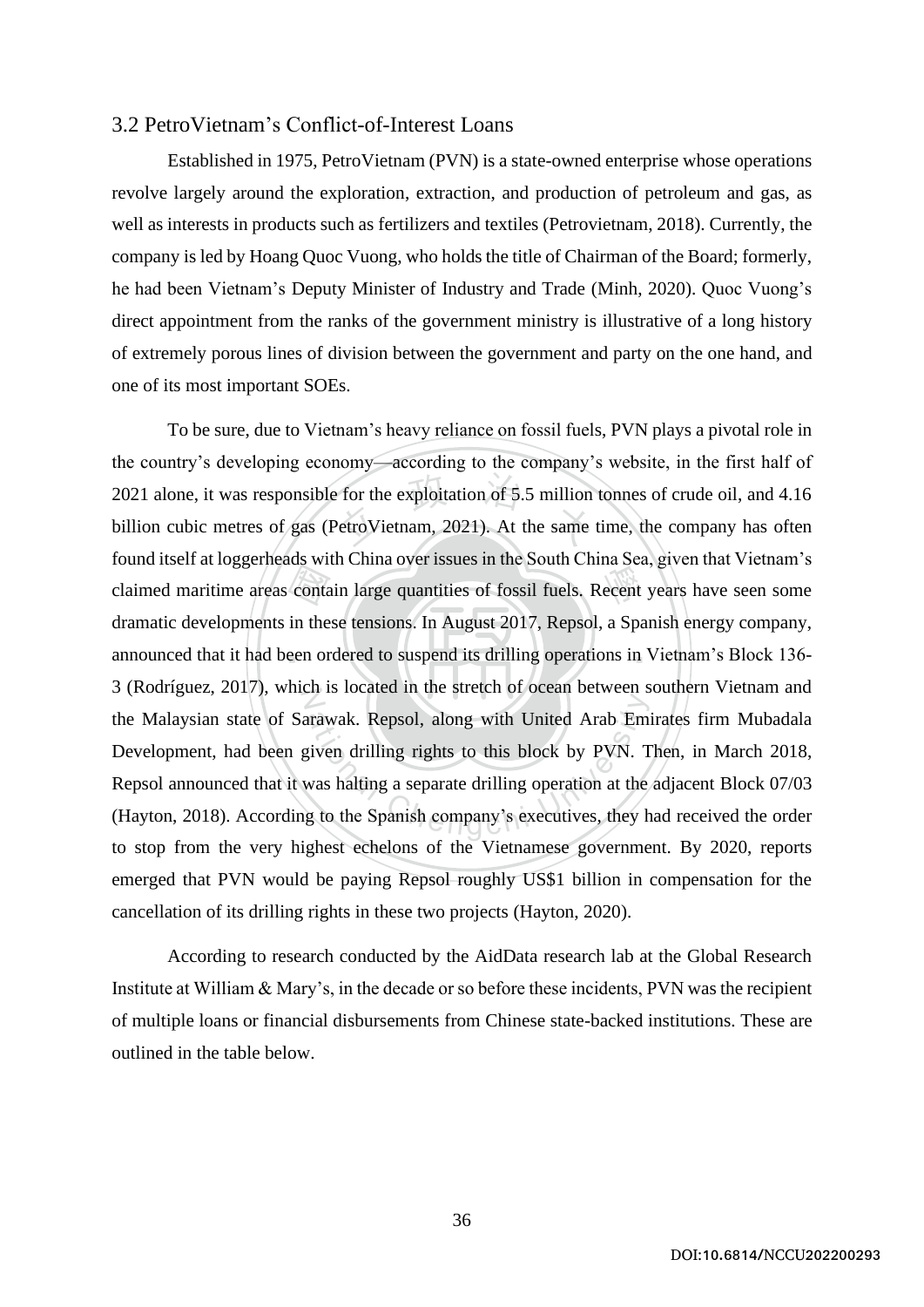## 3.2 PetroVietnam's Conflict-of-Interest Loans

Established in 1975, PetroVietnam (PVN) is a state-owned enterprise whose operations revolve largely around the exploration, extraction, and production of petroleum and gas, as well as interests in products such as fertilizers and textiles (Petrovietnam, 2018). Currently, the company is led by Hoang Quoc Vuong, who holds the title of Chairman of the Board; formerly, he had been Vietnam's Deputy Minister of Industry and Trade (Minh, 2020). Quoc Vuong's direct appointment from the ranks of the government ministry is illustrative of a long history of extremely porous lines of division between the government and party on the one hand, and one of its most important SOEs.

To be sure, due to Vietnam's heavy reliance on fossil fuels, PVN plays a pivotal role in the country's developing economy—according to the company's website, in the first half of 2021 alone, it was responsible for the exploitation of 5.5 million tonnes of crude oil, and 4.16 billion cubic metres of gas (PetroVietnam, 2021). At the same time, the company has often found itself at loggerheads with China over issues in the South China Sea, given that Vietnam's claimed maritime areas contain large quantities of fossil fuels. Recent years have seen some dramatic developments in these tensions. In August 2017, Repsol, a Spanish energy company, announced that it had been ordered to suspend its drilling operations in Vietnam's Block 136-3 (Rodríguez, 2017), which is located in the stretch of ocean between southern Vietnam and the Malaysian state of Sarawak. Repsol, along with United Arab Emirates firm Mubadala Development, had been given drilling rights to this block by PVN. Then, in March 2018, Repsol announced that it was halting a separate drilling operation at the adjacent Block 07/03 (Hayton, 2018). According to the Spanish company's executives, they had received the order to stop from the very highest echelons of the Vietnamese government. By 2020, reports emerged that PVN would be paying Repsol roughly US$1 billion in compensation for the cancellation of its drilling rights in these two projects (Hayton, 2020).

According to research conducted by the AidData research lab at the Global Research Institute at William & Mary's, in the decade or so before these incidents, PVN was the recipient of multiple loans or financial disbursements from Chinese state-backed institutions. These are outlined in the table below.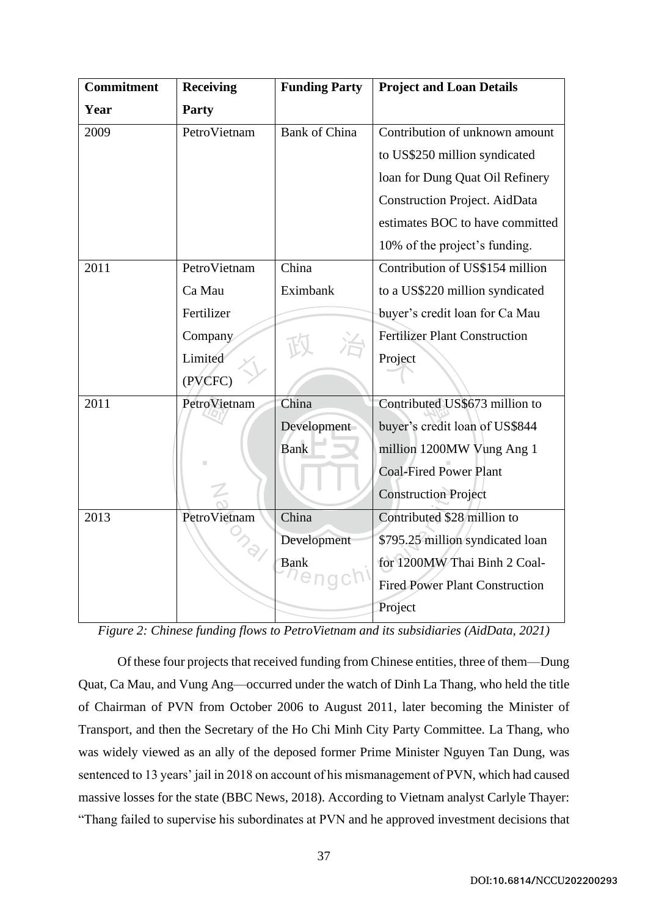| Commitment Year | Receiving Party | Funding Party | Project and Loan Details |
|---|---|---|---|
| 2009 | PetroVietnam | Bank of China | Contribution of unknown amount to US$250 million syndicated loan for Dung Quat Oil Refinery Construction Project. AidData estimates BOC to have committed 10% of the project's funding. |
| 2011 | PetroVietnam Ca Mau Fertilizer Company Limited (PVCFC) | China Eximbank | Contribution of US$154 million to a US$220 million syndicated buyer's credit loan for Ca Mau Fertilizer Plant Construction Project |
| 2011 | PetroVietnam | China Development Bank | Contributed US$673 million to buyer's credit loan of US$844 million 1200MW Vung Ang 1 Coal-Fired Power Plant Construction Project |
| 2013 | PetroVietnam | China Development Bank | Contributed $28 million to $795.25 million syndicated loan for 1200MW Thai Binh 2 Coal-Fired Power Plant Construction Project |

*Figure 2: Chinese funding flows to PetroVietnam and its subsidiaries (AidData, 2021)*

Of these four projects that received funding from Chinese entities, three of them—Dung Quat, Ca Mau, and Vung Ang—occurred under the watch of Dinh La Thang, who held the title of Chairman of PVN from October 2006 to August 2011, later becoming the Minister of Transport, and then the Secretary of the Ho Chi Minh City Party Committee. La Thang, who was widely viewed as an ally of the deposed former Prime Minister Nguyen Tan Dung, was sentenced to 13 years' jail in 2018 on account of his mismanagement of PVN, which had caused massive losses for the state (BBC News, 2018). According to Vietnam analyst Carlyle Thayer: "Thang failed to supervise his subordinates at PVN and he approved investment decisions that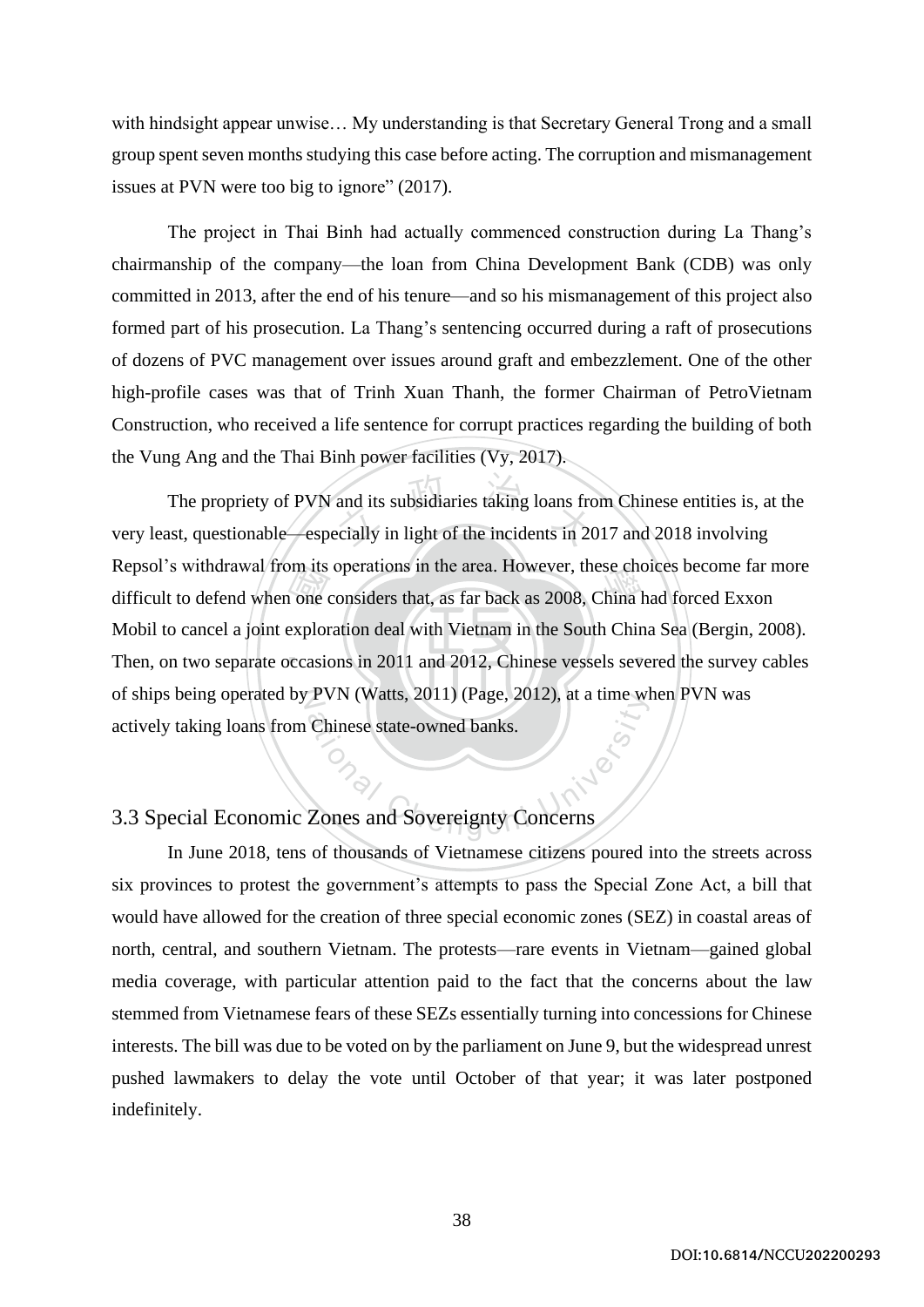with hindsight appear unwise… My understanding is that Secretary General Trong and a small group spent seven months studying this case before acting. The corruption and mismanagement issues at PVN were too big to ignore" (2017).

The project in Thai Binh had actually commenced construction during La Thang's chairmanship of the company—the loan from China Development Bank (CDB) was only committed in 2013, after the end of his tenure—and so his mismanagement of this project also formed part of his prosecution. La Thang's sentencing occurred during a raft of prosecutions of dozens of PVC management over issues around graft and embezzlement. One of the other high-profile cases was that of Trinh Xuan Thanh, the former Chairman of PetroVietnam Construction, who received a life sentence for corrupt practices regarding the building of both the Vung Ang and the Thai Binh power facilities (Vy, 2017).

The propriety of PVN and its subsidiaries taking loans from Chinese entities is, at the very least, questionable—especially in light of the incidents in 2017 and 2018 involving Repsol's withdrawal from its operations in the area. However, these choices become far more difficult to defend when one considers that, as far back as 2008, China had forced Exxon Mobil to cancel a joint exploration deal with Vietnam in the South China Sea (Bergin, 2008). Then, on two separate occasions in 2011 and 2012, Chinese vessels severed the survey cables of ships being operated by PVN (Watts, 2011) (Page, 2012), at a time when PVN was actively taking loans from Chinese state-owned banks.

## 3.3 Special Economic Zones and Sovereignty Concerns

In June 2018, tens of thousands of Vietnamese citizens poured into the streets across six provinces to protest the government's attempts to pass the Special Zone Act, a bill that would have allowed for the creation of three special economic zones (SEZ) in coastal areas of north, central, and southern Vietnam. The protests—rare events in Vietnam—gained global media coverage, with particular attention paid to the fact that the concerns about the law stemmed from Vietnamese fears of these SEZs essentially turning into concessions for Chinese interests. The bill was due to be voted on by the parliament on June 9, but the widespread unrest pushed lawmakers to delay the vote until October of that year; it was later postponed indefinitely.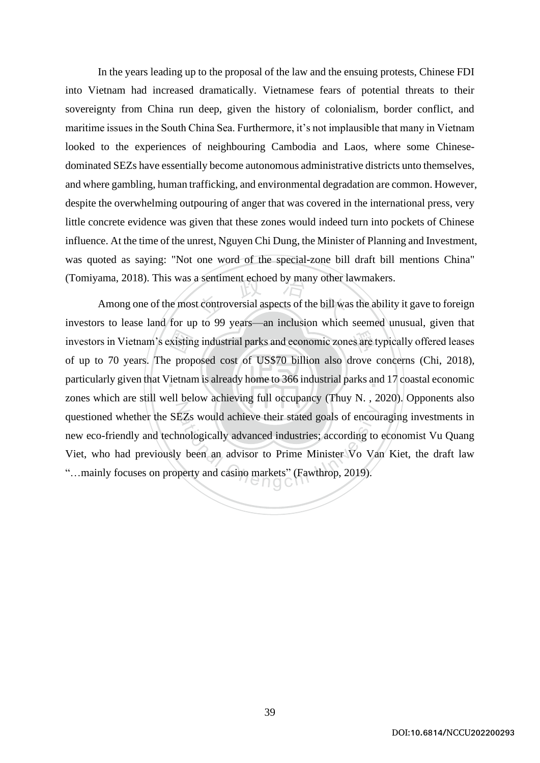In the years leading up to the proposal of the law and the ensuing protests, Chinese FDI into Vietnam had increased dramatically. Vietnamese fears of potential threats to their sovereignty from China run deep, given the history of colonialism, border conflict, and maritime issues in the South China Sea. Furthermore, it's not implausible that many in Vietnam looked to the experiences of neighbouring Cambodia and Laos, where some Chinese-dominated SEZs have essentially become autonomous administrative districts unto themselves, and where gambling, human trafficking, and environmental degradation are common. However, despite the overwhelming outpouring of anger that was covered in the international press, very little concrete evidence was given that these zones would indeed turn into pockets of Chinese influence. At the time of the unrest, Nguyen Chi Dung, the Minister of Planning and Investment, was quoted as saying: "Not one word of the special-zone bill draft bill mentions China" (Tomiyama, 2018). This was a sentiment echoed by many other lawmakers.

Among one of the most controversial aspects of the bill was the ability it gave to foreign investors to lease land for up to 99 years—an inclusion which seemed unusual, given that investors in Vietnam's existing industrial parks and economic zones are typically offered leases of up to 70 years. The proposed cost of US$70 billion also drove concerns (Chi, 2018), particularly given that Vietnam is already home to 366 industrial parks and 17 coastal economic zones which are still well below achieving full occupancy (Thuy N. , 2020). Opponents also questioned whether the SEZs would achieve their stated goals of encouraging investments in new eco-friendly and technologically advanced industries; according to economist Vu Quang Viet, who had previously been an advisor to Prime Minister Vo Van Kiet, the draft law "…mainly focuses on property and casino markets" (Fawthrop, 2019).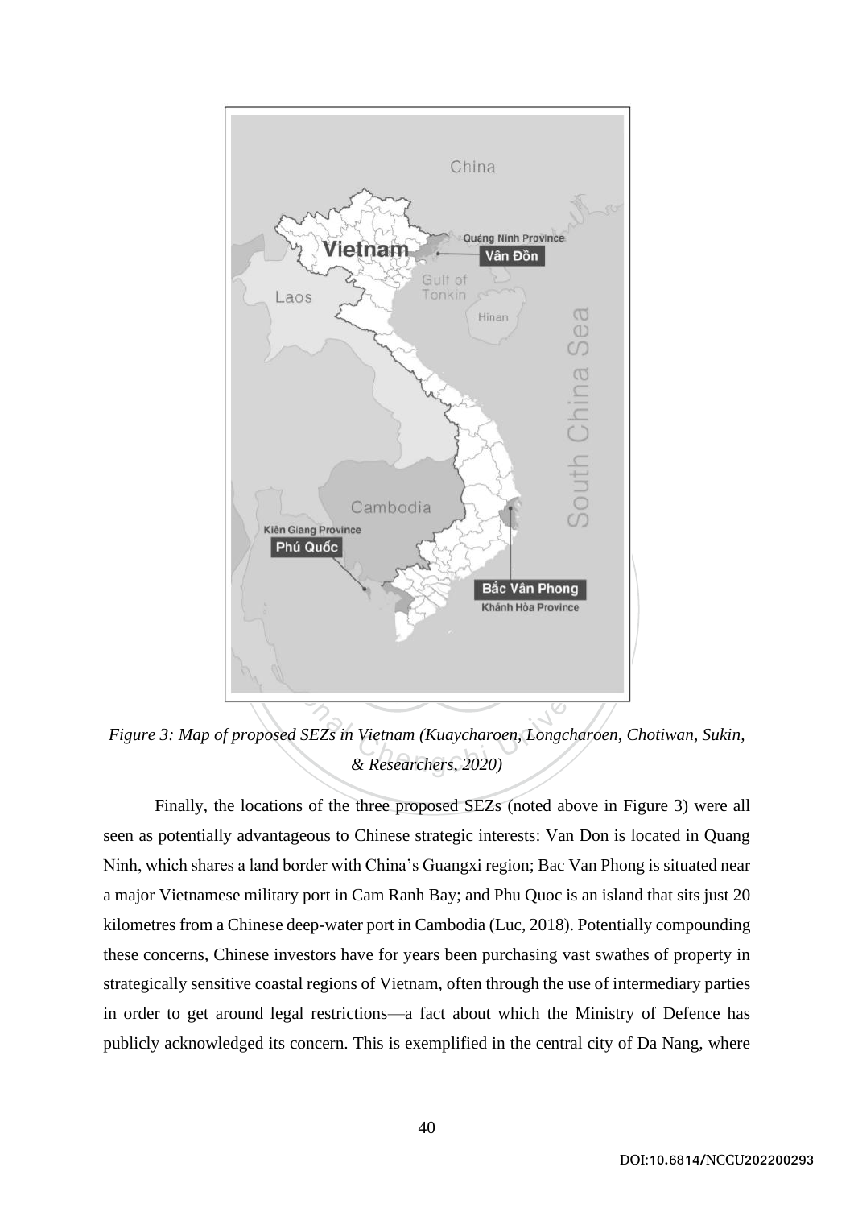*Figure 3: Map of proposed SEZs in Vietnam (Kuaycharoen, Longcharoen, Chotiwan, Sukin, & Researchers, 2020)*

Finally, the locations of the three proposed SEZs (noted above in Figure 3) were all seen as potentially advantageous to Chinese strategic interests: Van Don is located in Quang Ninh, which shares a land border with China's Guangxi region; Bac Van Phong is situated near a major Vietnamese military port in Cam Ranh Bay; and Phu Quoc is an island that sits just 20 kilometres from a Chinese deep-water port in Cambodia (Luc, 2018). Potentially compounding these concerns, Chinese investors have for years been purchasing vast swathes of property in strategically sensitive coastal regions of Vietnam, often through the use of intermediary parties in order to get around legal restrictions—a fact about which the Ministry of Defence has publicly acknowledged its concern. This is exemplified in the central city of Da Nang, where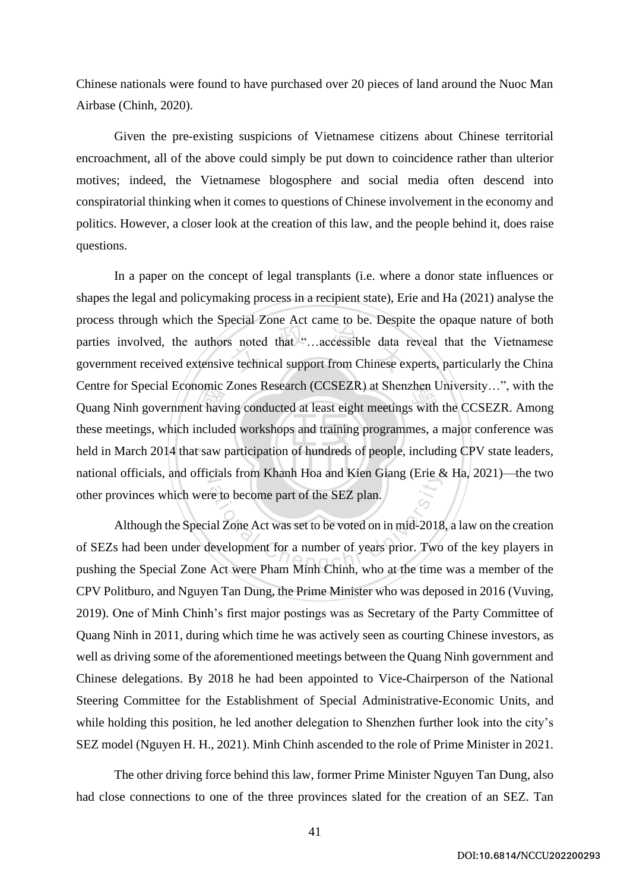Chinese nationals were found to have purchased over 20 pieces of land around the Nuoc Man Airbase (Chinh, 2020).

Given the pre-existing suspicions of Vietnamese citizens about Chinese territorial encroachment, all of the above could simply be put down to coincidence rather than ulterior motives; indeed, the Vietnamese blogosphere and social media often descend into conspiratorial thinking when it comes to questions of Chinese involvement in the economy and politics. However, a closer look at the creation of this law, and the people behind it, does raise questions.

In a paper on the concept of legal transplants (i.e. where a donor state influences or shapes the legal and policymaking process in a recipient state), Erie and Ha (2021) analyse the process through which the Special Zone Act came to be. Despite the opaque nature of both parties involved, the authors noted that "…accessible data reveal that the Vietnamese government received extensive technical support from Chinese experts, particularly the China Centre for Special Economic Zones Research (CCSEZR) at Shenzhen University…", with the Quang Ninh government having conducted at least eight meetings with the CCSEZR. Among these meetings, which included workshops and training programmes, a major conference was held in March 2014 that saw participation of hundreds of people, including CPV state leaders, national officials, and officials from Khanh Hoa and Kien Giang (Erie & Ha, 2021)—the two other provinces which were to become part of the SEZ plan.

Although the Special Zone Act was set to be voted on in mid-2018, a law on the creation of SEZs had been under development for a number of years prior. Two of the key players in pushing the Special Zone Act were Pham Minh Chinh, who at the time was a member of the CPV Politburo, and Nguyen Tan Dung, the Prime Minister who was deposed in 2016 (Vuving, 2019). One of Minh Chinh's first major postings was as Secretary of the Party Committee of Quang Ninh in 2011, during which time he was actively seen as courting Chinese investors, as well as driving some of the aforementioned meetings between the Quang Ninh government and Chinese delegations. By 2018 he had been appointed to Vice-Chairperson of the National Steering Committee for the Establishment of Special Administrative-Economic Units, and while holding this position, he led another delegation to Shenzhen further look into the city's SEZ model (Nguyen H. H., 2021). Minh Chinh ascended to the role of Prime Minister in 2021.

The other driving force behind this law, former Prime Minister Nguyen Tan Dung, also had close connections to one of the three provinces slated for the creation of an SEZ. Tan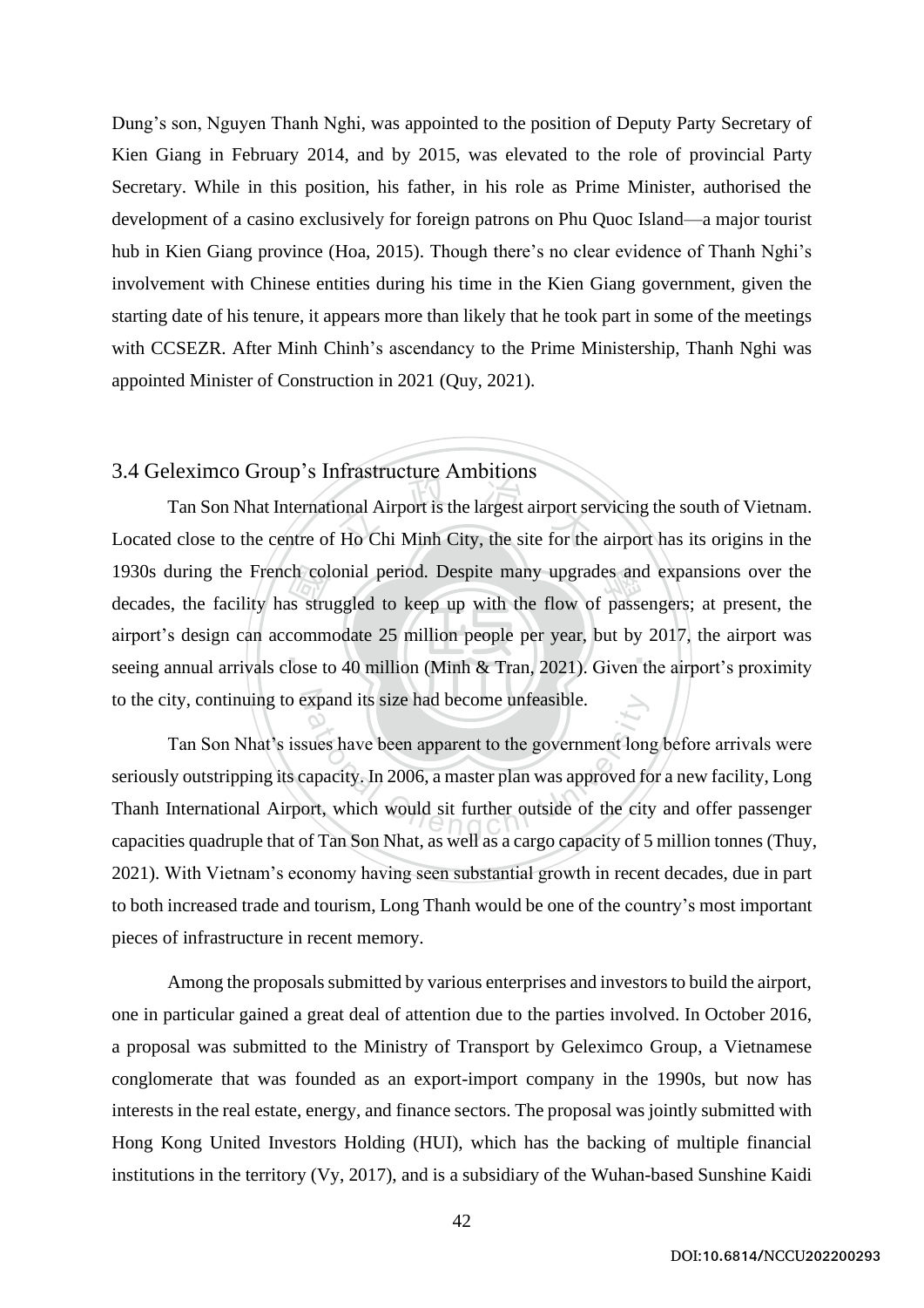Dung's son, Nguyen Thanh Nghi, was appointed to the position of Deputy Party Secretary of Kien Giang in February 2014, and by 2015, was elevated to the role of provincial Party Secretary. While in this position, his father, in his role as Prime Minister, authorised the development of a casino exclusively for foreign patrons on Phu Quoc Island—a major tourist hub in Kien Giang province (Hoa, 2015). Though there's no clear evidence of Thanh Nghi's involvement with Chinese entities during his time in the Kien Giang government, given the starting date of his tenure, it appears more than likely that he took part in some of the meetings with CCSEZR. After Minh Chinh's ascendancy to the Prime Ministership, Thanh Nghi was appointed Minister of Construction in 2021 (Quy, 2021).

### 3.4 Geleximco Group's Infrastructure Ambitions

Tan Son Nhat International Airport is the largest airport servicing the south of Vietnam. Located close to the centre of Ho Chi Minh City, the site for the airport has its origins in the 1930s during the French colonial period. Despite many upgrades and expansions over the decades, the facility has struggled to keep up with the flow of passengers; at present, the airport's design can accommodate 25 million people per year, but by 2017, the airport was seeing annual arrivals close to 40 million (Minh & Tran, 2021). Given the airport's proximity to the city, continuing to expand its size had become unfeasible.

Tan Son Nhat's issues have been apparent to the government long before arrivals were seriously outstripping its capacity. In 2006, a master plan was approved for a new facility, Long Thanh International Airport, which would sit further outside of the city and offer passenger capacities quadruple that of Tan Son Nhat, as well as a cargo capacity of 5 million tonnes (Thuy, 2021). With Vietnam's economy having seen substantial growth in recent decades, due in part to both increased trade and tourism, Long Thanh would be one of the country's most important pieces of infrastructure in recent memory.

Among the proposals submitted by various enterprises and investors to build the airport, one in particular gained a great deal of attention due to the parties involved. In October 2016, a proposal was submitted to the Ministry of Transport by Geleximco Group, a Vietnamese conglomerate that was founded as an export-import company in the 1990s, but now has interests in the real estate, energy, and finance sectors. The proposal was jointly submitted with Hong Kong United Investors Holding (HUI), which has the backing of multiple financial institutions in the territory (Vy, 2017), and is a subsidiary of the Wuhan-based Sunshine Kaidi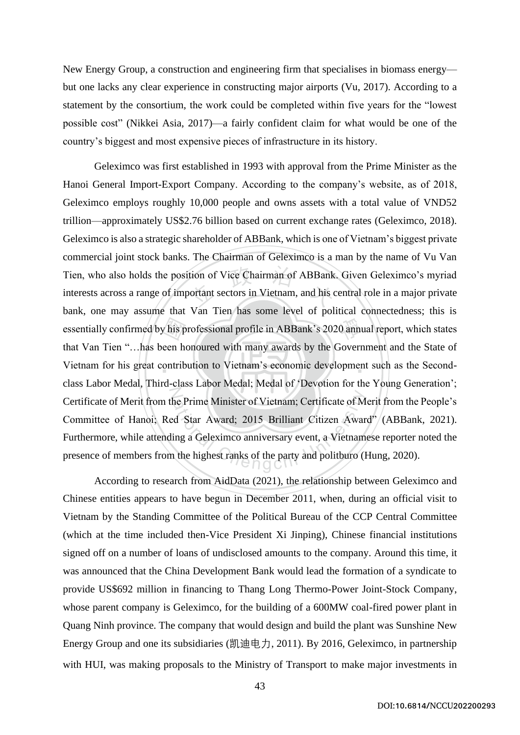New Energy Group, a construction and engineering firm that specialises in biomass energy—but one lacks any clear experience in constructing major airports (Vu, 2017). According to a statement by the consortium, the work could be completed within five years for the "lowest possible cost" (Nikkei Asia, 2017)—a fairly confident claim for what would be one of the country's biggest and most expensive pieces of infrastructure in its history.

Geleximco was first established in 1993 with approval from the Prime Minister as the Hanoi General Import-Export Company. According to the company's website, as of 2018, Geleximco employs roughly 10,000 people and owns assets with a total value of VND52 trillion—approximately US$2.76 billion based on current exchange rates (Geleximco, 2018). Geleximco is also a strategic shareholder of ABBank, which is one of Vietnam's biggest private commercial joint stock banks. The Chairman of Geleximco is a man by the name of Vu Van Tien, who also holds the position of Vice Chairman of ABBank. Given Geleximco's myriad interests across a range of important sectors in Vietnam, and his central role in a major private bank, one may assume that Van Tien has some level of political connectedness; this is essentially confirmed by his professional profile in ABBank's 2020 annual report, which states that Van Tien "…has been honoured with many awards by the Government and the State of Vietnam for his great contribution to Vietnam's economic development such as the Second-class Labor Medal, Third-class Labor Medal; Medal of 'Devotion for the Young Generation'; Certificate of Merit from the Prime Minister of Vietnam; Certificate of Merit from the People's Committee of Hanoi; Red Star Award; 2015 Brilliant Citizen Award" (ABBank, 2021). Furthermore, while attending a Geleximco anniversary event, a Vietnamese reporter noted the presence of members from the highest ranks of the party and politburo (Hung, 2020).

According to research from AidData (2021), the relationship between Geleximco and Chinese entities appears to have begun in December 2011, when, during an official visit to Vietnam by the Standing Committee of the Political Bureau of the CCP Central Committee (which at the time included then-Vice President Xi Jinping), Chinese financial institutions signed off on a number of loans of undisclosed amounts to the company. Around this time, it was announced that the China Development Bank would lead the formation of a syndicate to provide US$692 million in financing to Thang Long Thermo-Power Joint-Stock Company, whose parent company is Geleximco, for the building of a 600MW coal-fired power plant in Quang Ninh province. The company that would design and build the plant was Sunshine New Energy Group and one its subsidiaries (凯迪电力, 2011). By 2016, Geleximco, in partnership with HUI, was making proposals to the Ministry of Transport to make major investments in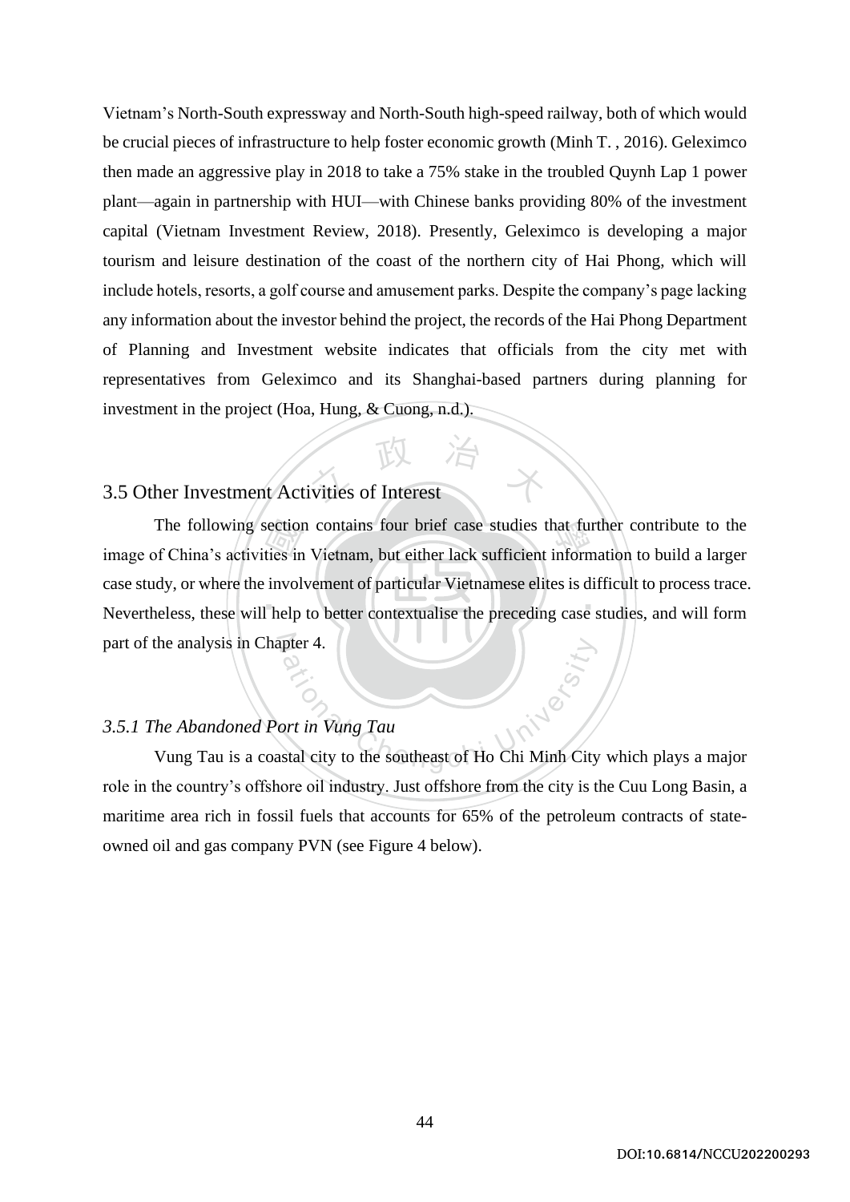Vietnam's North-South expressway and North-South high-speed railway, both of which would be crucial pieces of infrastructure to help foster economic growth (Minh T. , 2016). Geleximco then made an aggressive play in 2018 to take a 75% stake in the troubled Quynh Lap 1 power plant—again in partnership with HUI—with Chinese banks providing 80% of the investment capital (Vietnam Investment Review, 2018). Presently, Geleximco is developing a major tourism and leisure destination of the coast of the northern city of Hai Phong, which will include hotels, resorts, a golf course and amusement parks. Despite the company's page lacking any information about the investor behind the project, the records of the Hai Phong Department of Planning and Investment website indicates that officials from the city met with representatives from Geleximco and its Shanghai-based partners during planning for investment in the project (Hoa, Hung, & Cuong, n.d.).

## 3.5 Other Investment Activities of Interest

The following section contains four brief case studies that further contribute to the image of China's activities in Vietnam, but either lack sufficient information to build a larger case study, or where the involvement of particular Vietnamese elites is difficult to process trace. Nevertheless, these will help to better contextualise the preceding case studies, and will form part of the analysis in Chapter 4.

### *3.5.1 The Abandoned Port in Vung Tau*

Vung Tau is a coastal city to the southeast of Ho Chi Minh City which plays a major role in the country's offshore oil industry. Just offshore from the city is the Cuu Long Basin, a maritime area rich in fossil fuels that accounts for 65% of the petroleum contracts of state-owned oil and gas company PVN (see Figure 4 below).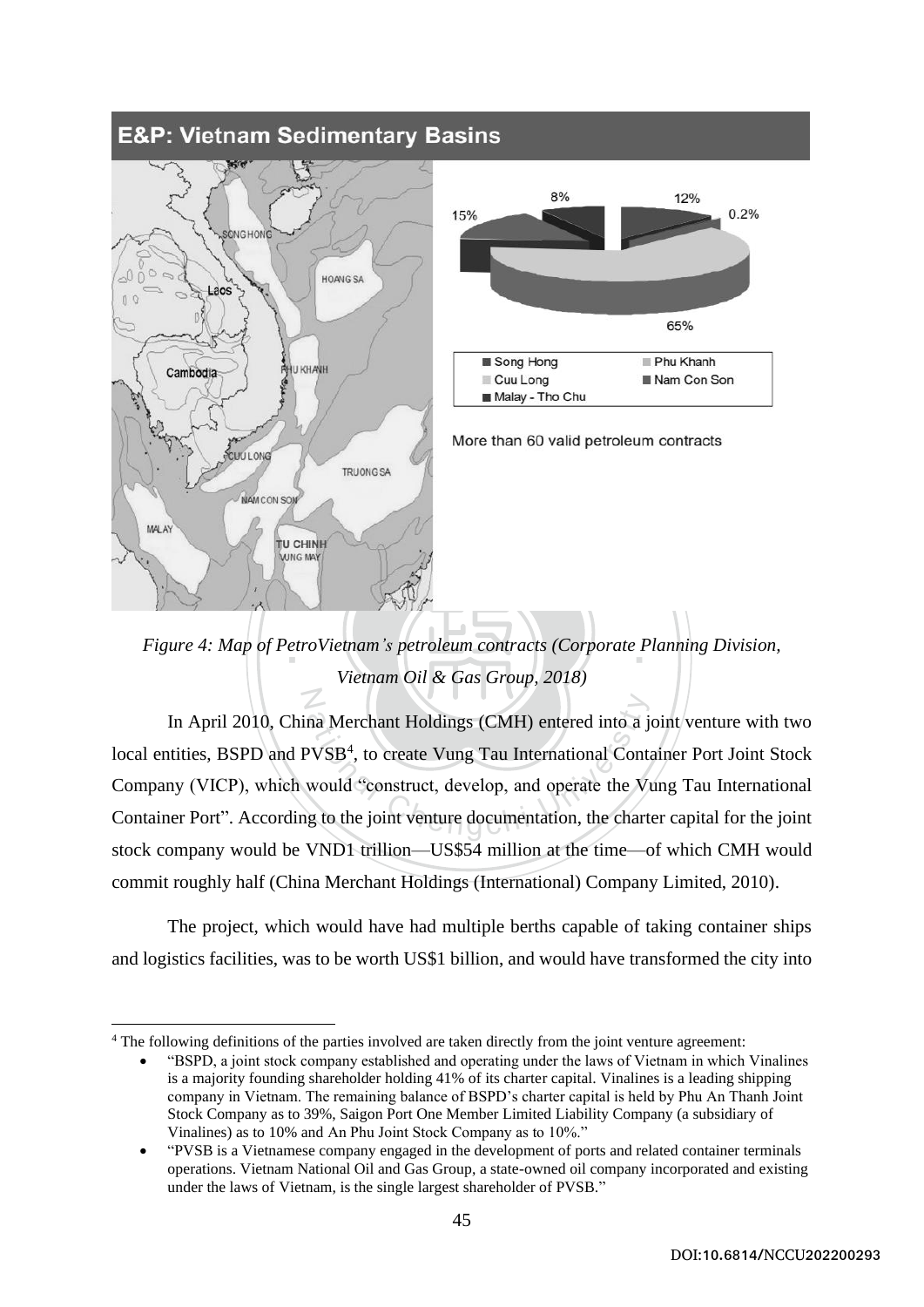**E&P: Vietnam Sedimentary Basins**

*Figure 4: Map of PetroVietnam's petroleum contracts (Corporate Planning Division, Vietnam Oil & Gas Group, 2018)*

In April 2010, China Merchant Holdings (CMH) entered into a joint venture with two local entities, BSPD and PVSB[4], to create Vung Tau International Container Port Joint Stock Company (VICP), which would "construct, develop, and operate the Vung Tau International Container Port". According to the joint venture documentation, the charter capital for the joint stock company would be VND1 trillion—US$54 million at the time—of which CMH would commit roughly half (China Merchant Holdings (International) Company Limited, 2010).

The project, which would have had multiple berths capable of taking container ships and logistics facilities, was to be worth US$1 billion, and would have transformed the city into

---

[4] The following definitions of the parties involved are taken directly from the joint venture agreement:

- "BSPD, a joint stock company established and operating under the laws of Vietnam in which Vinalines is a majority founding shareholder holding 41% of its charter capital. Vinalines is a leading shipping company in Vietnam. The remaining balance of BSPD's charter capital is held by Phu An Thanh Joint Stock Company as to 39%, Saigon Port One Member Limited Liability Company (a subsidiary of Vinalines) as to 10% and An Phu Joint Stock Company as to 10%."
- "PVSB is a Vietnamese company engaged in the development of ports and related container terminals operations. Vietnam National Oil and Gas Group, a state-owned oil company incorporated and existing under the laws of Vietnam, is the single largest shareholder of PVSB."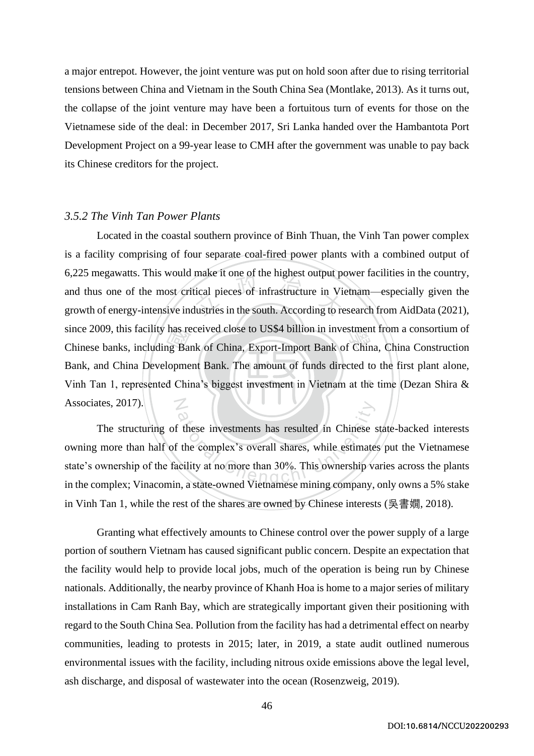a major entrepot. However, the joint venture was put on hold soon after due to rising territorial tensions between China and Vietnam in the South China Sea (Montlake, 2013). As it turns out, the collapse of the joint venture may have been a fortuitous turn of events for those on the Vietnamese side of the deal: in December 2017, Sri Lanka handed over the Hambantota Port Development Project on a 99-year lease to CMH after the government was unable to pay back its Chinese creditors for the project.

### *3.5.2 The Vinh Tan Power Plants*

Located in the coastal southern province of Binh Thuan, the Vinh Tan power complex is a facility comprising of four separate coal-fired power plants with a combined output of 6,225 megawatts. This would make it one of the highest output power facilities in the country, and thus one of the most critical pieces of infrastructure in Vietnam—especially given the growth of energy-intensive industries in the south. According to research from AidData (2021), since 2009, this facility has received close to US$4 billion in investment from a consortium of Chinese banks, including Bank of China, Export-Import Bank of China, China Construction Bank, and China Development Bank. The amount of funds directed to the first plant alone, Vinh Tan 1, represented China's biggest investment in Vietnam at the time (Dezan Shira & Associates, 2017).

The structuring of these investments has resulted in Chinese state-backed interests owning more than half of the complex's overall shares, while estimates put the Vietnamese state's ownership of the facility at no more than 30%. This ownership varies across the plants in the complex; Vinacomin, a state-owned Vietnamese mining company, only owns a 5% stake in Vinh Tan 1, while the rest of the shares are owned by Chinese interests (吳書嫻, 2018).

Granting what effectively amounts to Chinese control over the power supply of a large portion of southern Vietnam has caused significant public concern. Despite an expectation that the facility would help to provide local jobs, much of the operation is being run by Chinese nationals. Additionally, the nearby province of Khanh Hoa is home to a major series of military installations in Cam Ranh Bay, which are strategically important given their positioning with regard to the South China Sea. Pollution from the facility has had a detrimental effect on nearby communities, leading to protests in 2015; later, in 2019, a state audit outlined numerous environmental issues with the facility, including nitrous oxide emissions above the legal level, ash discharge, and disposal of wastewater into the ocean (Rosenzweig, 2019).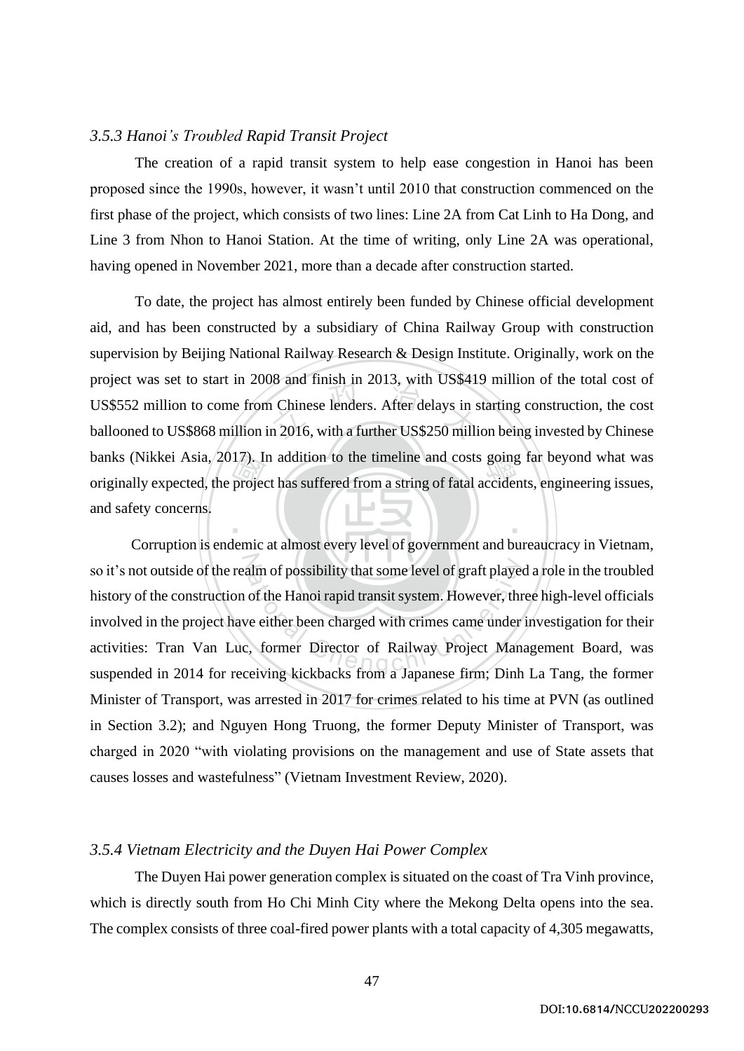### *3.5.3 Hanoi's Troubled Rapid Transit Project*

The creation of a rapid transit system to help ease congestion in Hanoi has been proposed since the 1990s, however, it wasn't until 2010 that construction commenced on the first phase of the project, which consists of two lines: Line 2A from Cat Linh to Ha Dong, and Line 3 from Nhon to Hanoi Station. At the time of writing, only Line 2A was operational, having opened in November 2021, more than a decade after construction started.

To date, the project has almost entirely been funded by Chinese official development aid, and has been constructed by a subsidiary of China Railway Group with construction supervision by Beijing National Railway Research & Design Institute. Originally, work on the project was set to start in 2008 and finish in 2013, with US$419 million of the total cost of US$552 million to come from Chinese lenders. After delays in starting construction, the cost ballooned to US$868 million in 2016, with a further US$250 million being invested by Chinese banks (Nikkei Asia, 2017). In addition to the timeline and costs going far beyond what was originally expected, the project has suffered from a string of fatal accidents, engineering issues, and safety concerns.

Corruption is endemic at almost every level of government and bureaucracy in Vietnam, so it's not outside of the realm of possibility that some level of graft played a role in the troubled history of the construction of the Hanoi rapid transit system. However, three high-level officials involved in the project have either been charged with crimes came under investigation for their activities: Tran Van Luc, former Director of Railway Project Management Board, was suspended in 2014 for receiving kickbacks from a Japanese firm; Dinh La Tang, the former Minister of Transport, was arrested in 2017 for crimes related to his time at PVN (as outlined in Section 3.2); and Nguyen Hong Truong, the former Deputy Minister of Transport, was charged in 2020 "with violating provisions on the management and use of State assets that causes losses and wastefulness" (Vietnam Investment Review, 2020).

### *3.5.4 Vietnam Electricity and the Duyen Hai Power Complex*

The Duyen Hai power generation complex is situated on the coast of Tra Vinh province, which is directly south from Ho Chi Minh City where the Mekong Delta opens into the sea. The complex consists of three coal-fired power plants with a total capacity of 4,305 megawatts,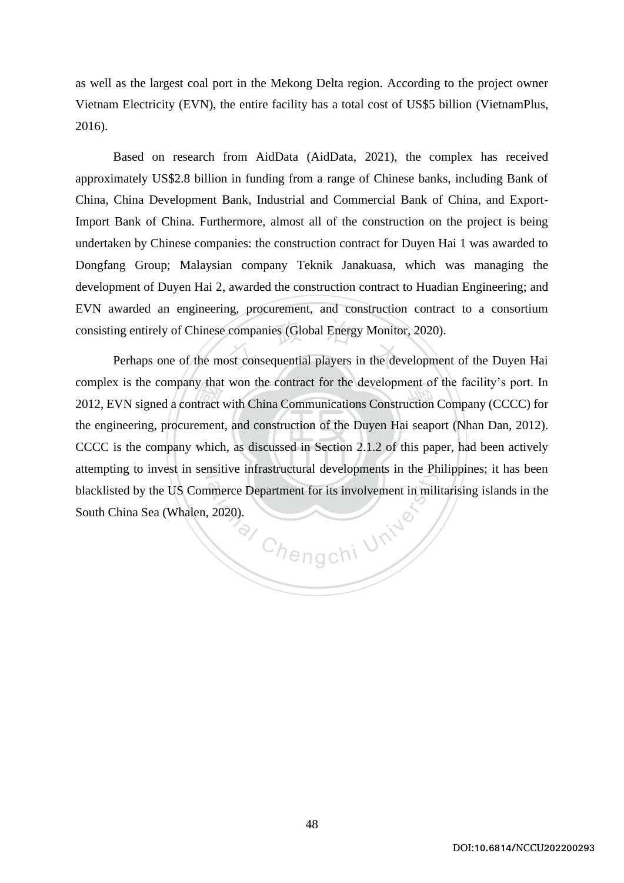as well as the largest coal port in the Mekong Delta region. According to the project owner Vietnam Electricity (EVN), the entire facility has a total cost of US$5 billion (VietnamPlus, 2016).

Based on research from AidData (AidData, 2021), the complex has received approximately US$2.8 billion in funding from a range of Chinese banks, including Bank of China, China Development Bank, Industrial and Commercial Bank of China, and Export-Import Bank of China. Furthermore, almost all of the construction on the project is being undertaken by Chinese companies: the construction contract for Duyen Hai 1 was awarded to Dongfang Group; Malaysian company Teknik Janakuasa, which was managing the development of Duyen Hai 2, awarded the construction contract to Huadian Engineering; and EVN awarded an engineering, procurement, and construction contract to a consortium consisting entirely of Chinese companies (Global Energy Monitor, 2020).

Perhaps one of the most consequential players in the development of the Duyen Hai complex is the company that won the contract for the development of the facility's port. In 2012, EVN signed a contract with China Communications Construction Company (CCCC) for the engineering, procurement, and construction of the Duyen Hai seaport (Nhan Dan, 2012). CCCC is the company which, as discussed in Section 2.1.2 of this paper, had been actively attempting to invest in sensitive infrastructural developments in the Philippines; it has been blacklisted by the US Commerce Department for its involvement in militarising islands in the South China Sea (Whalen, 2020).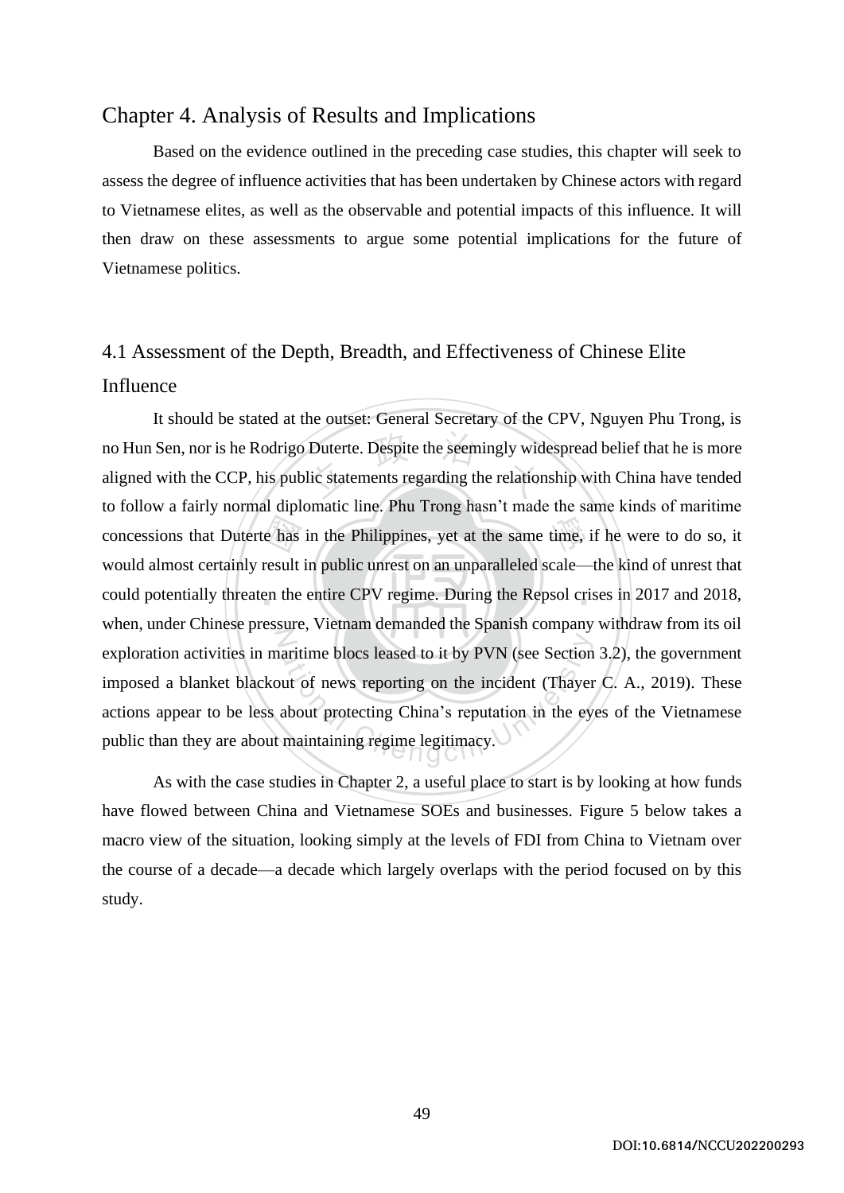# Chapter 4. Analysis of Results and Implications

Based on the evidence outlined in the preceding case studies, this chapter will seek to assess the degree of influence activities that has been undertaken by Chinese actors with regard to Vietnamese elites, as well as the observable and potential impacts of this influence. It will then draw on these assessments to argue some potential implications for the future of Vietnamese politics.

## 4.1 Assessment of the Depth, Breadth, and Effectiveness of Chinese Elite Influence

It should be stated at the outset: General Secretary of the CPV, Nguyen Phu Trong, is no Hun Sen, nor is he Rodrigo Duterte. Despite the seemingly widespread belief that he is more aligned with the CCP, his public statements regarding the relationship with China have tended to follow a fairly normal diplomatic line. Phu Trong hasn't made the same kinds of maritime concessions that Duterte has in the Philippines, yet at the same time, if he were to do so, it would almost certainly result in public unrest on an unparalleled scale—the kind of unrest that could potentially threaten the entire CPV regime. During the Repsol crises in 2017 and 2018, when, under Chinese pressure, Vietnam demanded the Spanish company withdraw from its oil exploration activities in maritime blocs leased to it by PVN (see Section 3.2), the government imposed a blanket blackout of news reporting on the incident (Thayer C. A., 2019). These actions appear to be less about protecting China's reputation in the eyes of the Vietnamese public than they are about maintaining regime legitimacy.

As with the case studies in Chapter 2, a useful place to start is by looking at how funds have flowed between China and Vietnamese SOEs and businesses. Figure 5 below takes a macro view of the situation, looking simply at the levels of FDI from China to Vietnam over the course of a decade—a decade which largely overlaps with the period focused on by this study.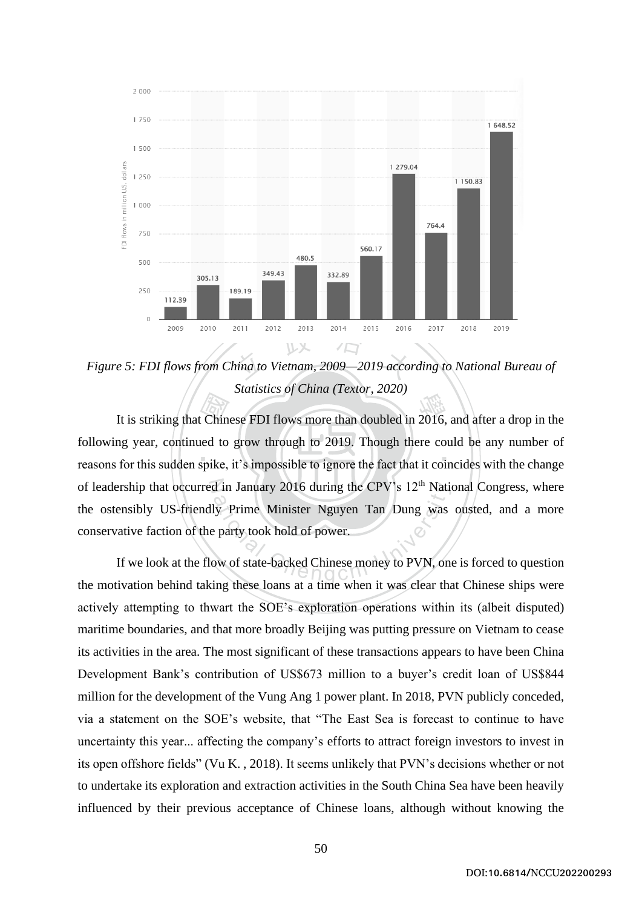*Figure 5: FDI flows from China to Vietnam, 2009—2019 according to National Bureau of Statistics of China (Textor, 2020)*

It is striking that Chinese FDI flows more than doubled in 2016, and after a drop in the following year, continued to grow through to 2019. Though there could be any number of reasons for this sudden spike, it's impossible to ignore the fact that it coincides with the change of leadership that occurred in January 2016 during the CPV's 12th National Congress, where the ostensibly US-friendly Prime Minister Nguyen Tan Dung was ousted, and a more conservative faction of the party took hold of power.

If we look at the flow of state-backed Chinese money to PVN, one is forced to question the motivation behind taking these loans at a time when it was clear that Chinese ships were actively attempting to thwart the SOE's exploration operations within its (albeit disputed) maritime boundaries, and that more broadly Beijing was putting pressure on Vietnam to cease its activities in the area. The most significant of these transactions appears to have been China Development Bank's contribution of US$673 million to a buyer's credit loan of US$844 million for the development of the Vung Ang 1 power plant. In 2018, PVN publicly conceded, via a statement on the SOE's website, that "The East Sea is forecast to continue to have uncertainty this year... affecting the company's efforts to attract foreign investors to invest in its open offshore fields" (Vu K. , 2018). It seems unlikely that PVN's decisions whether or not to undertake its exploration and extraction activities in the South China Sea have been heavily influenced by their previous acceptance of Chinese loans, although without knowing the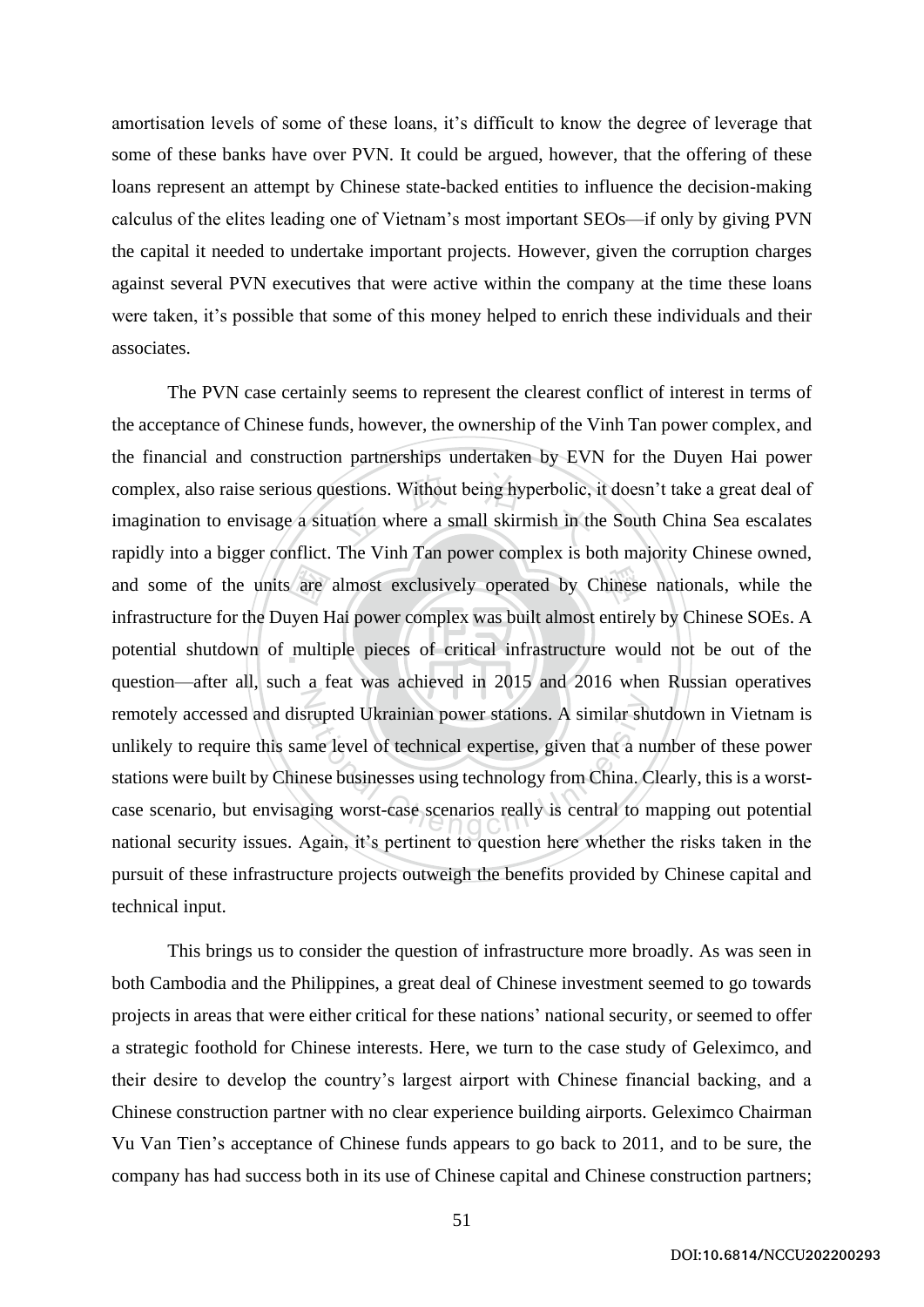amortisation levels of some of these loans, it's difficult to know the degree of leverage that some of these banks have over PVN. It could be argued, however, that the offering of these loans represent an attempt by Chinese state-backed entities to influence the decision-making calculus of the elites leading one of Vietnam's most important SEOs—if only by giving PVN the capital it needed to undertake important projects. However, given the corruption charges against several PVN executives that were active within the company at the time these loans were taken, it's possible that some of this money helped to enrich these individuals and their associates.

The PVN case certainly seems to represent the clearest conflict of interest in terms of the acceptance of Chinese funds, however, the ownership of the Vinh Tan power complex, and the financial and construction partnerships undertaken by EVN for the Duyen Hai power complex, also raise serious questions. Without being hyperbolic, it doesn't take a great deal of imagination to envisage a situation where a small skirmish in the South China Sea escalates rapidly into a bigger conflict. The Vinh Tan power complex is both majority Chinese owned, and some of the units are almost exclusively operated by Chinese nationals, while the infrastructure for the Duyen Hai power complex was built almost entirely by Chinese SOEs. A potential shutdown of multiple pieces of critical infrastructure would not be out of the question—after all, such a feat was achieved in 2015 and 2016 when Russian operatives remotely accessed and disrupted Ukrainian power stations. A similar shutdown in Vietnam is unlikely to require this same level of technical expertise, given that a number of these power stations were built by Chinese businesses using technology from China. Clearly, this is a worst-case scenario, but envisaging worst-case scenarios really is central to mapping out potential national security issues. Again, it's pertinent to question here whether the risks taken in the pursuit of these infrastructure projects outweigh the benefits provided by Chinese capital and technical input.

This brings us to consider the question of infrastructure more broadly. As was seen in both Cambodia and the Philippines, a great deal of Chinese investment seemed to go towards projects in areas that were either critical for these nations' national security, or seemed to offer a strategic foothold for Chinese interests. Here, we turn to the case study of Geleximco, and their desire to develop the country's largest airport with Chinese financial backing, and a Chinese construction partner with no clear experience building airports. Geleximco Chairman Vu Van Tien's acceptance of Chinese funds appears to go back to 2011, and to be sure, the company has had success both in its use of Chinese capital and Chinese construction partners;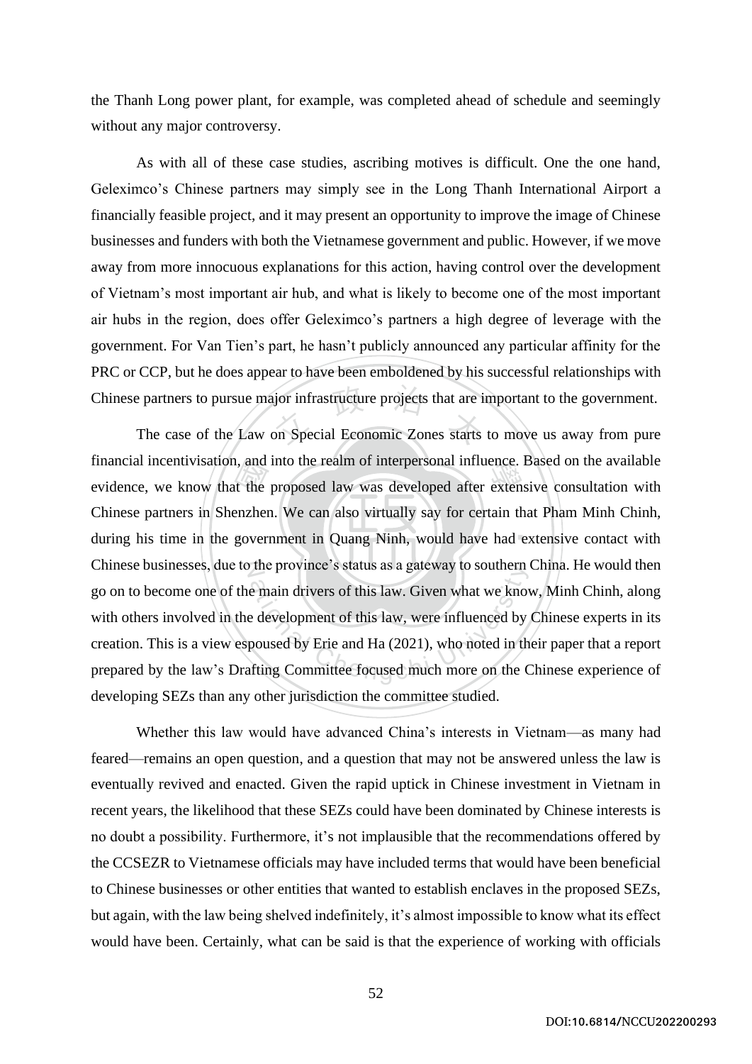the Thanh Long power plant, for example, was completed ahead of schedule and seemingly without any major controversy.

As with all of these case studies, ascribing motives is difficult. One the one hand, Geleximco's Chinese partners may simply see in the Long Thanh International Airport a financially feasible project, and it may present an opportunity to improve the image of Chinese businesses and funders with both the Vietnamese government and public. However, if we move away from more innocuous explanations for this action, having control over the development of Vietnam's most important air hub, and what is likely to become one of the most important air hubs in the region, does offer Geleximco's partners a high degree of leverage with the government. For Van Tien's part, he hasn't publicly announced any particular affinity for the PRC or CCP, but he does appear to have been emboldened by his successful relationships with Chinese partners to pursue major infrastructure projects that are important to the government.

The case of the Law on Special Economic Zones starts to move us away from pure financial incentivisation, and into the realm of interpersonal influence. Based on the available evidence, we know that the proposed law was developed after extensive consultation with Chinese partners in Shenzhen. We can also virtually say for certain that Pham Minh Chinh, during his time in the government in Quang Ninh, would have had extensive contact with Chinese businesses, due to the province's status as a gateway to southern China. He would then go on to become one of the main drivers of this law. Given what we know, Minh Chinh, along with others involved in the development of this law, were influenced by Chinese experts in its creation. This is a view espoused by Erie and Ha (2021), who noted in their paper that a report prepared by the law's Drafting Committee focused much more on the Chinese experience of developing SEZs than any other jurisdiction the committee studied.

Whether this law would have advanced China's interests in Vietnam—as many had feared—remains an open question, and a question that may not be answered unless the law is eventually revived and enacted. Given the rapid uptick in Chinese investment in Vietnam in recent years, the likelihood that these SEZs could have been dominated by Chinese interests is no doubt a possibility. Furthermore, it's not implausible that the recommendations offered by the CCSEZR to Vietnamese officials may have included terms that would have been beneficial to Chinese businesses or other entities that wanted to establish enclaves in the proposed SEZs, but again, with the law being shelved indefinitely, it's almost impossible to know what its effect would have been. Certainly, what can be said is that the experience of working with officials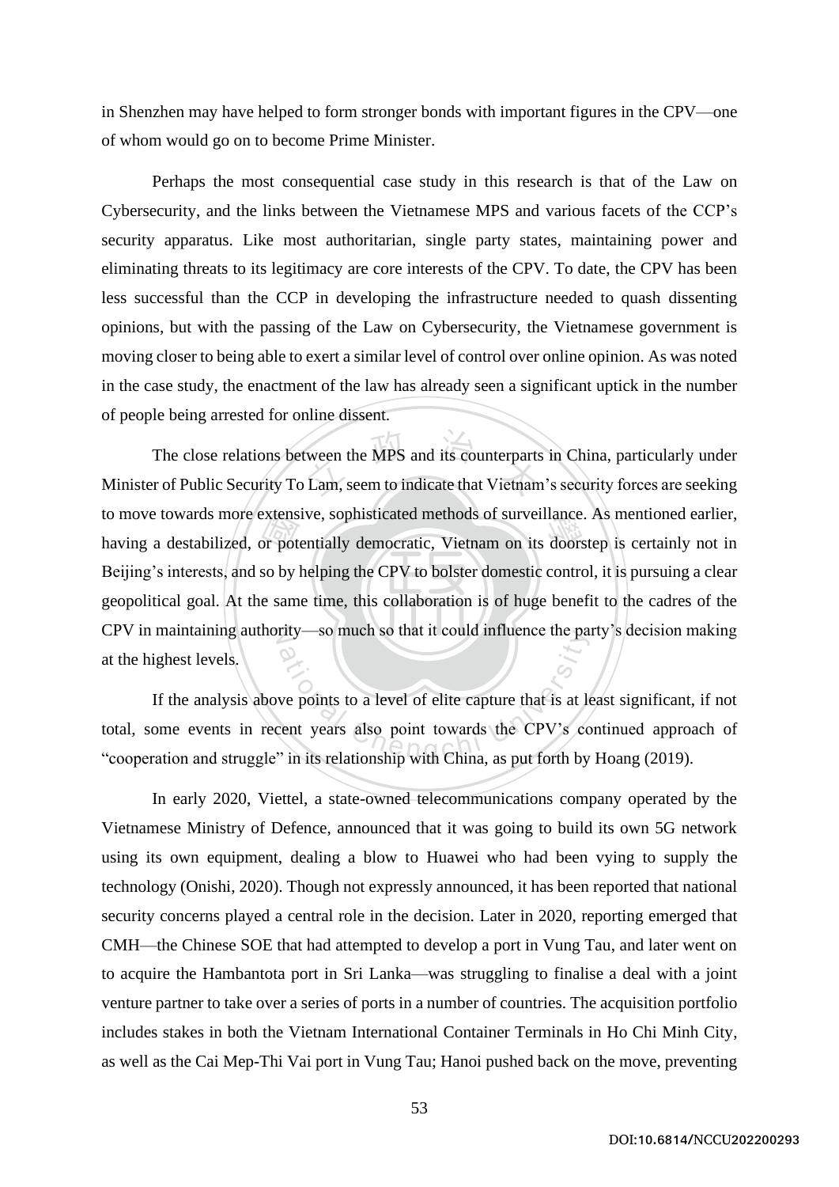in Shenzhen may have helped to form stronger bonds with important figures in the CPV—one of whom would go on to become Prime Minister.

Perhaps the most consequential case study in this research is that of the Law on Cybersecurity, and the links between the Vietnamese MPS and various facets of the CCP's security apparatus. Like most authoritarian, single party states, maintaining power and eliminating threats to its legitimacy are core interests of the CPV. To date, the CPV has been less successful than the CCP in developing the infrastructure needed to quash dissenting opinions, but with the passing of the Law on Cybersecurity, the Vietnamese government is moving closer to being able to exert a similar level of control over online opinion. As was noted in the case study, the enactment of the law has already seen a significant uptick in the number of people being arrested for online dissent.

The close relations between the MPS and its counterparts in China, particularly under Minister of Public Security To Lam, seem to indicate that Vietnam's security forces are seeking to move towards more extensive, sophisticated methods of surveillance. As mentioned earlier, having a destabilized, or potentially democratic, Vietnam on its doorstep is certainly not in Beijing's interests, and so by helping the CPV to bolster domestic control, it is pursuing a clear geopolitical goal. At the same time, this collaboration is of huge benefit to the cadres of the CPV in maintaining authority—so much so that it could influence the party's decision making at the highest levels.

If the analysis above points to a level of elite capture that is at least significant, if not total, some events in recent years also point towards the CPV's continued approach of "cooperation and struggle" in its relationship with China, as put forth by Hoang (2019).

In early 2020, Viettel, a state-owned telecommunications company operated by the Vietnamese Ministry of Defence, announced that it was going to build its own 5G network using its own equipment, dealing a blow to Huawei who had been vying to supply the technology (Onishi, 2020). Though not expressly announced, it has been reported that national security concerns played a central role in the decision. Later in 2020, reporting emerged that CMH—the Chinese SOE that had attempted to develop a port in Vung Tau, and later went on to acquire the Hambantota port in Sri Lanka—was struggling to finalise a deal with a joint venture partner to take over a series of ports in a number of countries. The acquisition portfolio includes stakes in both the Vietnam International Container Terminals in Ho Chi Minh City, as well as the Cai Mep-Thi Vai port in Vung Tau; Hanoi pushed back on the move, preventing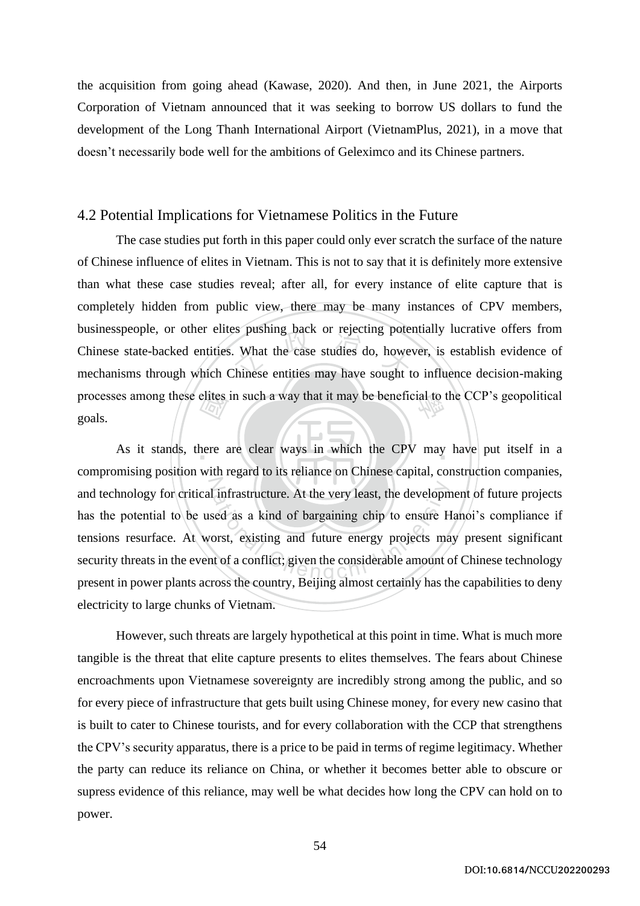the acquisition from going ahead (Kawase, 2020). And then, in June 2021, the Airports Corporation of Vietnam announced that it was seeking to borrow US dollars to fund the development of the Long Thanh International Airport (VietnamPlus, 2021), in a move that doesn't necessarily bode well for the ambitions of Geleximco and its Chinese partners.

## 4.2 Potential Implications for Vietnamese Politics in the Future

The case studies put forth in this paper could only ever scratch the surface of the nature of Chinese influence of elites in Vietnam. This is not to say that it is definitely more extensive than what these case studies reveal; after all, for every instance of elite capture that is completely hidden from public view, there may be many instances of CPV members, businesspeople, or other elites pushing back or rejecting potentially lucrative offers from Chinese state-backed entities. What the case studies do, however, is establish evidence of mechanisms through which Chinese entities may have sought to influence decision-making processes among these elites in such a way that it may be beneficial to the CCP's geopolitical goals.

As it stands, there are clear ways in which the CPV may have put itself in a compromising position with regard to its reliance on Chinese capital, construction companies, and technology for critical infrastructure. At the very least, the development of future projects has the potential to be used as a kind of bargaining chip to ensure Hanoi's compliance if tensions resurface. At worst, existing and future energy projects may present significant security threats in the event of a conflict; given the considerable amount of Chinese technology present in power plants across the country, Beijing almost certainly has the capabilities to deny electricity to large chunks of Vietnam.

However, such threats are largely hypothetical at this point in time. What is much more tangible is the threat that elite capture presents to elites themselves. The fears about Chinese encroachments upon Vietnamese sovereignty are incredibly strong among the public, and so for every piece of infrastructure that gets built using Chinese money, for every new casino that is built to cater to Chinese tourists, and for every collaboration with the CCP that strengthens the CPV's security apparatus, there is a price to be paid in terms of regime legitimacy. Whether the party can reduce its reliance on China, or whether it becomes better able to obscure or supress evidence of this reliance, may well be what decides how long the CPV can hold on to power.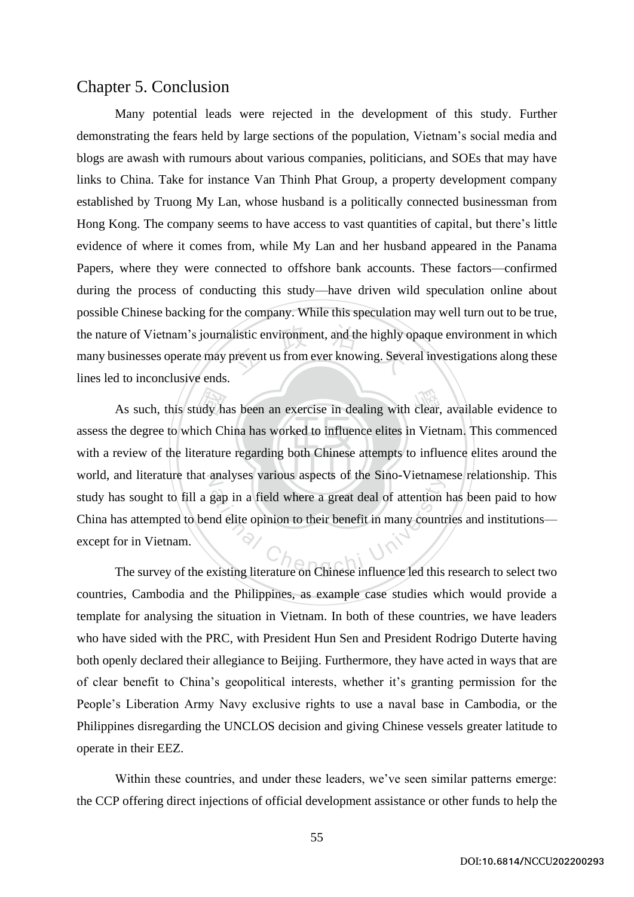# Chapter 5. Conclusion

Many potential leads were rejected in the development of this study. Further demonstrating the fears held by large sections of the population, Vietnam's social media and blogs are awash with rumours about various companies, politicians, and SOEs that may have links to China. Take for instance Van Thinh Phat Group, a property development company established by Truong My Lan, whose husband is a politically connected businessman from Hong Kong. The company seems to have access to vast quantities of capital, but there's little evidence of where it comes from, while My Lan and her husband appeared in the Panama Papers, where they were connected to offshore bank accounts. These factors—confirmed during the process of conducting this study—have driven wild speculation online about possible Chinese backing for the company. While this speculation may well turn out to be true, the nature of Vietnam's journalistic environment, and the highly opaque environment in which many businesses operate may prevent us from ever knowing. Several investigations along these lines led to inconclusive ends.

As such, this study has been an exercise in dealing with clear, available evidence to assess the degree to which China has worked to influence elites in Vietnam. This commenced with a review of the literature regarding both Chinese attempts to influence elites around the world, and literature that analyses various aspects of the Sino-Vietnamese relationship. This study has sought to fill a gap in a field where a great deal of attention has been paid to how China has attempted to bend elite opinion to their benefit in many countries and institutions—except for in Vietnam.

The survey of the existing literature on Chinese influence led this research to select two countries, Cambodia and the Philippines, as example case studies which would provide a template for analysing the situation in Vietnam. In both of these countries, we have leaders who have sided with the PRC, with President Hun Sen and President Rodrigo Duterte having both openly declared their allegiance to Beijing. Furthermore, they have acted in ways that are of clear benefit to China's geopolitical interests, whether it's granting permission for the People's Liberation Army Navy exclusive rights to use a naval base in Cambodia, or the Philippines disregarding the UNCLOS decision and giving Chinese vessels greater latitude to operate in their EEZ.

Within these countries, and under these leaders, we've seen similar patterns emerge: the CCP offering direct injections of official development assistance or other funds to help the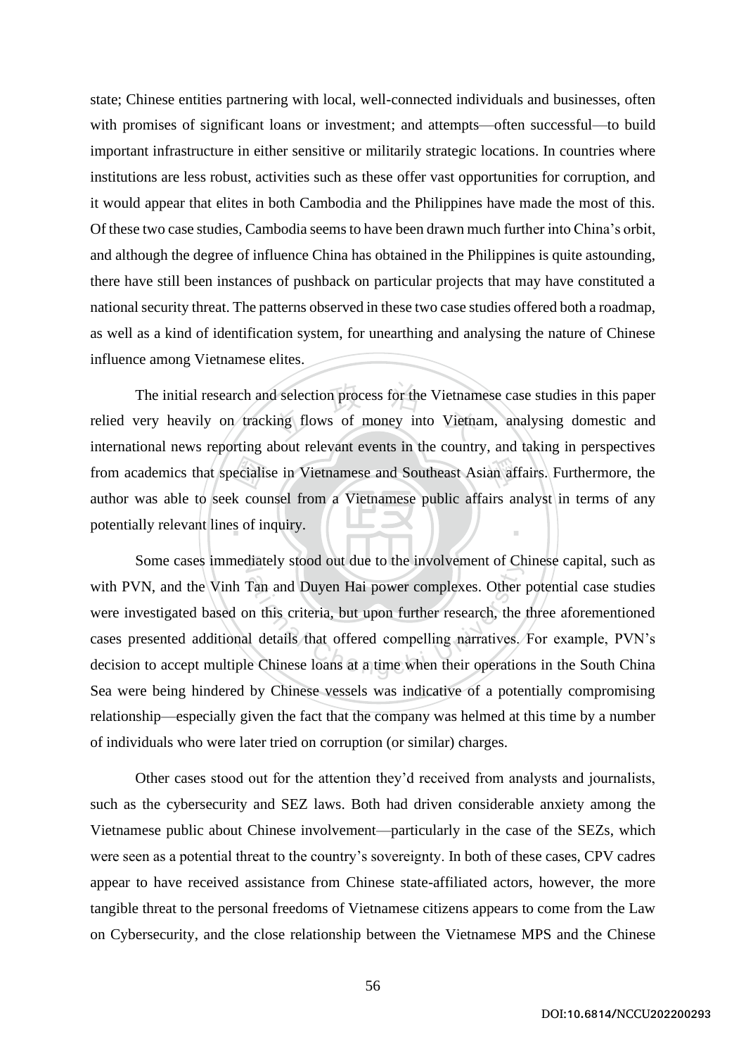state; Chinese entities partnering with local, well-connected individuals and businesses, often with promises of significant loans or investment; and attempts—often successful—to build important infrastructure in either sensitive or militarily strategic locations. In countries where institutions are less robust, activities such as these offer vast opportunities for corruption, and it would appear that elites in both Cambodia and the Philippines have made the most of this. Of these two case studies, Cambodia seems to have been drawn much further into China's orbit, and although the degree of influence China has obtained in the Philippines is quite astounding, there have still been instances of pushback on particular projects that may have constituted a national security threat. The patterns observed in these two case studies offered both a roadmap, as well as a kind of identification system, for unearthing and analysing the nature of Chinese influence among Vietnamese elites.

The initial research and selection process for the Vietnamese case studies in this paper relied very heavily on tracking flows of money into Vietnam, analysing domestic and international news reporting about relevant events in the country, and taking in perspectives from academics that specialise in Vietnamese and Southeast Asian affairs. Furthermore, the author was able to seek counsel from a Vietnamese public affairs analyst in terms of any potentially relevant lines of inquiry.

Some cases immediately stood out due to the involvement of Chinese capital, such as with PVN, and the Vinh Tan and Duyen Hai power complexes. Other potential case studies were investigated based on this criteria, but upon further research, the three aforementioned cases presented additional details that offered compelling narratives. For example, PVN's decision to accept multiple Chinese loans at a time when their operations in the South China Sea were being hindered by Chinese vessels was indicative of a potentially compromising relationship—especially given the fact that the company was helmed at this time by a number of individuals who were later tried on corruption (or similar) charges.

Other cases stood out for the attention they'd received from analysts and journalists, such as the cybersecurity and SEZ laws. Both had driven considerable anxiety among the Vietnamese public about Chinese involvement—particularly in the case of the SEZs, which were seen as a potential threat to the country's sovereignty. In both of these cases, CPV cadres appear to have received assistance from Chinese state-affiliated actors, however, the more tangible threat to the personal freedoms of Vietnamese citizens appears to come from the Law on Cybersecurity, and the close relationship between the Vietnamese MPS and the Chinese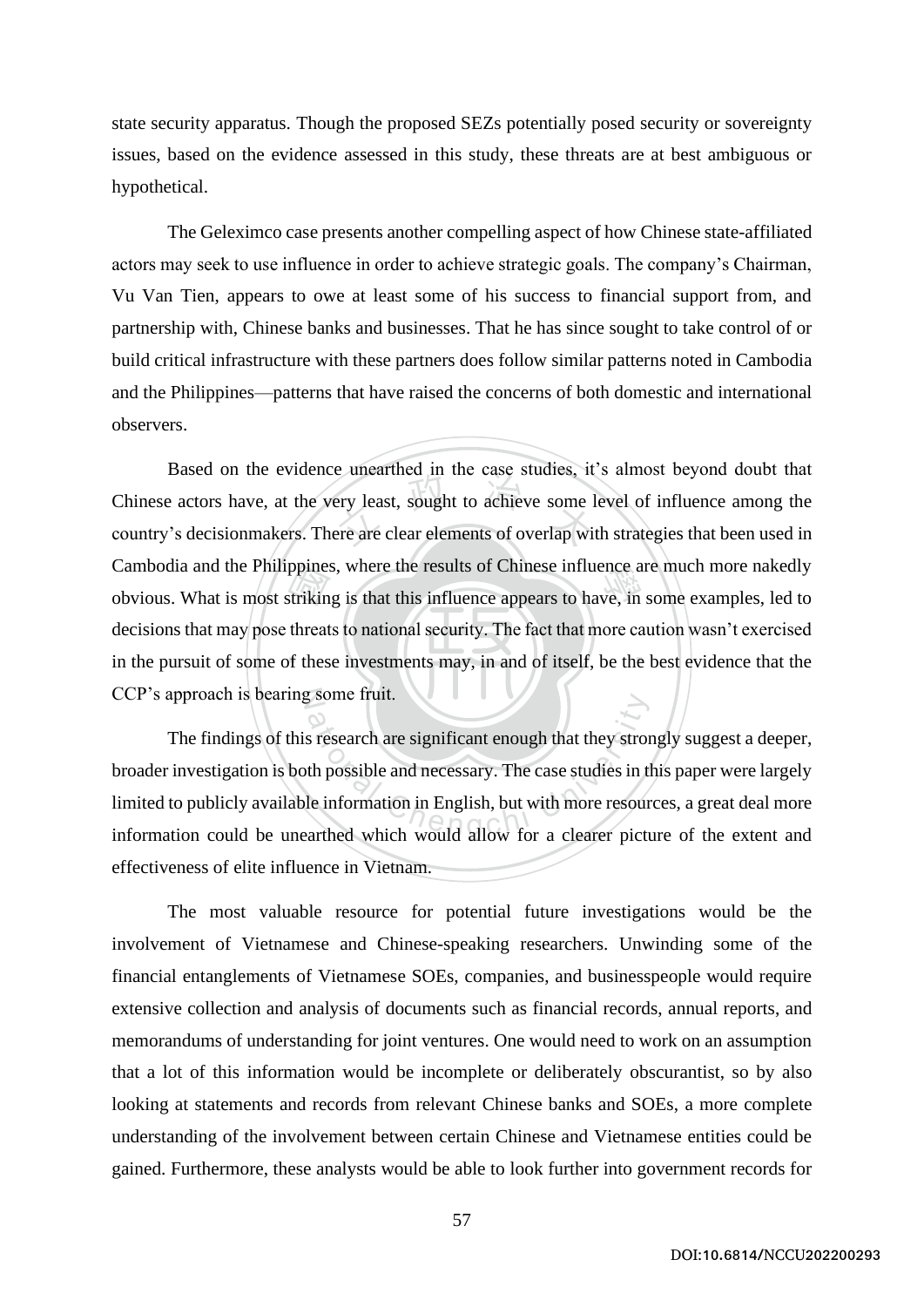state security apparatus. Though the proposed SEZs potentially posed security or sovereignty issues, based on the evidence assessed in this study, these threats are at best ambiguous or hypothetical.

The Geleximco case presents another compelling aspect of how Chinese state-affiliated actors may seek to use influence in order to achieve strategic goals. The company's Chairman, Vu Van Tien, appears to owe at least some of his success to financial support from, and partnership with, Chinese banks and businesses. That he has since sought to take control of or build critical infrastructure with these partners does follow similar patterns noted in Cambodia and the Philippines—patterns that have raised the concerns of both domestic and international observers.

Based on the evidence unearthed in the case studies, it's almost beyond doubt that Chinese actors have, at the very least, sought to achieve some level of influence among the country's decisionmakers. There are clear elements of overlap with strategies that been used in Cambodia and the Philippines, where the results of Chinese influence are much more nakedly obvious. What is most striking is that this influence appears to have, in some examples, led to decisions that may pose threats to national security. The fact that more caution wasn't exercised in the pursuit of some of these investments may, in and of itself, be the best evidence that the CCP's approach is bearing some fruit.

The findings of this research are significant enough that they strongly suggest a deeper, broader investigation is both possible and necessary. The case studies in this paper were largely limited to publicly available information in English, but with more resources, a great deal more information could be unearthed which would allow for a clearer picture of the extent and effectiveness of elite influence in Vietnam.

The most valuable resource for potential future investigations would be the involvement of Vietnamese and Chinese-speaking researchers. Unwinding some of the financial entanglements of Vietnamese SOEs, companies, and businesspeople would require extensive collection and analysis of documents such as financial records, annual reports, and memorandums of understanding for joint ventures. One would need to work on an assumption that a lot of this information would be incomplete or deliberately obscurantist, so by also looking at statements and records from relevant Chinese banks and SOEs, a more complete understanding of the involvement between certain Chinese and Vietnamese entities could be gained. Furthermore, these analysts would be able to look further into government records for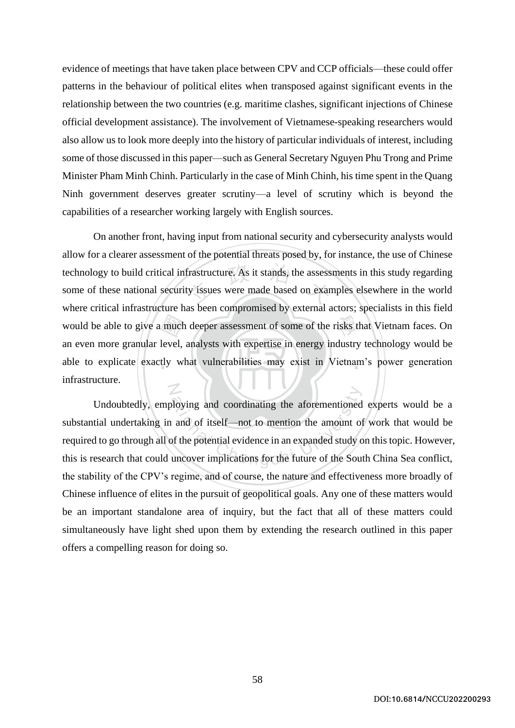evidence of meetings that have taken place between CPV and CCP officials—these could offer patterns in the behaviour of political elites when transposed against significant events in the relationship between the two countries (e.g. maritime clashes, significant injections of Chinese official development assistance). The involvement of Vietnamese-speaking researchers would also allow us to look more deeply into the history of particular individuals of interest, including some of those discussed in this paper—such as General Secretary Nguyen Phu Trong and Prime Minister Pham Minh Chinh. Particularly in the case of Minh Chinh, his time spent in the Quang Ninh government deserves greater scrutiny—a level of scrutiny which is beyond the capabilities of a researcher working largely with English sources.

On another front, having input from national security and cybersecurity analysts would allow for a clearer assessment of the potential threats posed by, for instance, the use of Chinese technology to build critical infrastructure. As it stands, the assessments in this study regarding some of these national security issues were made based on examples elsewhere in the world where critical infrastructure has been compromised by external actors; specialists in this field would be able to give a much deeper assessment of some of the risks that Vietnam faces. On an even more granular level, analysts with expertise in energy industry technology would be able to explicate exactly what vulnerabilities may exist in Vietnam's power generation infrastructure.

Undoubtedly, employing and coordinating the aforementioned experts would be a substantial undertaking in and of itself—not to mention the amount of work that would be required to go through all of the potential evidence in an expanded study on this topic. However, this is research that could uncover implications for the future of the South China Sea conflict, the stability of the CPV's regime, and of course, the nature and effectiveness more broadly of Chinese influence of elites in the pursuit of geopolitical goals. Any one of these matters would be an important standalone area of inquiry, but the fact that all of these matters could simultaneously have light shed upon them by extending the research outlined in this paper offers a compelling reason for doing so.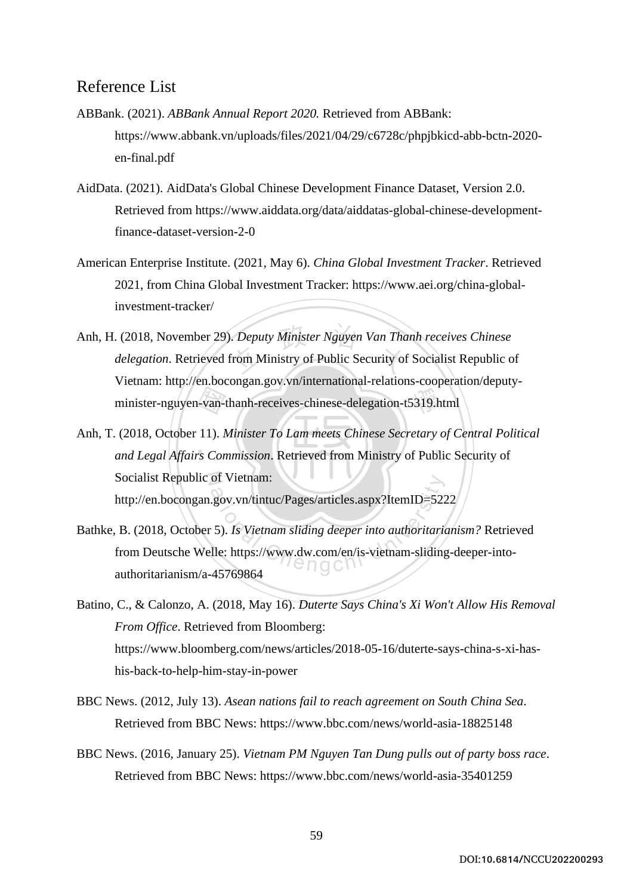# Reference List

ABBank. (2021). *ABBank Annual Report 2020.* Retrieved from ABBank: https://www.abbank.vn/uploads/files/2021/04/29/c6728c/phpjbkicd-abb-bctn-2020-en-final.pdf

AidData. (2021). AidData's Global Chinese Development Finance Dataset, Version 2.0. Retrieved from https://www.aiddata.org/data/aiddatas-global-chinese-development-finance-dataset-version-2-0

American Enterprise Institute. (2021, May 6). *China Global Investment Tracker*. Retrieved 2021, from China Global Investment Tracker: https://www.aei.org/china-global-investment-tracker/

Anh, H. (2018, November 29). *Deputy Minister Nguyen Van Thanh receives Chinese delegation*. Retrieved from Ministry of Public Security of Socialist Republic of Vietnam: http://en.bocongan.gov.vn/international-relations-cooperation/deputy-minister-nguyen-van-thanh-receives-chinese-delegation-t5319.html

Anh, T. (2018, October 11). *Minister To Lam meets Chinese Secretary of Central Political and Legal Affairs Commission*. Retrieved from Ministry of Public Security of Socialist Republic of Vietnam: http://en.bocongan.gov.vn/tintuc/Pages/articles.aspx?ItemID=5222

Bathke, B. (2018, October 5). *Is Vietnam sliding deeper into authoritarianism?* Retrieved from Deutsche Welle: https://www.dw.com/en/is-vietnam-sliding-deeper-into-authoritarianism/a-45769864

Batino, C., & Calonzo, A. (2018, May 16). *Duterte Says China's Xi Won't Allow His Removal From Office*. Retrieved from Bloomberg: https://www.bloomberg.com/news/articles/2018-05-16/duterte-says-china-s-xi-has-his-back-to-help-him-stay-in-power

BBC News. (2012, July 13). *Asean nations fail to reach agreement on South China Sea*. Retrieved from BBC News: https://www.bbc.com/news/world-asia-18825148

BBC News. (2016, January 25). *Vietnam PM Nguyen Tan Dung pulls out of party boss race*. Retrieved from BBC News: https://www.bbc.com/news/world-asia-35401259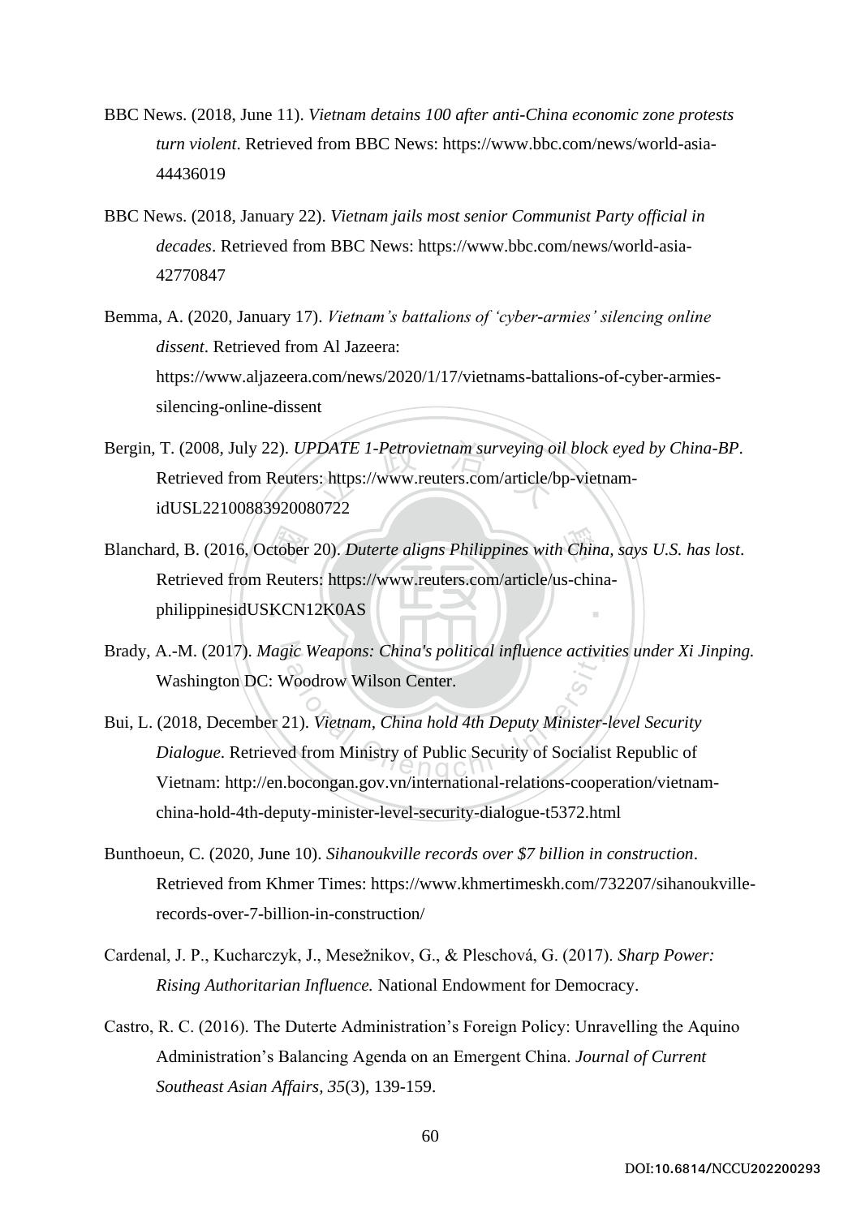BBC News. (2018, June 11). *Vietnam detains 100 after anti-China economic zone protests turn violent*. Retrieved from BBC News: https://www.bbc.com/news/world-asia-44436019

BBC News. (2018, January 22). *Vietnam jails most senior Communist Party official in decades*. Retrieved from BBC News: https://www.bbc.com/news/world-asia-42770847

Bemma, A. (2020, January 17). *Vietnam's battalions of 'cyber-armies' silencing online dissent*. Retrieved from Al Jazeera: https://www.aljazeera.com/news/2020/1/17/vietnams-battalions-of-cyber-armies-silencing-online-dissent

Bergin, T. (2008, July 22). *UPDATE 1-Petrovietnam surveying oil block eyed by China-BP*. Retrieved from Reuters: https://www.reuters.com/article/bp-vietnam-idUSL22100883920080722

Blanchard, B. (2016, October 20). *Duterte aligns Philippines with China, says U.S. has lost*. Retrieved from Reuters: https://www.reuters.com/article/us-china-philippinesidUSKCN12K0AS

Brady, A.-M. (2017). *Magic Weapons: China's political influence activities under Xi Jinping.* Washington DC: Woodrow Wilson Center.

Bui, L. (2018, December 21). *Vietnam, China hold 4th Deputy Minister-level Security Dialogue*. Retrieved from Ministry of Public Security of Socialist Republic of Vietnam: http://en.bocongan.gov.vn/international-relations-cooperation/vietnam-china-hold-4th-deputy-minister-level-security-dialogue-t5372.html

Bunthoeun, C. (2020, June 10). *Sihanoukville records over $7 billion in construction*. Retrieved from Khmer Times: https://www.khmertimeskh.com/732207/sihanoukville-records-over-7-billion-in-construction/

Cardenal, J. P., Kucharczyk, J., Mesežnikov, G., & Pleschová, G. (2017). *Sharp Power: Rising Authoritarian Influence.* National Endowment for Democracy.

Castro, R. C. (2016). The Duterte Administration's Foreign Policy: Unravelling the Aquino Administration's Balancing Agenda on an Emergent China. *Journal of Current Southeast Asian Affairs, 35*(3), 139-159.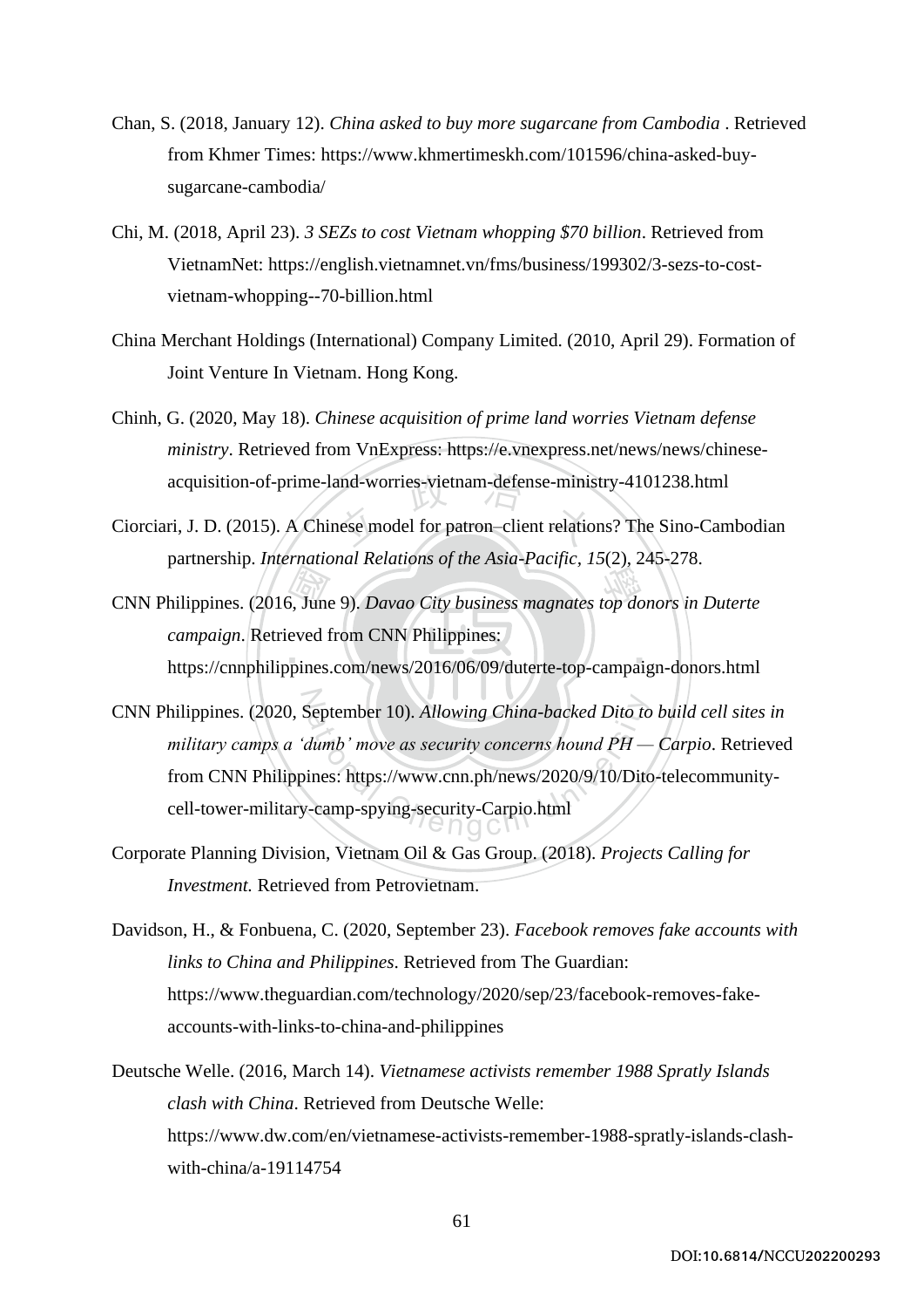Chan, S. (2018, January 12). *China asked to buy more sugarcane from Cambodia* . Retrieved from Khmer Times: https://www.khmertimeskh.com/101596/china-asked-buy-sugarcane-cambodia/

Chi, M. (2018, April 23). *3 SEZs to cost Vietnam whopping $70 billion*. Retrieved from VietnamNet: https://english.vietnamnet.vn/fms/business/199302/3-sezs-to-cost-vietnam-whopping--70-billion.html

China Merchant Holdings (International) Company Limited. (2010, April 29). Formation of Joint Venture In Vietnam. Hong Kong.

Chinh, G. (2020, May 18). *Chinese acquisition of prime land worries Vietnam defense ministry*. Retrieved from VnExpress: https://e.vnexpress.net/news/news/chinese-acquisition-of-prime-land-worries-vietnam-defense-ministry-4101238.html

Ciorciari, J. D. (2015). A Chinese model for patron–client relations? The Sino-Cambodian partnership. *International Relations of the Asia-Pacific, 15*(2), 245-278.

CNN Philippines. (2016, June 9). *Davao City business magnates top donors in Duterte campaign*. Retrieved from CNN Philippines: https://cnnphilippines.com/news/2016/06/09/duterte-top-campaign-donors.html

CNN Philippines. (2020, September 10). *Allowing China-backed Dito to build cell sites in military camps a 'dumb' move as security concerns hound PH — Carpio*. Retrieved from CNN Philippines: https://www.cnn.ph/news/2020/9/10/Dito-telecommunity-cell-tower-military-camp-spying-security-Carpio.html

Corporate Planning Division, Vietnam Oil & Gas Group. (2018). *Projects Calling for Investment.* Retrieved from Petrovietnam.

Davidson, H., & Fonbuena, C. (2020, September 23). *Facebook removes fake accounts with links to China and Philippines*. Retrieved from The Guardian: https://www.theguardian.com/technology/2020/sep/23/facebook-removes-fake-accounts-with-links-to-china-and-philippines

Deutsche Welle. (2016, March 14). *Vietnamese activists remember 1988 Spratly Islands clash with China*. Retrieved from Deutsche Welle: https://www.dw.com/en/vietnamese-activists-remember-1988-spratly-islands-clash-with-china/a-19114754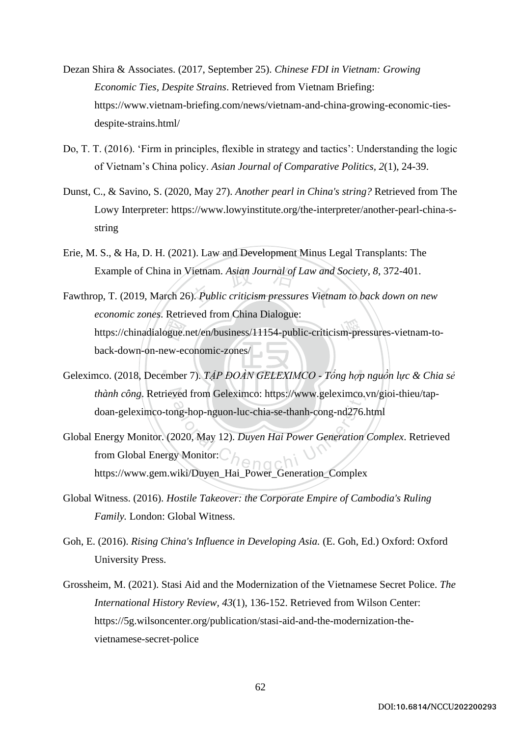Dezan Shira & Associates. (2017, September 25). *Chinese FDI in Vietnam: Growing Economic Ties, Despite Strains*. Retrieved from Vietnam Briefing: https://www.vietnam-briefing.com/news/vietnam-and-china-growing-economic-ties-despite-strains.html/

Do, T. T. (2016). 'Firm in principles, flexible in strategy and tactics': Understanding the logic of Vietnam's China policy. *Asian Journal of Comparative Politics, 2*(1), 24-39.

Dunst, C., & Savino, S. (2020, May 27). *Another pearl in China's string?* Retrieved from The Lowy Interpreter: https://www.lowyinstitute.org/the-interpreter/another-pearl-china-s-string

Erie, M. S., & Ha, D. H. (2021). Law and Development Minus Legal Transplants: The Example of China in Vietnam. *Asian Journal of Law and Society, 8*, 372-401.

Fawthrop, T. (2019, March 26). *Public criticism pressures Vietnam to back down on new economic zones*. Retrieved from China Dialogue: https://chinadialogue.net/en/business/11154-public-criticism-pressures-vietnam-to-back-down-on-new-economic-zones/

Geleximco. (2018, December 7). *TẬP ĐOÀN GELEXIMCO - Tổng hợp nguồn lực & Chia sẻ thành công*. Retrieved from Geleximco: https://www.geleximco.vn/gioi-thieu/tap-doan-geleximco-tong-hop-nguon-luc-chia-se-thanh-cong-nd276.html

Global Energy Monitor. (2020, May 12). *Duyen Hai Power Generation Complex*. Retrieved from Global Energy Monitor: https://www.gem.wiki/Duyen_Hai_Power_Generation_Complex

Global Witness. (2016). *Hostile Takeover: the Corporate Empire of Cambodia's Ruling Family.* London: Global Witness.

Goh, E. (2016). *Rising China's Influence in Developing Asia.* (E. Goh, Ed.) Oxford: Oxford University Press.

Grossheim, M. (2021). Stasi Aid and the Modernization of the Vietnamese Secret Police. *The International History Review, 43*(1), 136-152. Retrieved from Wilson Center: https://5g.wilsoncenter.org/publication/stasi-aid-and-the-modernization-the-vietnamese-secret-police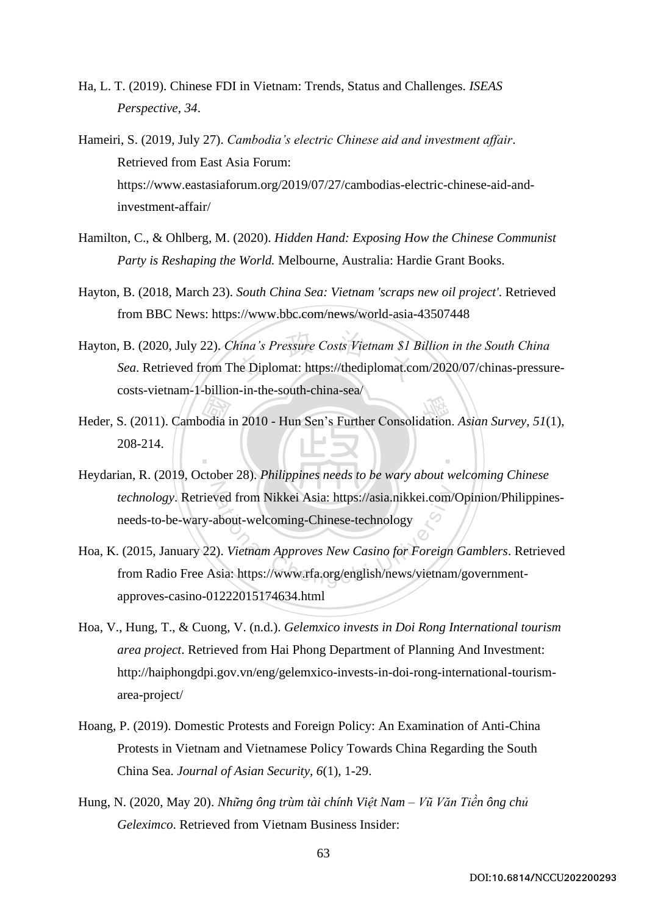Ha, L. T. (2019). Chinese FDI in Vietnam: Trends, Status and Challenges. *ISEAS Perspective, 34*.

Hameiri, S. (2019, July 27). *Cambodia's electric Chinese aid and investment affair*. Retrieved from East Asia Forum: https://www.eastasiaforum.org/2019/07/27/cambodias-electric-chinese-aid-and-investment-affair/

Hamilton, C., & Ohlberg, M. (2020). *Hidden Hand: Exposing How the Chinese Communist Party is Reshaping the World.* Melbourne, Australia: Hardie Grant Books.

Hayton, B. (2018, March 23). *South China Sea: Vietnam 'scraps new oil project'*. Retrieved from BBC News: https://www.bbc.com/news/world-asia-43507448

Hayton, B. (2020, July 22). *China's Pressure Costs Vietnam $1 Billion in the South China Sea*. Retrieved from The Diplomat: https://thediplomat.com/2020/07/chinas-pressure-costs-vietnam-1-billion-in-the-south-china-sea/

Heder, S. (2011). Cambodia in 2010 - Hun Sen's Further Consolidation. *Asian Survey, 51*(1), 208-214.

Heydarian, R. (2019, October 28). *Philippines needs to be wary about welcoming Chinese technology*. Retrieved from Nikkei Asia: https://asia.nikkei.com/Opinion/Philippines-needs-to-be-wary-about-welcoming-Chinese-technology

Hoa, K. (2015, January 22). *Vietnam Approves New Casino for Foreign Gamblers*. Retrieved from Radio Free Asia: https://www.rfa.org/english/news/vietnam/government-approves-casino-01222015174634.html

Hoa, V., Hung, T., & Cuong, V. (n.d.). *Gelemxico invests in Doi Rong International tourism area project*. Retrieved from Hai Phong Department of Planning And Investment: http://haiphongdpi.gov.vn/eng/gelemxico-invests-in-doi-rong-international-tourism-area-project/

Hoang, P. (2019). Domestic Protests and Foreign Policy: An Examination of Anti-China Protests in Vietnam and Vietnamese Policy Towards China Regarding the South China Sea. *Journal of Asian Security, 6*(1), 1-29.

Hung, N. (2020, May 20). *Những ông trùm tài chính Việt Nam – Vũ Văn Tiền ông chủ Geleximco.* Retrieved from Vietnam Business Insider: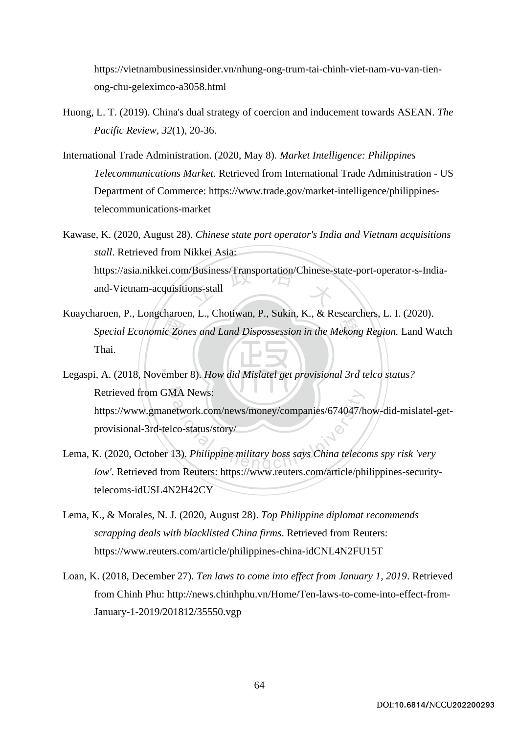https://vietnambusinessinsider.vn/nhung-ong-trum-tai-chinh-viet-nam-vu-van-tien-ong-chu-geleximco-a3058.html

Huong, L. T. (2019). China's dual strategy of coercion and inducement towards ASEAN. *The Pacific Review, 32*(1), 20-36.

International Trade Administration. (2020, May 8). *Market Intelligence: Philippines Telecommunications Market.* Retrieved from International Trade Administration - US Department of Commerce: https://www.trade.gov/market-intelligence/philippines-telecommunications-market

Kawase, K. (2020, August 28). *Chinese state port operator's India and Vietnam acquisitions stall*. Retrieved from Nikkei Asia: https://asia.nikkei.com/Business/Transportation/Chinese-state-port-operator-s-India-and-Vietnam-acquisitions-stall

Kuaycharoen, P., Longcharoen, L., Chotiwan, P., Sukin, K., & Researchers, L. I. (2020). *Special Economic Zones and Land Dispossession in the Mekong Region.* Land Watch Thai.

Legaspi, A. (2018, November 8). *How did Mislatel get provisional 3rd telco status?* Retrieved from GMA News: https://www.gmanetwork.com/news/money/companies/674047/how-did-mislatel-get-provisional-3rd-telco-status/story/

Lema, K. (2020, October 13). *Philippine military boss says China telecoms spy risk 'very low'*. Retrieved from Reuters: https://www.reuters.com/article/philippines-security-telecoms-idUSL4N2H42CY

Lema, K., & Morales, N. J. (2020, August 28). *Top Philippine diplomat recommends scrapping deals with blacklisted China firms*. Retrieved from Reuters: https://www.reuters.com/article/philippines-china-idCNL4N2FU15T

Loan, K. (2018, December 27). *Ten laws to come into effect from January 1, 2019*. Retrieved from Chinh Phu: http://news.chinhphu.vn/Home/Ten-laws-to-come-into-effect-from-January-1-2019/201812/35550.vgp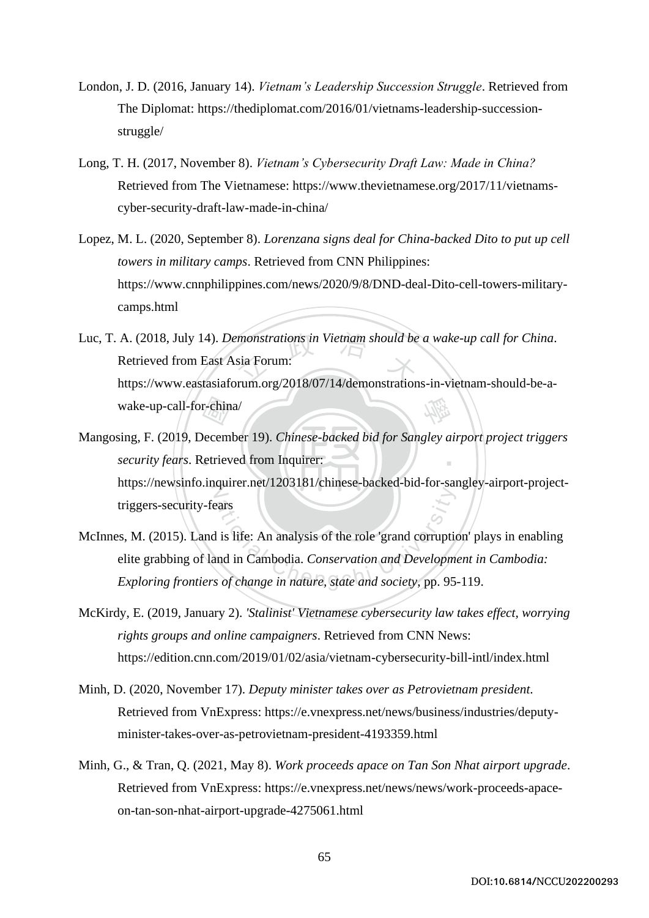London, J. D. (2016, January 14). *Vietnam's Leadership Succession Struggle*. Retrieved from The Diplomat: https://thediplomat.com/2016/01/vietnams-leadership-succession-struggle/

Long, T. H. (2017, November 8). *Vietnam's Cybersecurity Draft Law: Made in China?* Retrieved from The Vietnamese: https://www.thevietnamese.org/2017/11/vietnams-cyber-security-draft-law-made-in-china/

Lopez, M. L. (2020, September 8). *Lorenzana signs deal for China-backed Dito to put up cell towers in military camps*. Retrieved from CNN Philippines: https://www.cnnphilippines.com/news/2020/9/8/DND-deal-Dito-cell-towers-military-camps.html

Luc, T. A. (2018, July 14). *Demonstrations in Vietnam should be a wake-up call for China*. Retrieved from East Asia Forum: https://www.eastasiaforum.org/2018/07/14/demonstrations-in-vietnam-should-be-a-wake-up-call-for-china/

Mangosing, F. (2019, December 19). *Chinese-backed bid for Sangley airport project triggers security fears*. Retrieved from Inquirer: https://newsinfo.inquirer.net/1203181/chinese-backed-bid-for-sangley-airport-project-triggers-security-fears

McInnes, M. (2015). Land is life: An analysis of the role 'grand corruption' plays in enabling elite grabbing of land in Cambodia. *Conservation and Development in Cambodia: Exploring frontiers of change in nature, state and society*, pp. 95-119.

McKirdy, E. (2019, January 2). *'Stalinist' Vietnamese cybersecurity law takes effect, worrying rights groups and online campaigners*. Retrieved from CNN News: https://edition.cnn.com/2019/01/02/asia/vietnam-cybersecurity-bill-intl/index.html

Minh, D. (2020, November 17). *Deputy minister takes over as Petrovietnam president.* Retrieved from VnExpress: https://e.vnexpress.net/news/business/industries/deputy-minister-takes-over-as-petrovietnam-president-4193359.html

Minh, G., & Tran, Q. (2021, May 8). *Work proceeds apace on Tan Son Nhat airport upgrade*. Retrieved from VnExpress: https://e.vnexpress.net/news/news/work-proceeds-apace-on-tan-son-nhat-airport-upgrade-4275061.html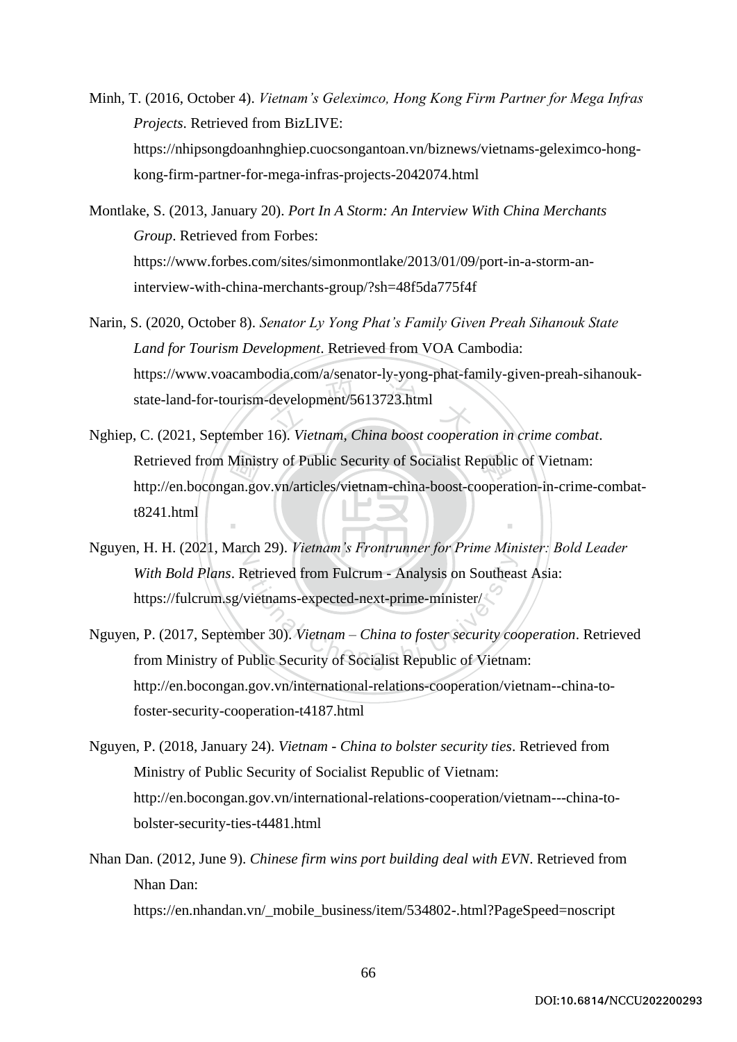Minh, T. (2016, October 4). *Vietnam's Geleximco, Hong Kong Firm Partner for Mega Infras Projects*. Retrieved from BizLIVE: https://nhipsongdoanhnghiep.cuocsongantoan.vn/biznews/vietnams-geleximco-hong-kong-firm-partner-for-mega-infras-projects-2042074.html

Montlake, S. (2013, January 20). *Port In A Storm: An Interview With China Merchants Group*. Retrieved from Forbes: https://www.forbes.com/sites/simonmontlake/2013/01/09/port-in-a-storm-an-interview-with-china-merchants-group/?sh=48f5da775f4f

Narin, S. (2020, October 8). *Senator Ly Yong Phat's Family Given Preah Sihanouk State Land for Tourism Development*. Retrieved from VOA Cambodia: https://www.voacambodia.com/a/senator-ly-yong-phat-family-given-preah-sihanouk-state-land-for-tourism-development/5613723.html

Nghiep, C. (2021, September 16). *Vietnam, China boost cooperation in crime combat*. Retrieved from Ministry of Public Security of Socialist Republic of Vietnam: http://en.bocongan.gov.vn/articles/vietnam-china-boost-cooperation-in-crime-combat-t8241.html

Nguyen, H. H. (2021, March 29). *Vietnam's Frontrunner for Prime Minister: Bold Leader With Bold Plans*. Retrieved from Fulcrum - Analysis on Southeast Asia: https://fulcrum.sg/vietnams-expected-next-prime-minister/

Nguyen, P. (2017, September 30). *Vietnam – China to foster security cooperation*. Retrieved from Ministry of Public Security of Socialist Republic of Vietnam: http://en.bocongan.gov.vn/international-relations-cooperation/vietnam--china-to-foster-security-cooperation-t4187.html

Nguyen, P. (2018, January 24). *Vietnam - China to bolster security ties*. Retrieved from Ministry of Public Security of Socialist Republic of Vietnam: http://en.bocongan.gov.vn/international-relations-cooperation/vietnam---china-to-bolster-security-ties-t4481.html

Nhan Dan. (2012, June 9). *Chinese firm wins port building deal with EVN*. Retrieved from Nhan Dan: https://en.nhandan.vn/_mobile_business/item/534802-.html?PageSpeed=noscript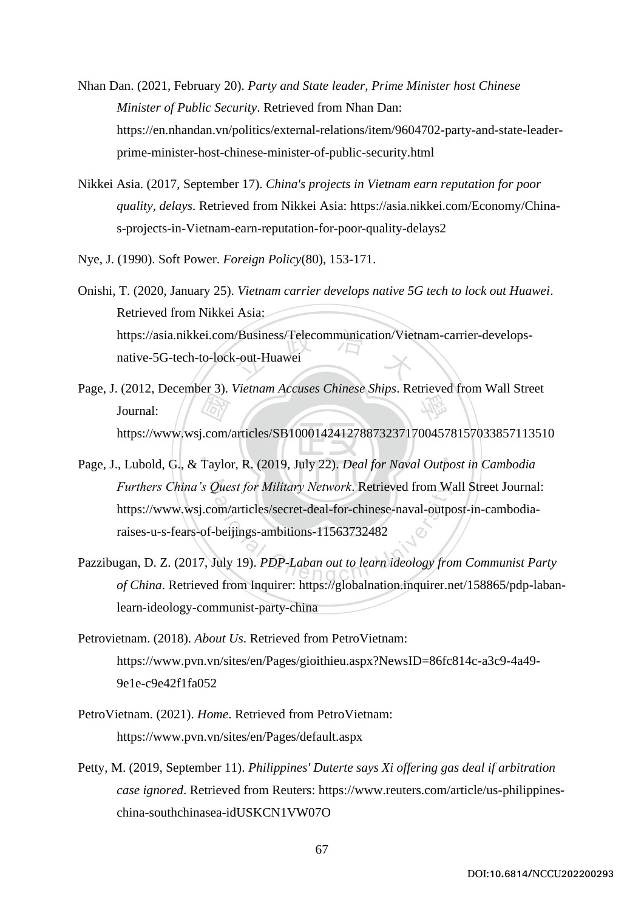Nhan Dan. (2021, February 20). *Party and State leader, Prime Minister host Chinese Minister of Public Security*. Retrieved from Nhan Dan: https://en.nhandan.vn/politics/external-relations/item/9604702-party-and-state-leader-prime-minister-host-chinese-minister-of-public-security.html

Nikkei Asia. (2017, September 17). *China's projects in Vietnam earn reputation for poor quality, delays*. Retrieved from Nikkei Asia: https://asia.nikkei.com/Economy/China-s-projects-in-Vietnam-earn-reputation-for-poor-quality-delays2

Nye, J. (1990). Soft Power. *Foreign Policy*(80), 153-171.

Onishi, T. (2020, January 25). *Vietnam carrier develops native 5G tech to lock out Huawei*. Retrieved from Nikkei Asia: https://asia.nikkei.com/Business/Telecommunication/Vietnam-carrier-develops-native-5G-tech-to-lock-out-Huawei

Page, J. (2012, December 3). *Vietnam Accuses Chinese Ships*. Retrieved from Wall Street Journal: https://www.wsj.com/articles/SB10001424127887323717004578157033857113510

Page, J., Lubold, G., & Taylor, R. (2019, July 22). *Deal for Naval Outpost in Cambodia Furthers China's Quest for Military Network*. Retrieved from Wall Street Journal: https://www.wsj.com/articles/secret-deal-for-chinese-naval-outpost-in-cambodia-raises-u-s-fears-of-beijings-ambitions-11563732482

Pazzibugan, D. Z. (2017, July 19). *PDP-Laban out to learn ideology from Communist Party of China*. Retrieved from Inquirer: https://globalnation.inquirer.net/158865/pdp-laban-learn-ideology-communist-party-china

Petrovietnam. (2018). *About Us*. Retrieved from PetroVietnam: https://www.pvn.vn/sites/en/Pages/gioithieu.aspx?NewsID=86fc814c-a3c9-4a49-9e1e-c9e42f1fa052

PetroVietnam. (2021). *Home*. Retrieved from PetroVietnam: https://www.pvn.vn/sites/en/Pages/default.aspx

Petty, M. (2019, September 11). *Philippines' Duterte says Xi offering gas deal if arbitration case ignored*. Retrieved from Reuters: https://www.reuters.com/article/us-philippines-china-southchinasea-idUSKCN1VW07O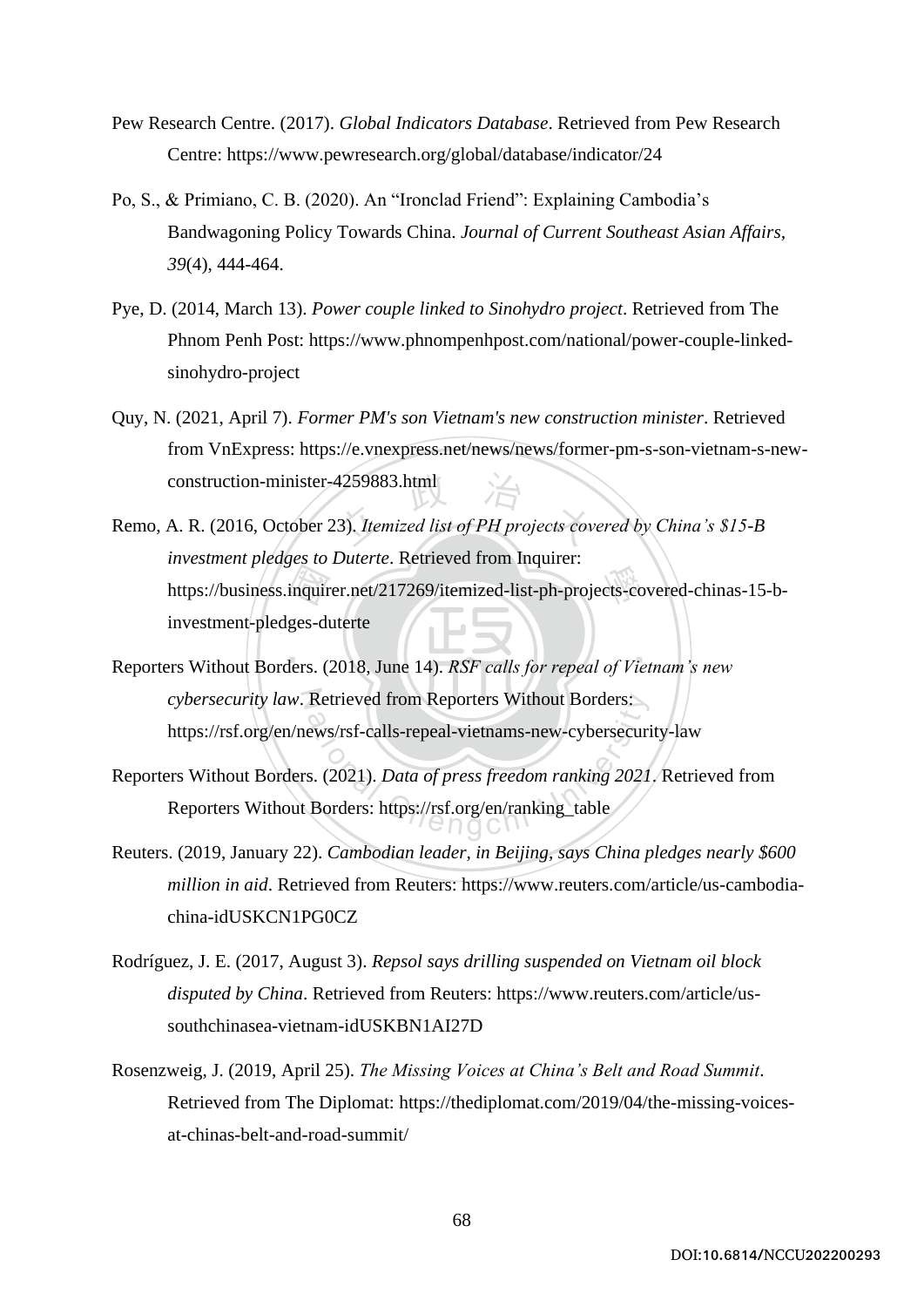Pew Research Centre. (2017). *Global Indicators Database*. Retrieved from Pew Research Centre: https://www.pewresearch.org/global/database/indicator/24

Po, S., & Primiano, C. B. (2020). An "Ironclad Friend": Explaining Cambodia's Bandwagoning Policy Towards China. *Journal of Current Southeast Asian Affairs, 39*(4), 444-464.

Pye, D. (2014, March 13). *Power couple linked to Sinohydro project*. Retrieved from The Phnom Penh Post: https://www.phnompenhpost.com/national/power-couple-linked-sinohydro-project

Quy, N. (2021, April 7). *Former PM's son Vietnam's new construction minister*. Retrieved from VnExpress: https://e.vnexpress.net/news/news/former-pm-s-son-vietnam-s-new-construction-minister-4259883.html

Remo, A. R. (2016, October 23). *Itemized list of PH projects covered by China's $15-B investment pledges to Duterte*. Retrieved from Inquirer: https://business.inquirer.net/217269/itemized-list-ph-projects-covered-chinas-15-b-investment-pledges-duterte

Reporters Without Borders. (2018, June 14). *RSF calls for repeal of Vietnam's new cybersecurity law*. Retrieved from Reporters Without Borders: https://rsf.org/en/news/rsf-calls-repeal-vietnams-new-cybersecurity-law

Reporters Without Borders. (2021). *Data of press freedom ranking 2021*. Retrieved from Reporters Without Borders: https://rsf.org/en/ranking_table

Reuters. (2019, January 22). *Cambodian leader, in Beijing, says China pledges nearly $600 million in aid*. Retrieved from Reuters: https://www.reuters.com/article/us-cambodia-china-idUSKCN1PG0CZ

Rodríguez, J. E. (2017, August 3). *Repsol says drilling suspended on Vietnam oil block disputed by China*. Retrieved from Reuters: https://www.reuters.com/article/us-southchinasea-vietnam-idUSKBN1AI27D

Rosenzweig, J. (2019, April 25). *The Missing Voices at China's Belt and Road Summit*. Retrieved from The Diplomat: https://thediplomat.com/2019/04/the-missing-voices-at-chinas-belt-and-road-summit/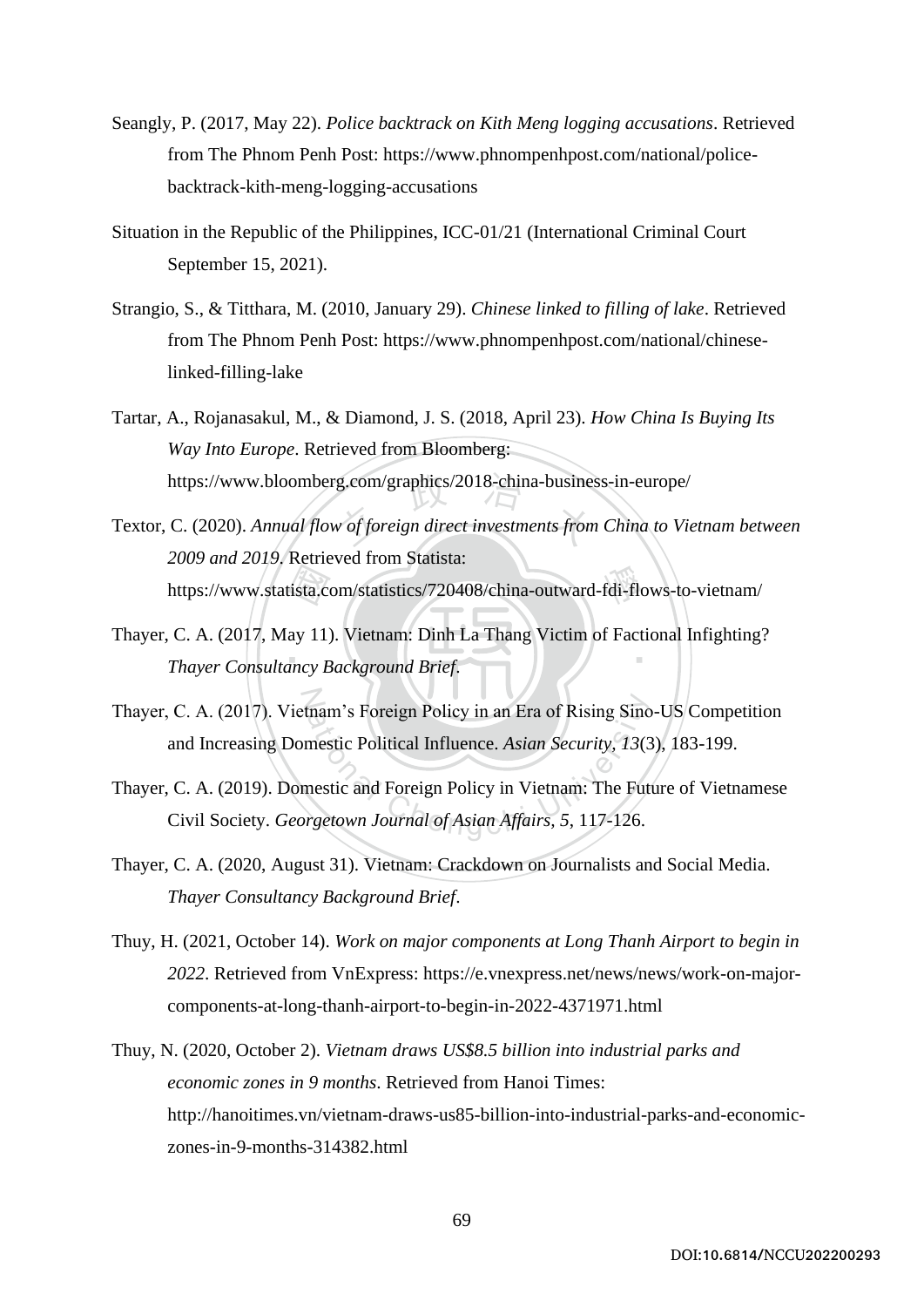Seangly, P. (2017, May 22). *Police backtrack on Kith Meng logging accusations*. Retrieved from The Phnom Penh Post: https://www.phnompenhpost.com/national/police-backtrack-kith-meng-logging-accusations

Situation in the Republic of the Philippines, ICC-01/21 (International Criminal Court September 15, 2021).

Strangio, S., & Titthara, M. (2010, January 29). *Chinese linked to filling of lake*. Retrieved from The Phnom Penh Post: https://www.phnompenhpost.com/national/chinese-linked-filling-lake

Tartar, A., Rojanasakul, M., & Diamond, J. S. (2018, April 23). *How China Is Buying Its Way Into Europe*. Retrieved from Bloomberg: https://www.bloomberg.com/graphics/2018-china-business-in-europe/

Textor, C. (2020). *Annual flow of foreign direct investments from China to Vietnam between 2009 and 2019*. Retrieved from Statista: https://www.statista.com/statistics/720408/china-outward-fdi-flows-to-vietnam/

Thayer, C. A. (2017, May 11). Vietnam: Dinh La Thang Victim of Factional Infighting? *Thayer Consultancy Background Brief*.

Thayer, C. A. (2017). Vietnam's Foreign Policy in an Era of Rising Sino-US Competition and Increasing Domestic Political Influence. *Asian Security, 13*(3), 183-199.

Thayer, C. A. (2019). Domestic and Foreign Policy in Vietnam: The Future of Vietnamese Civil Society. *Georgetown Journal of Asian Affairs, 5*, 117-126.

Thayer, C. A. (2020, August 31). Vietnam: Crackdown on Journalists and Social Media. *Thayer Consultancy Background Brief*.

Thuy, H. (2021, October 14). *Work on major components at Long Thanh Airport to begin in 2022*. Retrieved from VnExpress: https://e.vnexpress.net/news/news/work-on-major-components-at-long-thanh-airport-to-begin-in-2022-4371971.html

Thuy, N. (2020, October 2). *Vietnam draws US$8.5 billion into industrial parks and economic zones in 9 months*. Retrieved from Hanoi Times: http://hanoitimes.vn/vietnam-draws-us85-billion-into-industrial-parks-and-economic-zones-in-9-months-314382.html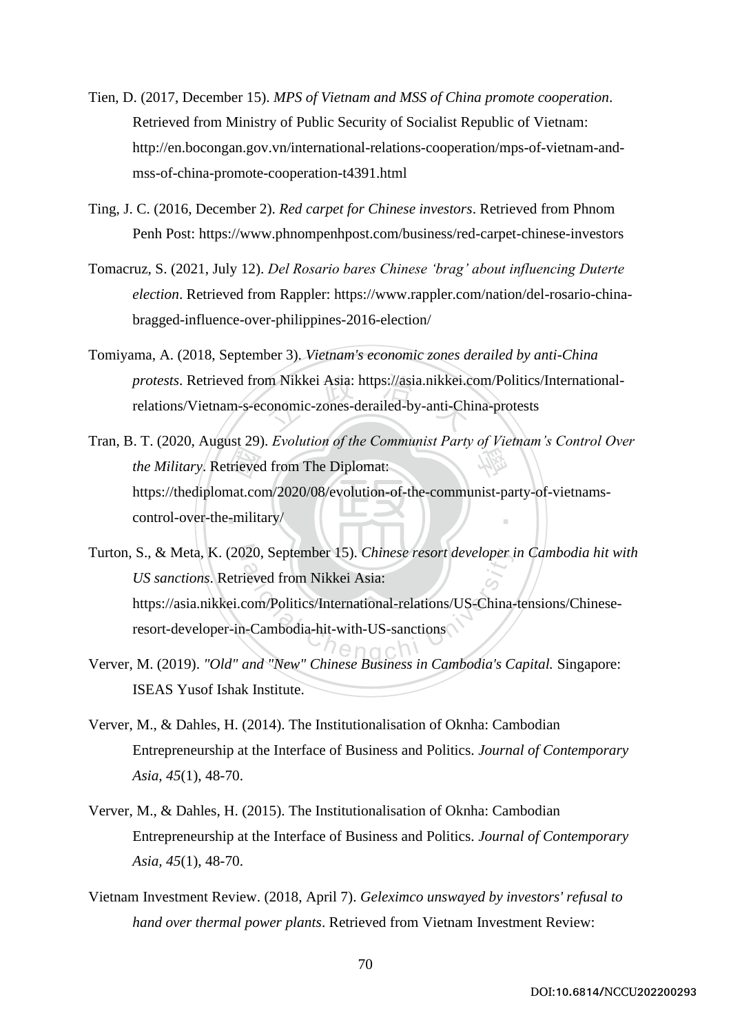Tien, D. (2017, December 15). *MPS of Vietnam and MSS of China promote cooperation*. Retrieved from Ministry of Public Security of Socialist Republic of Vietnam: http://en.bocongan.gov.vn/international-relations-cooperation/mps-of-vietnam-and-mss-of-china-promote-cooperation-t4391.html

Ting, J. C. (2016, December 2). *Red carpet for Chinese investors*. Retrieved from Phnom Penh Post: https://www.phnompenhpost.com/business/red-carpet-chinese-investors

Tomacruz, S. (2021, July 12). *Del Rosario bares Chinese 'brag' about influencing Duterte election*. Retrieved from Rappler: https://www.rappler.com/nation/del-rosario-china-bragged-influence-over-philippines-2016-election/

Tomiyama, A. (2018, September 3). *Vietnam's economic zones derailed by anti-China protests*. Retrieved from Nikkei Asia: https://asia.nikkei.com/Politics/International-relations/Vietnam-s-economic-zones-derailed-by-anti-China-protests

Tran, B. T. (2020, August 29). *Evolution of the Communist Party of Vietnam's Control Over the Military*. Retrieved from The Diplomat: https://thediplomat.com/2020/08/evolution-of-the-communist-party-of-vietnams-control-over-the-military/

Turton, S., & Meta, K. (2020, September 15). *Chinese resort developer in Cambodia hit with US sanctions*. Retrieved from Nikkei Asia: https://asia.nikkei.com/Politics/International-relations/US-China-tensions/Chinese-resort-developer-in-Cambodia-hit-with-US-sanctions

Verver, M. (2019). *"Old" and "New" Chinese Business in Cambodia's Capital.* Singapore: ISEAS Yusof Ishak Institute.

Verver, M., & Dahles, H. (2014). The Institutionalisation of Oknha: Cambodian Entrepreneurship at the Interface of Business and Politics. *Journal of Contemporary Asia, 45*(1), 48-70.

Verver, M., & Dahles, H. (2015). The Institutionalisation of Oknha: Cambodian Entrepreneurship at the Interface of Business and Politics. *Journal of Contemporary Asia, 45*(1), 48-70.

Vietnam Investment Review. (2018, April 7). *Geleximco unswayed by investors' refusal to hand over thermal power plants*. Retrieved from Vietnam Investment Review: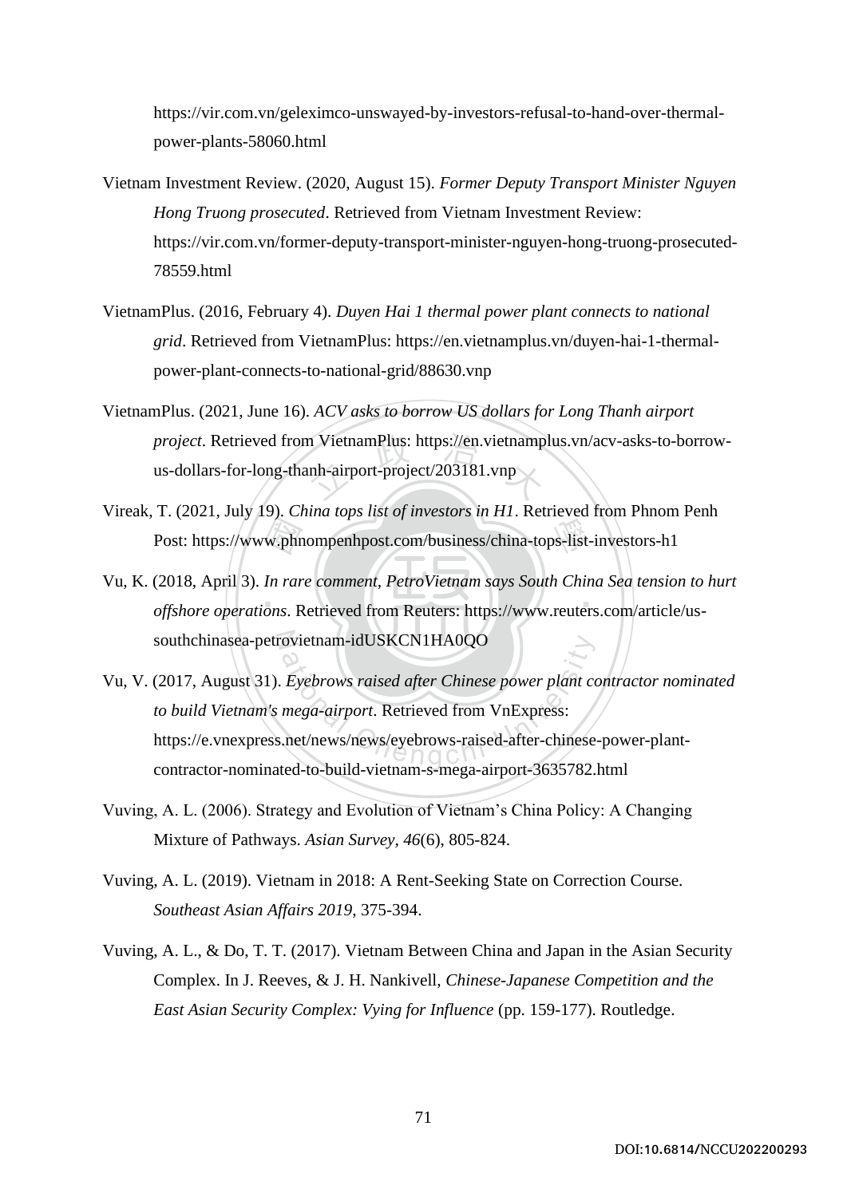https://vir.com.vn/geleximco-unswayed-by-investors-refusal-to-hand-over-thermal-power-plants-58060.html

Vietnam Investment Review. (2020, August 15). *Former Deputy Transport Minister Nguyen Hong Truong prosecuted*. Retrieved from Vietnam Investment Review: https://vir.com.vn/former-deputy-transport-minister-nguyen-hong-truong-prosecuted-78559.html

VietnamPlus. (2016, February 4). *Duyen Hai 1 thermal power plant connects to national grid*. Retrieved from VietnamPlus: https://en.vietnamplus.vn/duyen-hai-1-thermal-power-plant-connects-to-national-grid/88630.vnp

VietnamPlus. (2021, June 16). *ACV asks to borrow US dollars for Long Thanh airport project*. Retrieved from VietnamPlus: https://en.vietnamplus.vn/acv-asks-to-borrow-us-dollars-for-long-thanh-airport-project/203181.vnp

Vireak, T. (2021, July 19). *China tops list of investors in H1*. Retrieved from Phnom Penh Post: https://www.phnompenhpost.com/business/china-tops-list-investors-h1

Vu, K. (2018, April 3). *In rare comment, PetroVietnam says South China Sea tension to hurt offshore operations*. Retrieved from Reuters: https://www.reuters.com/article/us-southchinasea-petrovietnam-idUSKCN1HA0QO

Vu, V. (2017, August 31). *Eyebrows raised after Chinese power plant contractor nominated to build Vietnam's mega-airport*. Retrieved from VnExpress: https://e.vnexpress.net/news/news/eyebrows-raised-after-chinese-power-plant-contractor-nominated-to-build-vietnam-s-mega-airport-3635782.html

Vuving, A. L. (2006). Strategy and Evolution of Vietnam's China Policy: A Changing Mixture of Pathways. *Asian Survey, 46*(6), 805-824.

Vuving, A. L. (2019). Vietnam in 2018: A Rent-Seeking State on Correction Course. *Southeast Asian Affairs 2019*, 375-394.

Vuving, A. L., & Do, T. T. (2017). Vietnam Between China and Japan in the Asian Security Complex. In J. Reeves, & J. H. Nankivell, *Chinese-Japanese Competition and the East Asian Security Complex: Vying for Influence* (pp. 159-177). Routledge.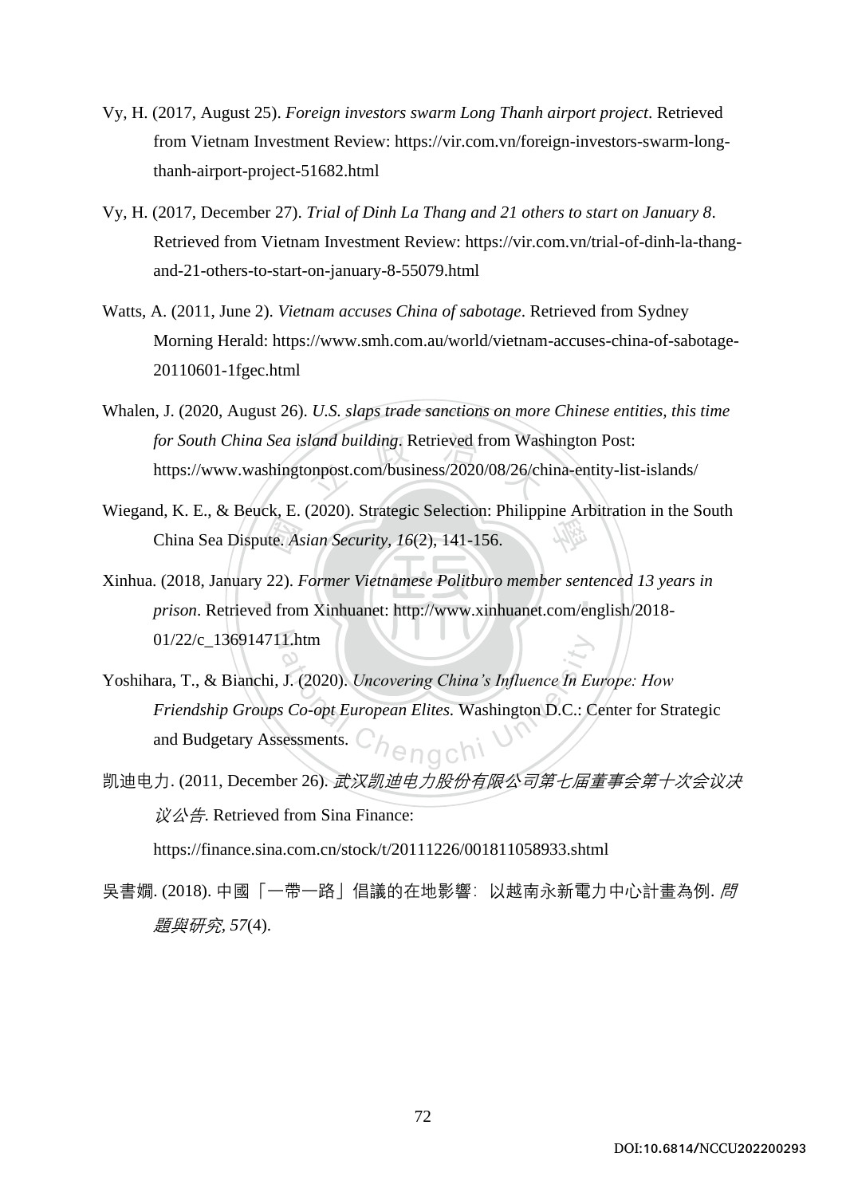Vy, H. (2017, August 25). *Foreign investors swarm Long Thanh airport project*. Retrieved from Vietnam Investment Review: https://vir.com.vn/foreign-investors-swarm-long-thanh-airport-project-51682.html

Vy, H. (2017, December 27). *Trial of Dinh La Thang and 21 others to start on January 8*. Retrieved from Vietnam Investment Review: https://vir.com.vn/trial-of-dinh-la-thang-and-21-others-to-start-on-january-8-55079.html

Watts, A. (2011, June 2). *Vietnam accuses China of sabotage*. Retrieved from Sydney Morning Herald: https://www.smh.com.au/world/vietnam-accuses-china-of-sabotage-20110601-1fgec.html

Whalen, J. (2020, August 26). *U.S. slaps trade sanctions on more Chinese entities, this time for South China Sea island building*. Retrieved from Washington Post: https://www.washingtonpost.com/business/2020/08/26/china-entity-list-islands/

Wiegand, K. E., & Beuck, E. (2020). Strategic Selection: Philippine Arbitration in the South China Sea Dispute. *Asian Security, 16*(2), 141-156.

Xinhua. (2018, January 22). *Former Vietnamese Politburo member sentenced 13 years in prison*. Retrieved from Xinhuanet: http://www.xinhuanet.com/english/2018-01/22/c_136914711.htm

Yoshihara, T., & Bianchi, J. (2020). *Uncovering China's Influence In Europe: How Friendship Groups Co-opt European Elites.* Washington D.C.: Center for Strategic and Budgetary Assessments.

凯迪电力. (2011, December 26). *武汉凯迪电力股份有限公司第七届董事会第十次会议决议公告*. Retrieved from Sina Finance: https://finance.sina.com.cn/stock/t/20111226/001811058933.shtml

吳書嫺. (2018). 中國「一帶一路」倡議的在地影響：以越南永新電力中心計畫為例. *問題與研究, 57*(4).